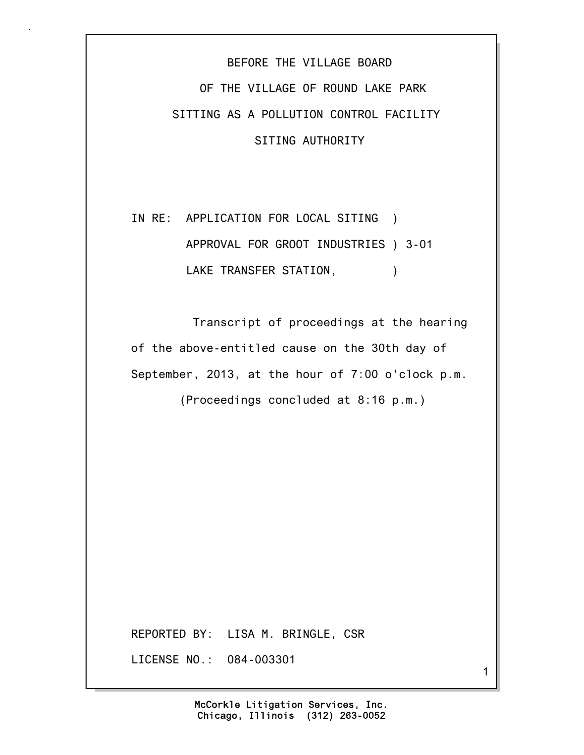BEFORE THE VILLAGE BOARD

OF THE VILLAGE OF ROUND LAKE PARK

SITTING AS A POLLUTION CONTROL FACILITY

SITING AUTHORITY

IN RE: APPLICATION FOR LOCAL SITING )
APPROVAL FOR GROOT INDUSTRIES ) 3-01
LAKE TRANSFER STATION, )

Transcript of proceedings at the hearing of the above-entitled cause on the 30th day of September, 2013, at the hour of 7:00 o'clock p.m.

(Proceedings concluded at 8:16 p.m.)

REPORTED BY: LISA M. BRINGLE, CSR

LICENSE NO.: 084-003301

McCorkle Litigation Services, Inc.
Chicago, Illinois (312) 263-0052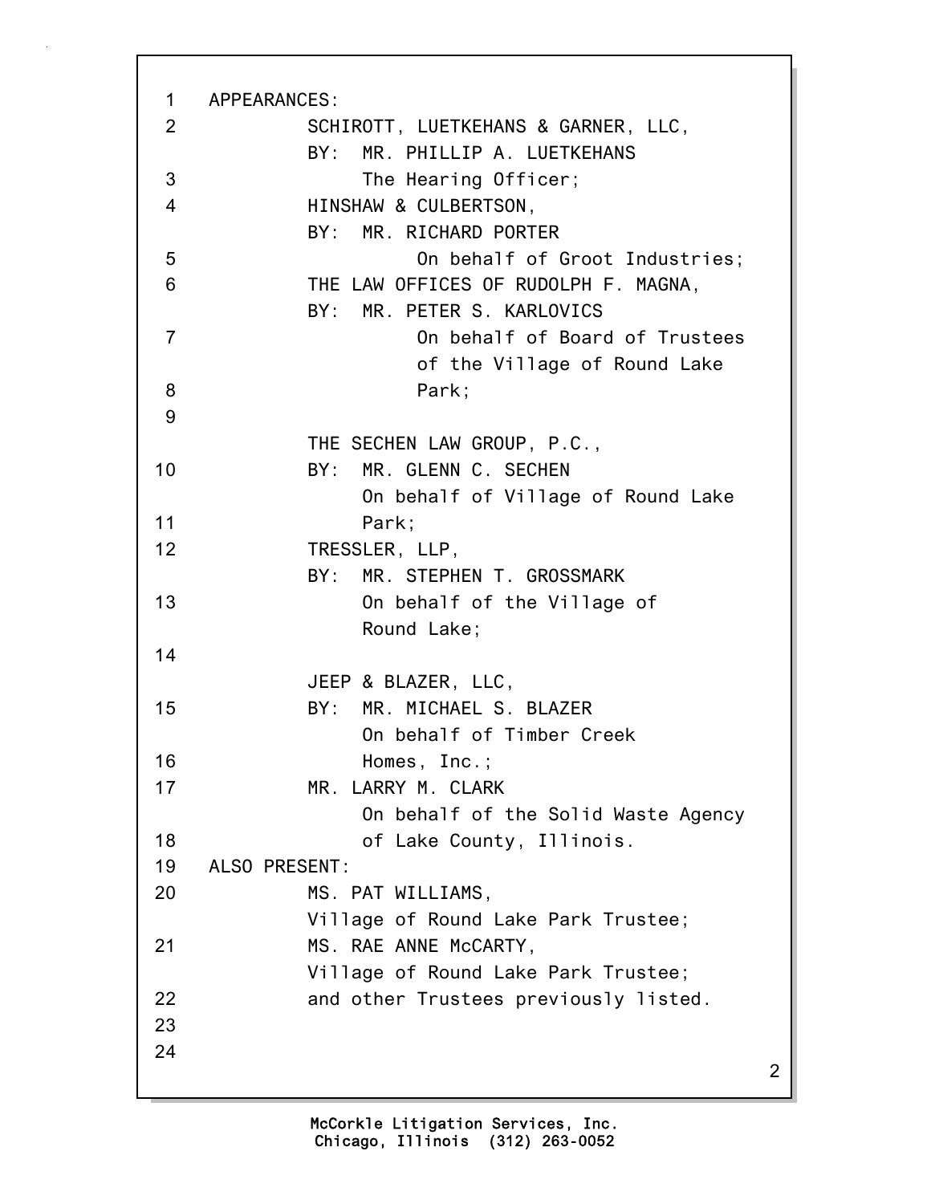APPEARANCES:

SCHIROTT, LUETKEHANS & GARNER, LLC,
BY: MR. PHILLIP A. LUETKEHANS
The Hearing Officer;

HINSHAW & CULBERTSON,
BY: MR. RICHARD PORTER
On behalf of Groot Industries;

THE LAW OFFICES OF RUDOLPH F. MAGNA,
BY: MR. PETER S. KARLOVICS
On behalf of Board of Trustees of the Village of Round Lake Park;

THE SECHEN LAW GROUP, P.C.,
BY: MR. GLENN C. SECHEN
On behalf of Village of Round Lake Park;

TRESSLER, LLP,
BY: MR. STEPHEN T. GROSSMARK
On behalf of the Village of Round Lake;

JEEP & BLAZER, LLC,
BY: MR. MICHAEL S. BLAZER
On behalf of Timber Creek Homes, Inc.;

MR. LARRY M. CLARK
On behalf of the Solid Waste Agency of Lake County, Illinois.

ALSO PRESENT:

MS. PAT WILLIAMS,
Village of Round Lake Park Trustee;

MS. RAE ANNE McCARTY,
Village of Round Lake Park Trustee;

and other Trustees previously listed.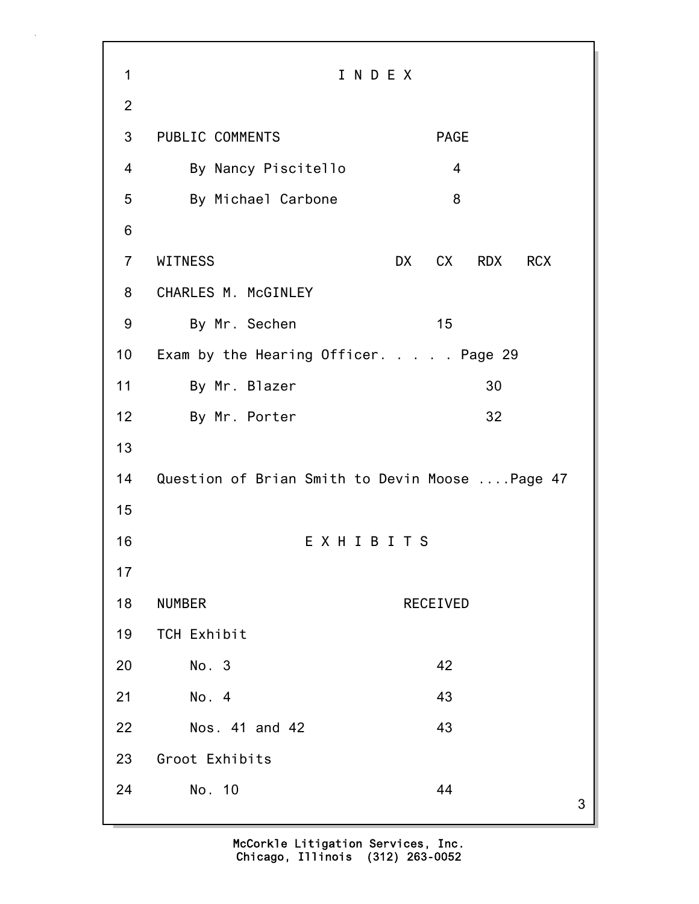# I N D E X

| PUBLIC COMMENTS | PAGE |
|---|---|
| By Nancy Piscitello | 4 |
| By Michael Carbone | 8 |

| WITNESS | DX | CX | RDX | RCX |
|---|---|---|---|---|
| CHARLES M. McGINLEY | | | | |
| By Mr. Sechen | | 15 | | |
| Exam by the Hearing Officer. . . . . Page 29 | | | | |
| By Mr. Blazer | | | 30 | |
| By Mr. Porter | | | 32 | |

Question of Brian Smith to Devin Moose ....Page 47

# E X H I B I T S

| NUMBER | RECEIVED |
|---|---|
| TCH Exhibit | |
| No. 3 | 42 |
| No. 4 | 43 |
| Nos. 41 and 42 | 43 |
| Groot Exhibits | |
| No. 10 | 44 |

McCorkle Litigation Services, Inc.
Chicago, Illinois (312) 263-0052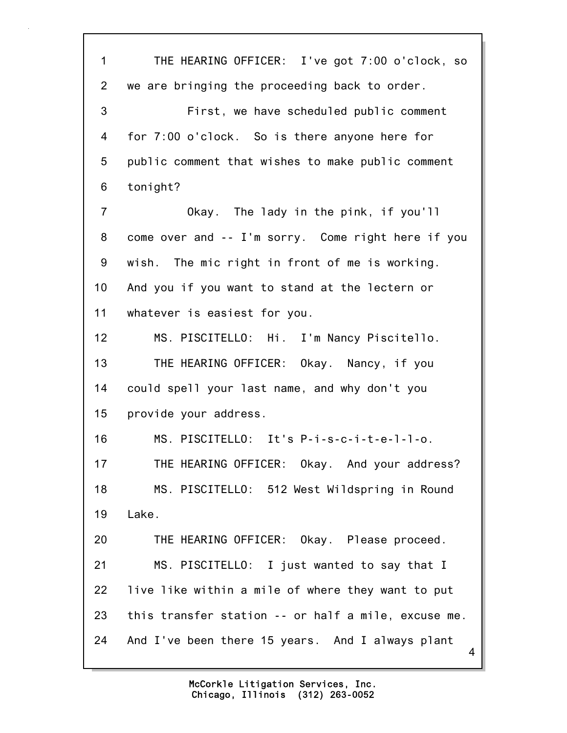THE HEARING OFFICER: I've got 7:00 o'clock, so we are bringing the proceeding back to order.

First, we have scheduled public comment for 7:00 o'clock. So is there anyone here for public comment that wishes to make public comment tonight?

Okay. The lady in the pink, if you'll come over and -- I'm sorry. Come right here if you wish. The mic right in front of me is working. And you if you want to stand at the lectern or whatever is easiest for you.

MS. PISCITELLO: Hi. I'm Nancy Piscitello.

THE HEARING OFFICER: Okay. Nancy, if you could spell your last name, and why don't you provide your address.

MS. PISCITELLO: It's P-i-s-c-i-t-e-l-l-o.

THE HEARING OFFICER: Okay. And your address?

MS. PISCITELLO: 512 West Wildspring in Round Lake.

THE HEARING OFFICER: Okay. Please proceed.

MS. PISCITELLO: I just wanted to say that I live like within a mile of where they want to put this transfer station -- or half a mile, excuse me. And I've been there 15 years. And I always plant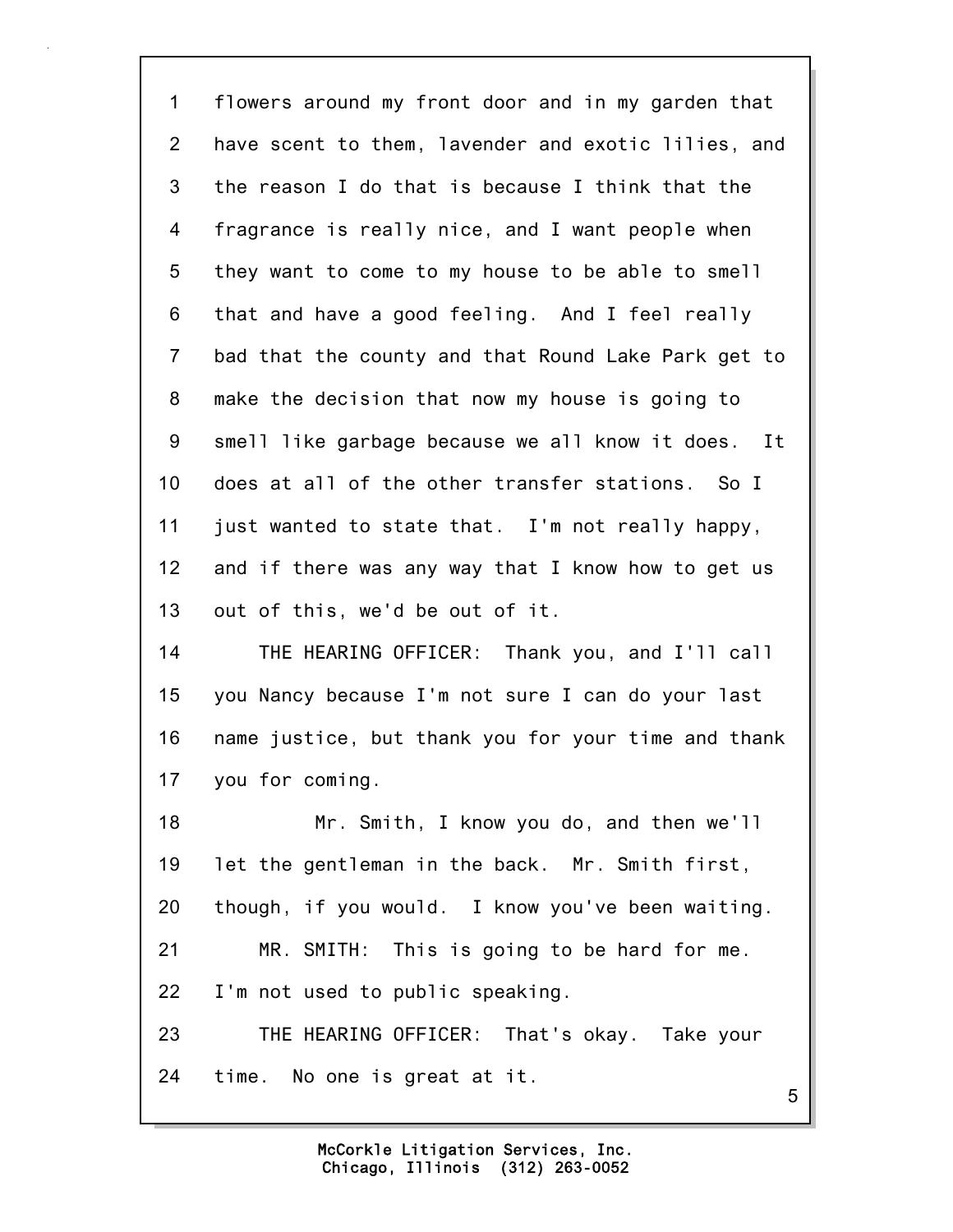flowers around my front door and in my garden that have scent to them, lavender and exotic lilies, and the reason I do that is because I think that the fragrance is really nice, and I want people when they want to come to my house to be able to smell that and have a good feeling. And I feel really bad that the county and that Round Lake Park get to make the decision that now my house is going to smell like garbage because we all know it does. It does at all of the other transfer stations. So I just wanted to state that. I'm not really happy, and if there was any way that I know how to get us out of this, we'd be out of it.

THE HEARING OFFICER: Thank you, and I'll call you Nancy because I'm not sure I can do your last name justice, but thank you for your time and thank you for coming.

Mr. Smith, I know you do, and then we'll let the gentleman in the back. Mr. Smith first, though, if you would. I know you've been waiting.

MR. SMITH: This is going to be hard for me. I'm not used to public speaking.

THE HEARING OFFICER: That's okay. Take your time. No one is great at it.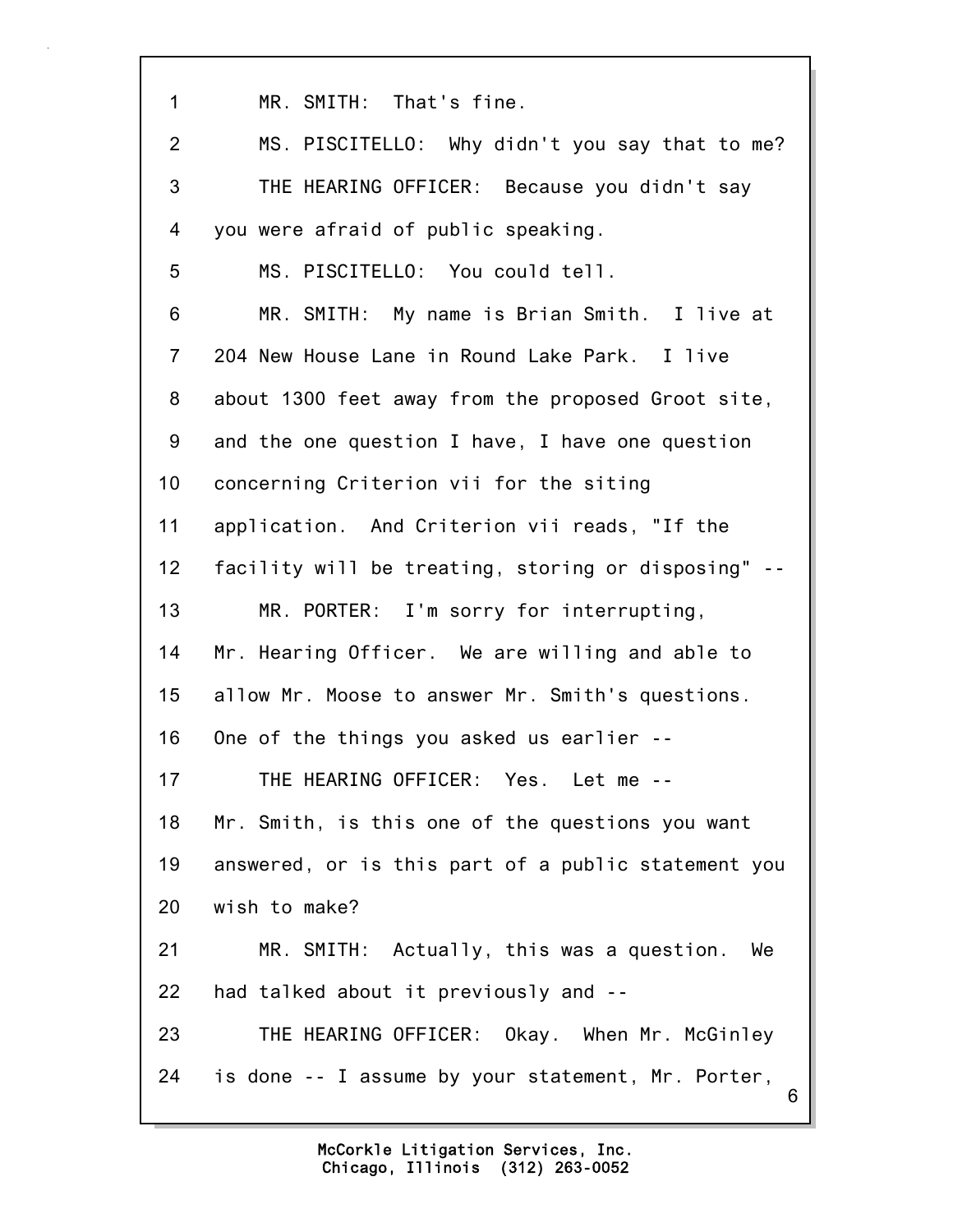1 MR. SMITH: That's fine.

2 MS. PISCITELLO: Why didn't you say that to me?

3 THE HEARING OFFICER: Because you didn't say

4 you were afraid of public speaking.

5 MS. PISCITELLO: You could tell.

6 MR. SMITH: My name is Brian Smith. I live at

7 204 New House Lane in Round Lake Park. I live

8 about 1300 feet away from the proposed Groot site,

9 and the one question I have, I have one question

10 concerning Criterion vii for the siting

11 application. And Criterion vii reads, "If the

12 facility will be treating, storing or disposing" --

13 MR. PORTER: I'm sorry for interrupting,

14 Mr. Hearing Officer. We are willing and able to

15 allow Mr. Moose to answer Mr. Smith's questions.

16 One of the things you asked us earlier --

17 THE HEARING OFFICER: Yes. Let me --

18 Mr. Smith, is this one of the questions you want

19 answered, or is this part of a public statement you

20 wish to make?

21 MR. SMITH: Actually, this was a question. We

22 had talked about it previously and --

23 THE HEARING OFFICER: Okay. When Mr. McGinley

24 is done -- I assume by your statement, Mr. Porter,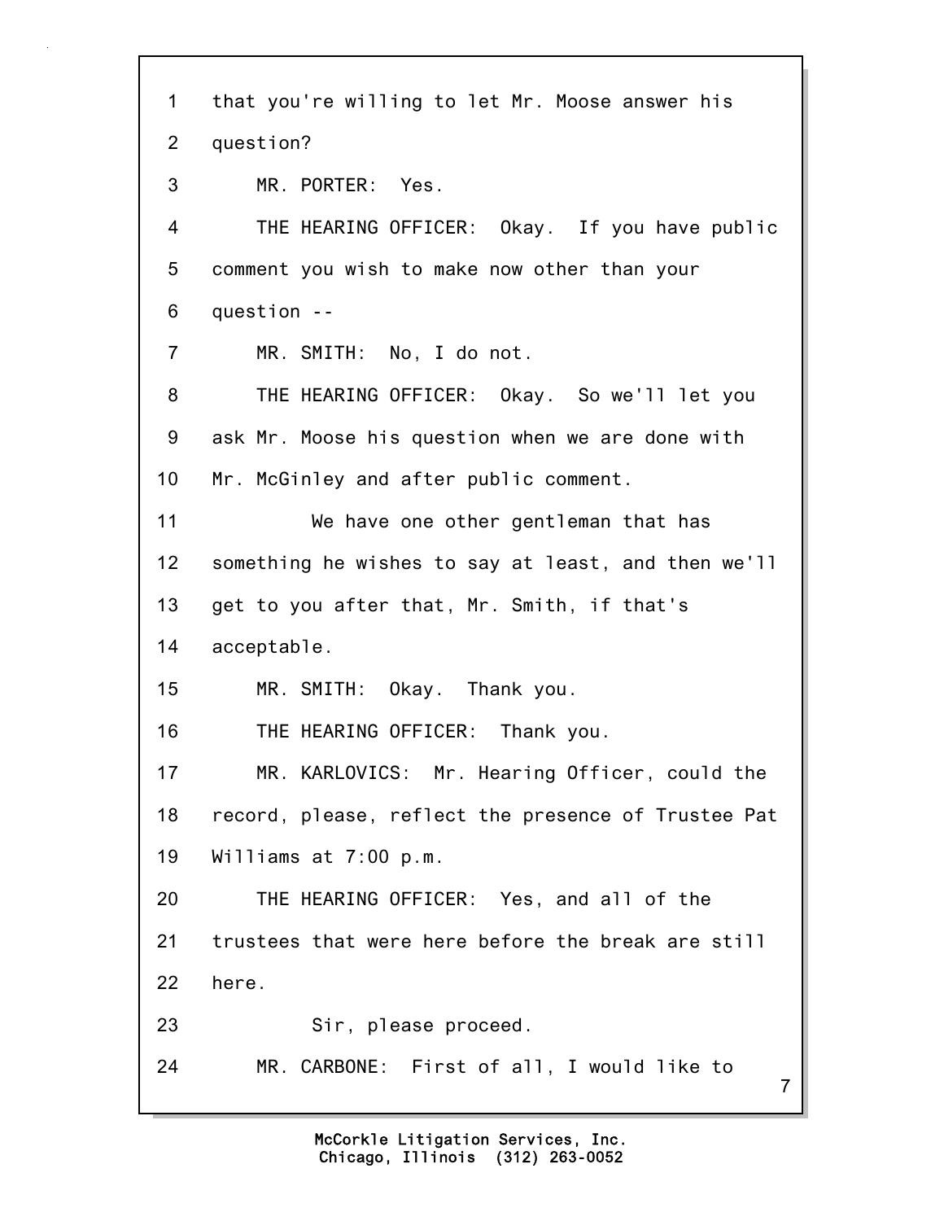that you're willing to let Mr. Moose answer his question?

MR. PORTER: Yes.

THE HEARING OFFICER: Okay. If you have public comment you wish to make now other than your question --

MR. SMITH: No, I do not.

THE HEARING OFFICER: Okay. So we'll let you ask Mr. Moose his question when we are done with Mr. McGinley and after public comment.

We have one other gentleman that has something he wishes to say at least, and then we'll get to you after that, Mr. Smith, if that's acceptable.

MR. SMITH: Okay. Thank you.

THE HEARING OFFICER: Thank you.

MR. KARLOVICS: Mr. Hearing Officer, could the record, please, reflect the presence of Trustee Pat Williams at 7:00 p.m.

THE HEARING OFFICER: Yes, and all of the trustees that were here before the break are still here.

Sir, please proceed.

MR. CARBONE: First of all, I would like to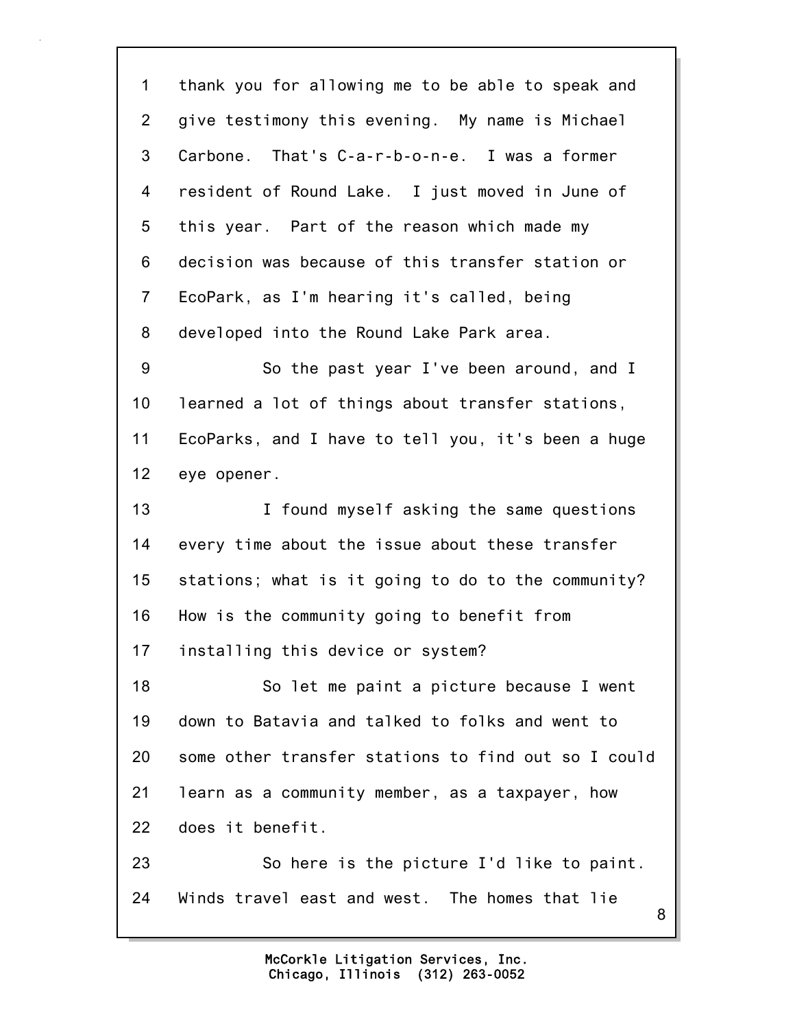thank you for allowing me to be able to speak and give testimony this evening. My name is Michael Carbone. That's C-a-r-b-o-n-e. I was a former resident of Round Lake. I just moved in June of this year. Part of the reason which made my decision was because of this transfer station or EcoPark, as I'm hearing it's called, being developed into the Round Lake Park area.

So the past year I've been around, and I learned a lot of things about transfer stations, EcoParks, and I have to tell you, it's been a huge eye opener.

I found myself asking the same questions every time about the issue about these transfer stations; what is it going to do to the community? How is the community going to benefit from installing this device or system?

So let me paint a picture because I went down to Batavia and talked to folks and went to some other transfer stations to find out so I could learn as a community member, as a taxpayer, how does it benefit.

So here is the picture I'd like to paint. Winds travel east and west. The homes that lie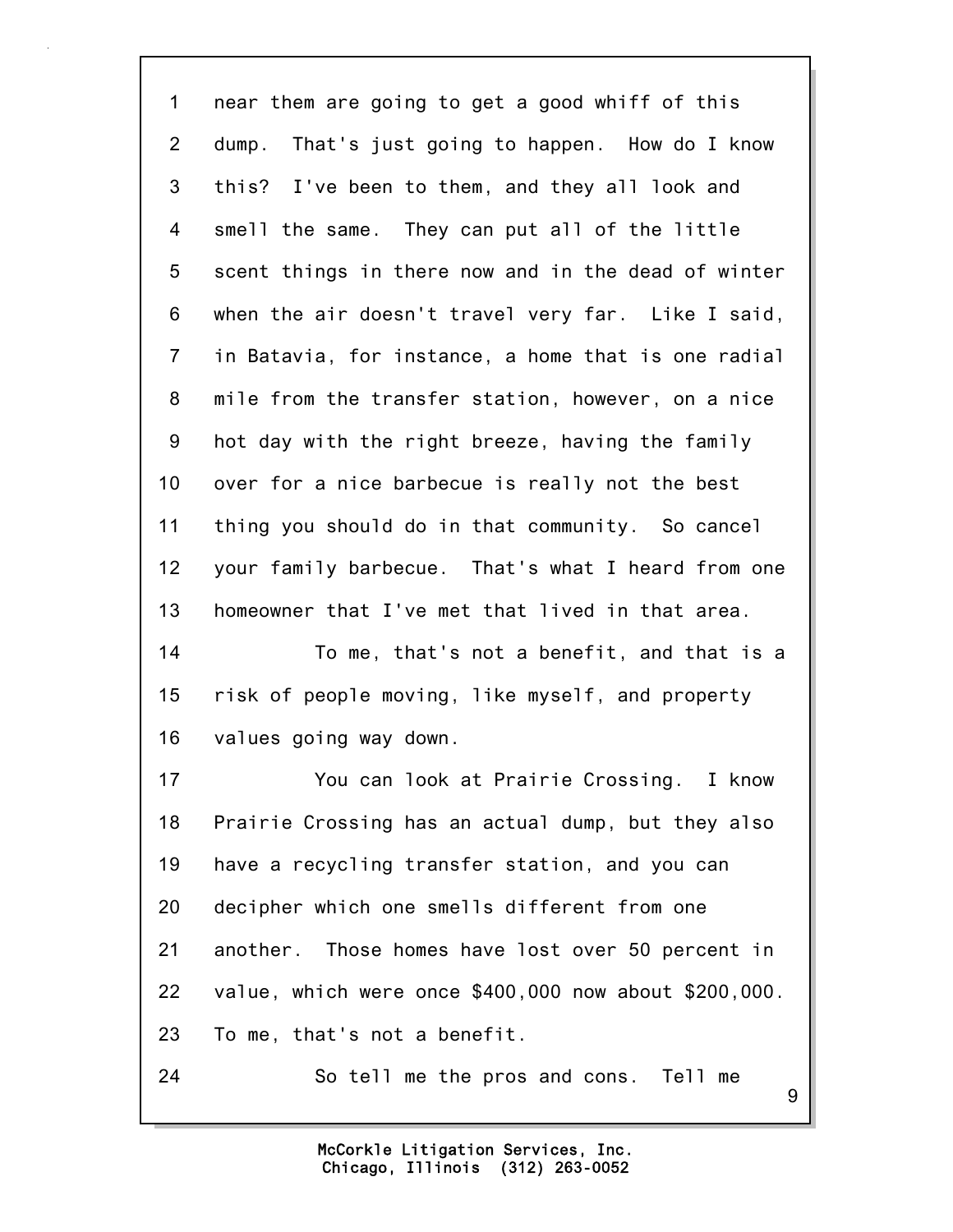near them are going to get a good whiff of this dump. That's just going to happen. How do I know this? I've been to them, and they all look and smell the same. They can put all of the little scent things in there now and in the dead of winter when the air doesn't travel very far. Like I said, in Batavia, for instance, a home that is one radial mile from the transfer station, however, on a nice hot day with the right breeze, having the family over for a nice barbecue is really not the best thing you should do in that community. So cancel your family barbecue. That's what I heard from one homeowner that I've met that lived in that area.

To me, that's not a benefit, and that is a risk of people moving, like myself, and property values going way down.

You can look at Prairie Crossing. I know Prairie Crossing has an actual dump, but they also have a recycling transfer station, and you can decipher which one smells different from one another. Those homes have lost over 50 percent in value, which were once $400,000 now about $200,000. To me, that's not a benefit.

So tell me the pros and cons. Tell me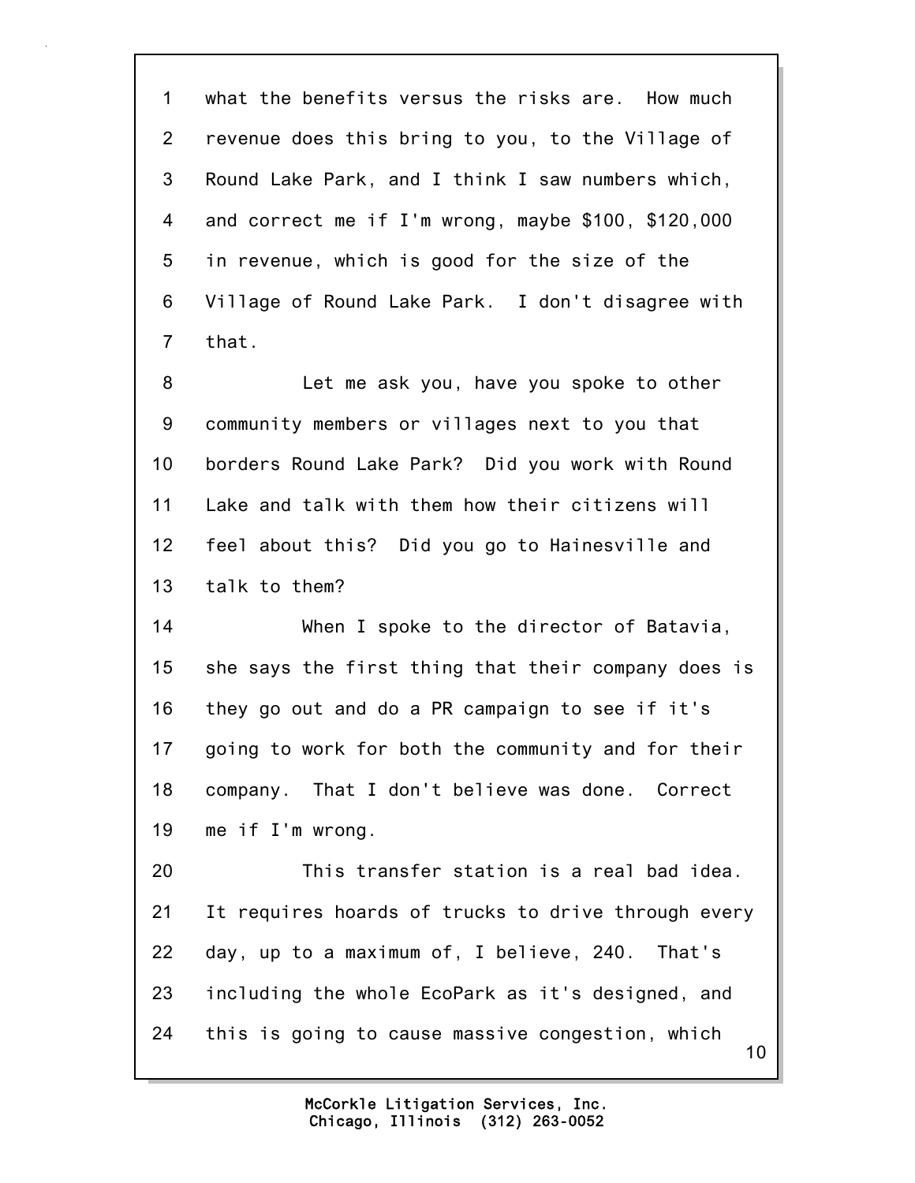what the benefits versus the risks are. How much revenue does this bring to you, to the Village of Round Lake Park, and I think I saw numbers which, and correct me if I'm wrong, maybe $100, $120,000 in revenue, which is good for the size of the Village of Round Lake Park. I don't disagree with that.

Let me ask you, have you spoke to other community members or villages next to you that borders Round Lake Park? Did you work with Round Lake and talk with them how their citizens will feel about this? Did you go to Hainesville and talk to them?

When I spoke to the director of Batavia, she says the first thing that their company does is they go out and do a PR campaign to see if it's going to work for both the community and for their company. That I don't believe was done. Correct me if I'm wrong.

This transfer station is a real bad idea. It requires hoards of trucks to drive through every day, up to a maximum of, I believe, 240. That's including the whole EcoPark as it's designed, and this is going to cause massive congestion, which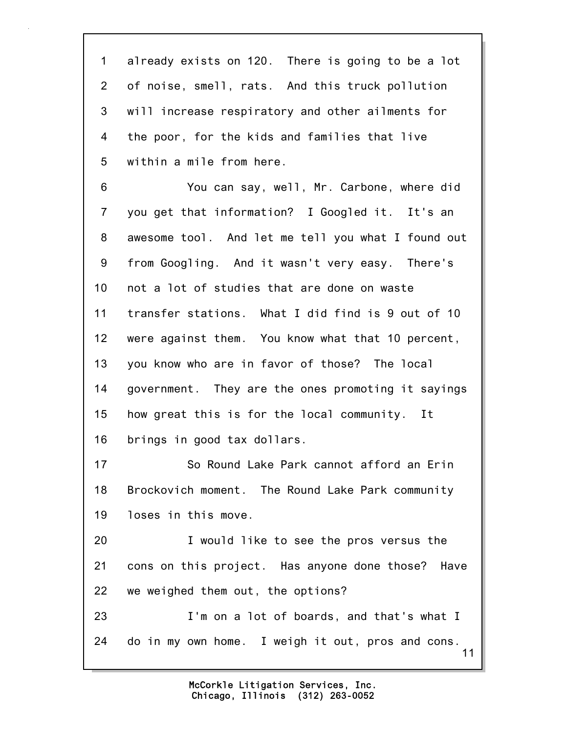already exists on 120. There is going to be a lot of noise, smell, rats. And this truck pollution will increase respiratory and other ailments for the poor, for the kids and families that live within a mile from here.

You can say, well, Mr. Carbone, where did you get that information? I Googled it. It's an awesome tool. And let me tell you what I found out from Googling. And it wasn't very easy. There's not a lot of studies that are done on waste transfer stations. What I did find is 9 out of 10 were against them. You know what that 10 percent, you know who are in favor of those? The local government. They are the ones promoting it sayings how great this is for the local community. It brings in good tax dollars.

So Round Lake Park cannot afford an Erin Brockovich moment. The Round Lake Park community loses in this move.

I would like to see the pros versus the cons on this project. Has anyone done those? Have we weighed them out, the options?

I'm on a lot of boards, and that's what I do in my own home. I weigh it out, pros and cons.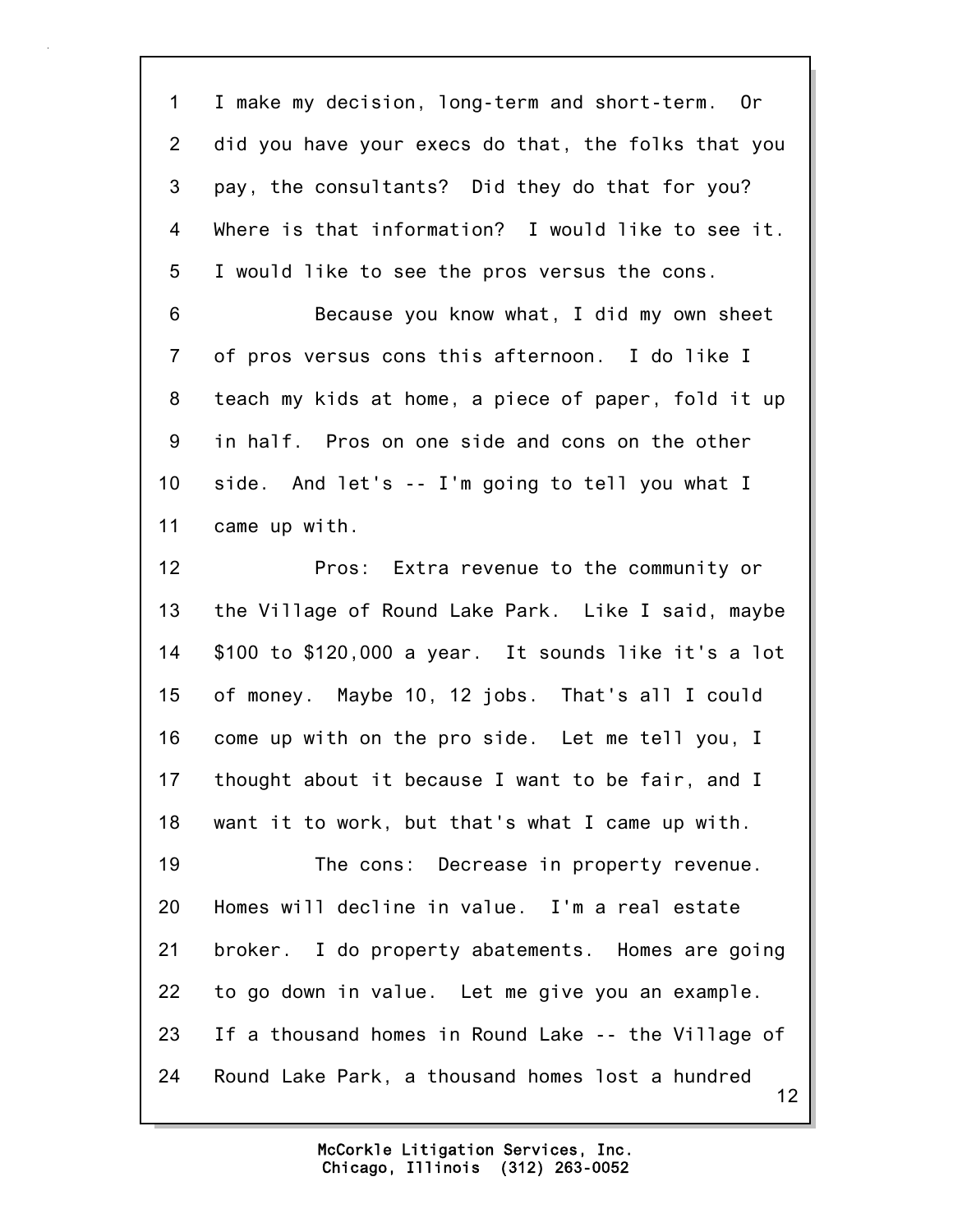I make my decision, long-term and short-term. Or did you have your execs do that, the folks that you pay, the consultants? Did they do that for you? Where is that information? I would like to see it. I would like to see the pros versus the cons.

Because you know what, I did my own sheet of pros versus cons this afternoon. I do like I teach my kids at home, a piece of paper, fold it up in half. Pros on one side and cons on the other side. And let's -- I'm going to tell you what I came up with.

Pros: Extra revenue to the community or the Village of Round Lake Park. Like I said, maybe $100 to $120,000 a year. It sounds like it's a lot of money. Maybe 10, 12 jobs. That's all I could come up with on the pro side. Let me tell you, I thought about it because I want to be fair, and I want it to work, but that's what I came up with.

The cons: Decrease in property revenue. Homes will decline in value. I'm a real estate broker. I do property abatements. Homes are going to go down in value. Let me give you an example. If a thousand homes in Round Lake -- the Village of Round Lake Park, a thousand homes lost a hundred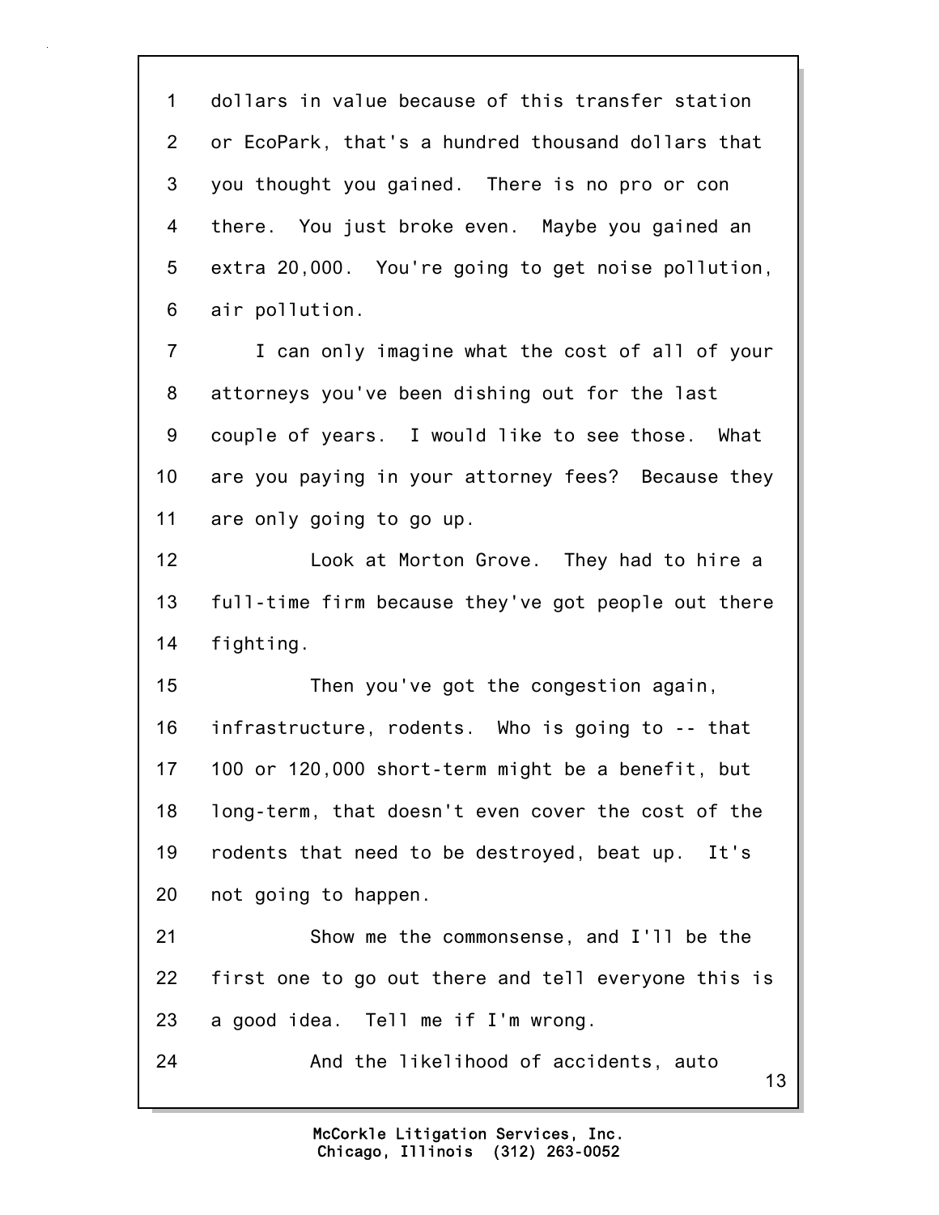dollars in value because of this transfer station or EcoPark, that's a hundred thousand dollars that you thought you gained. There is no pro or con there. You just broke even. Maybe you gained an extra 20,000. You're going to get noise pollution, air pollution.

I can only imagine what the cost of all of your attorneys you've been dishing out for the last couple of years. I would like to see those. What are you paying in your attorney fees? Because they are only going to go up.

Look at Morton Grove. They had to hire a full-time firm because they've got people out there fighting.

Then you've got the congestion again, infrastructure, rodents. Who is going to -- that 100 or 120,000 short-term might be a benefit, but long-term, that doesn't even cover the cost of the rodents that need to be destroyed, beat up. It's not going to happen.

Show me the commonsense, and I'll be the first one to go out there and tell everyone this is a good idea. Tell me if I'm wrong.

And the likelihood of accidents, auto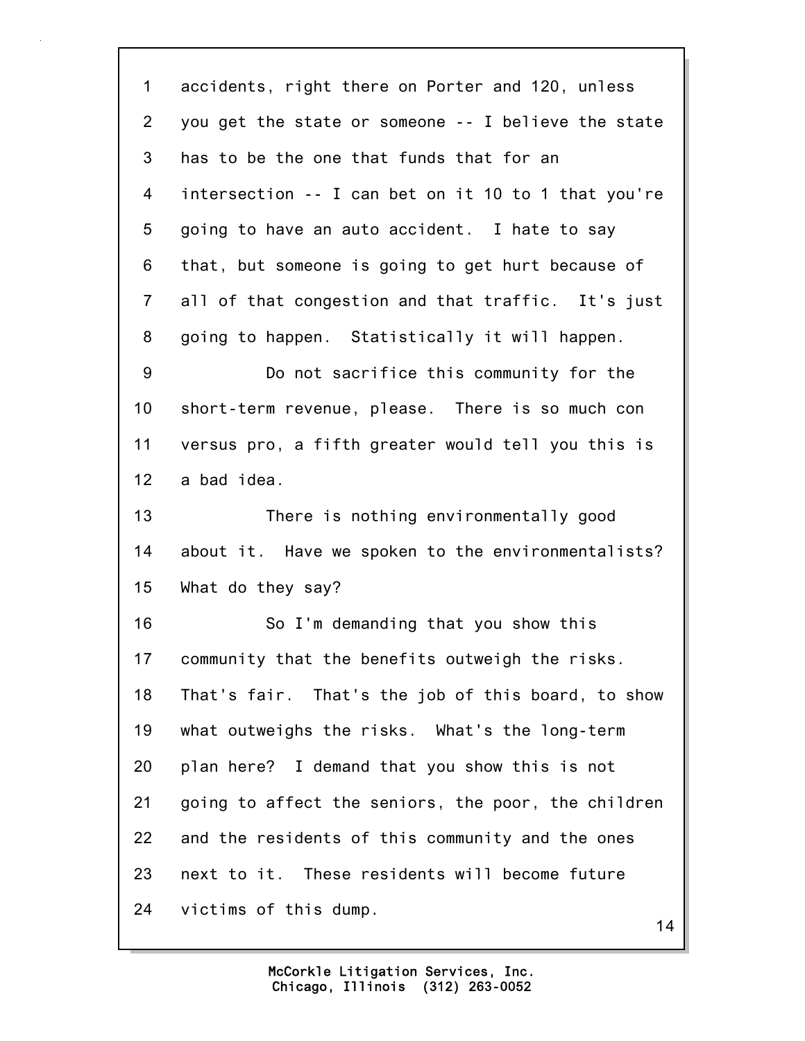accidents, right there on Porter and 120, unless you get the state or someone -- I believe the state has to be the one that funds that for an intersection -- I can bet on it 10 to 1 that you're going to have an auto accident. I hate to say that, but someone is going to get hurt because of all of that congestion and that traffic. It's just going to happen. Statistically it will happen.

Do not sacrifice this community for the short-term revenue, please. There is so much con versus pro, a fifth greater would tell you this is a bad idea.

There is nothing environmentally good about it. Have we spoken to the environmentalists? What do they say?

So I'm demanding that you show this community that the benefits outweigh the risks. That's fair. That's the job of this board, to show what outweighs the risks. What's the long-term plan here? I demand that you show this is not going to affect the seniors, the poor, the children and the residents of this community and the ones next to it. These residents will become future victims of this dump.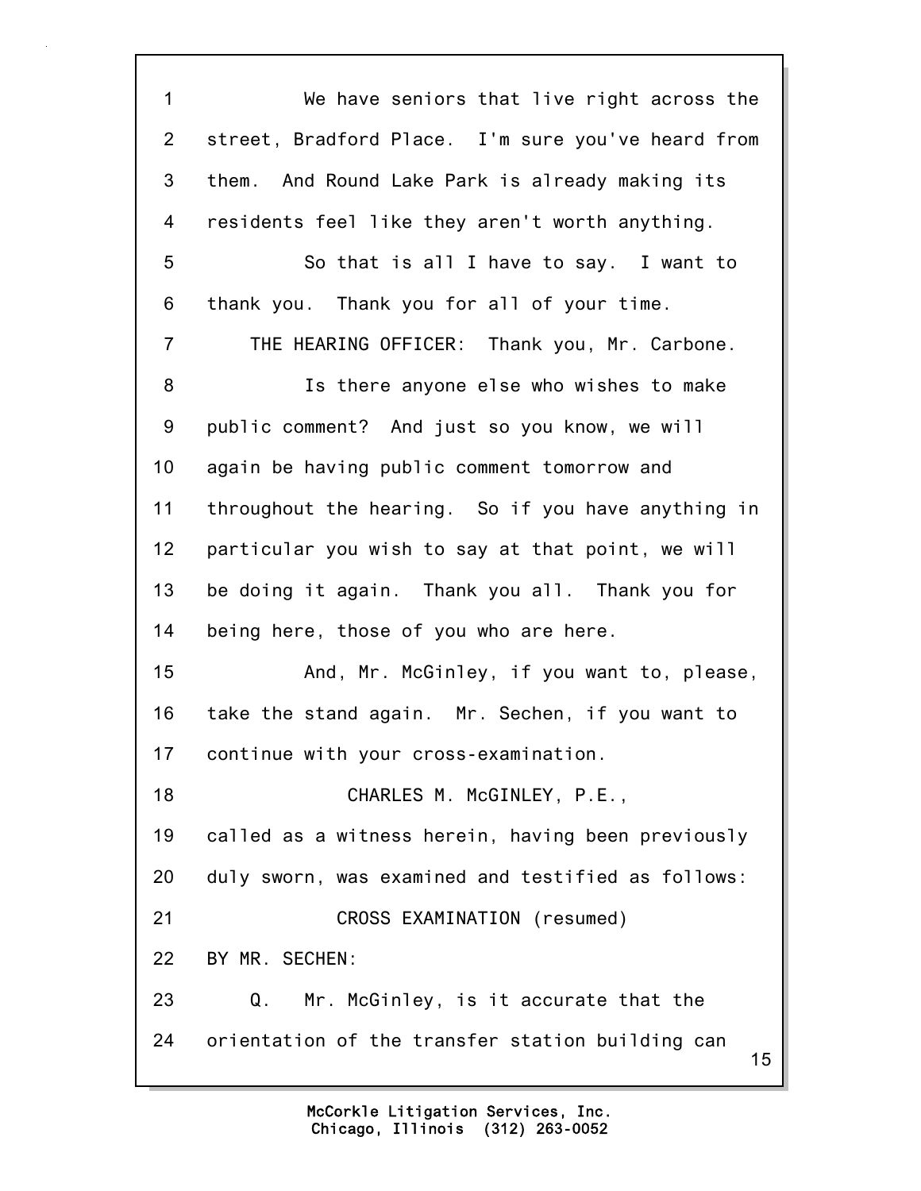We have seniors that live right across the street, Bradford Place. I'm sure you've heard from them. And Round Lake Park is already making its residents feel like they aren't worth anything.

So that is all I have to say. I want to thank you. Thank you for all of your time.

THE HEARING OFFICER: Thank you, Mr. Carbone.

Is there anyone else who wishes to make public comment? And just so you know, we will again be having public comment tomorrow and throughout the hearing. So if you have anything in particular you wish to say at that point, we will be doing it again. Thank you all. Thank you for being here, those of you who are here.

And, Mr. McGinley, if you want to, please, take the stand again. Mr. Sechen, if you want to continue with your cross-examination.

CHARLES M. McGINLEY, P.E.,

called as a witness herein, having been previously duly sworn, was examined and testified as follows:

CROSS EXAMINATION (resumed)

BY MR. SECHEN:

Q. Mr. McGinley, is it accurate that the orientation of the transfer station building can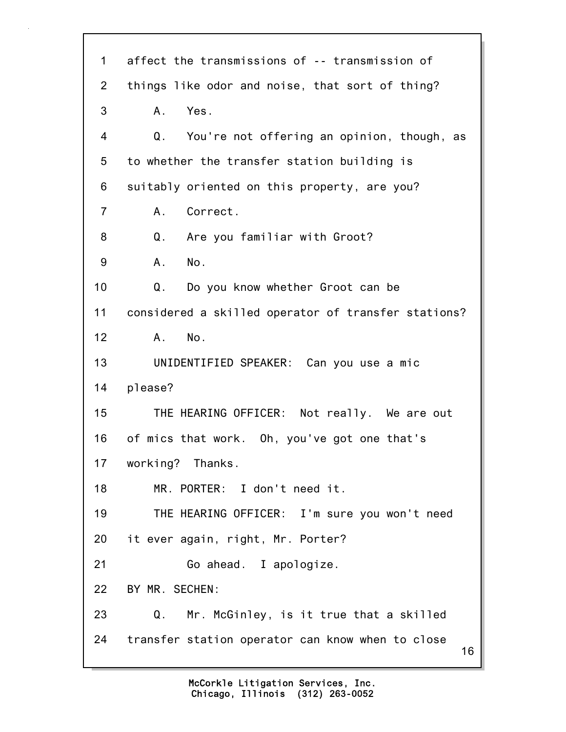affect the transmissions of -- transmission of things like odor and noise, that sort of thing?

A. Yes.

Q. You're not offering an opinion, though, as to whether the transfer station building is suitably oriented on this property, are you?

A. Correct.

Q. Are you familiar with Groot?

A. No.

Q. Do you know whether Groot can be considered a skilled operator of transfer stations?

A. No.

UNIDENTIFIED SPEAKER: Can you use a mic please?

THE HEARING OFFICER: Not really. We are out of mics that work. Oh, you've got one that's working? Thanks.

MR. PORTER: I don't need it.

THE HEARING OFFICER: I'm sure you won't need it ever again, right, Mr. Porter?

Go ahead. I apologize.

BY MR. SECHEN:

Q. Mr. McGinley, is it true that a skilled transfer station operator can know when to close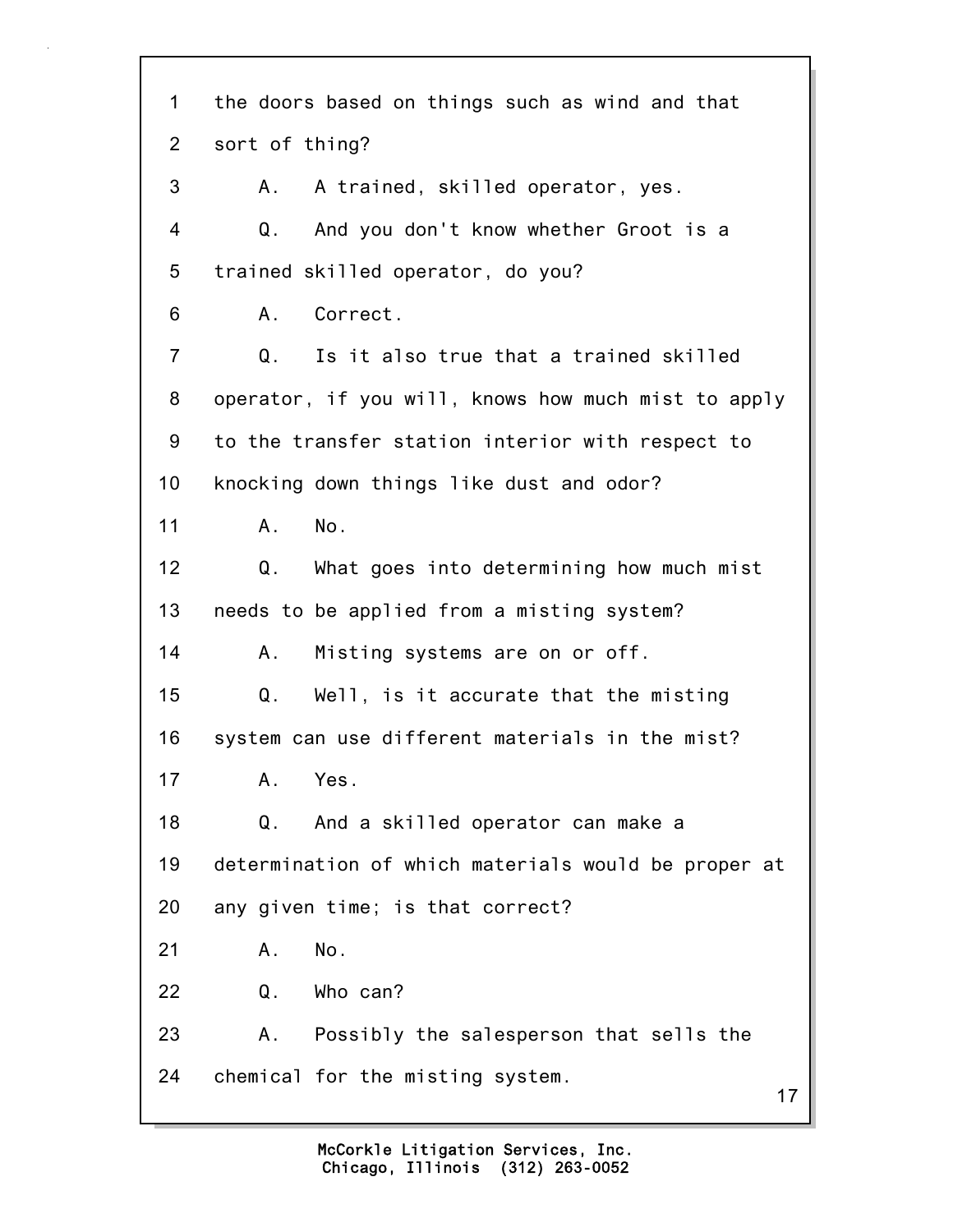1 the doors based on things such as wind and that
2 sort of thing?
3 A. A trained, skilled operator, yes.
4 Q. And you don't know whether Groot is a
5 trained skilled operator, do you?
6 A. Correct.
7 Q. Is it also true that a trained skilled
8 operator, if you will, knows how much mist to apply
9 to the transfer station interior with respect to
10 knocking down things like dust and odor?
11 A. No.
12 Q. What goes into determining how much mist
13 needs to be applied from a misting system?
14 A. Misting systems are on or off.
15 Q. Well, is it accurate that the misting
16 system can use different materials in the mist?
17 A. Yes.
18 Q. And a skilled operator can make a
19 determination of which materials would be proper at
20 any given time; is that correct?
21 A. No.
22 Q. Who can?
23 A. Possibly the salesperson that sells the
24 chemical for the misting system.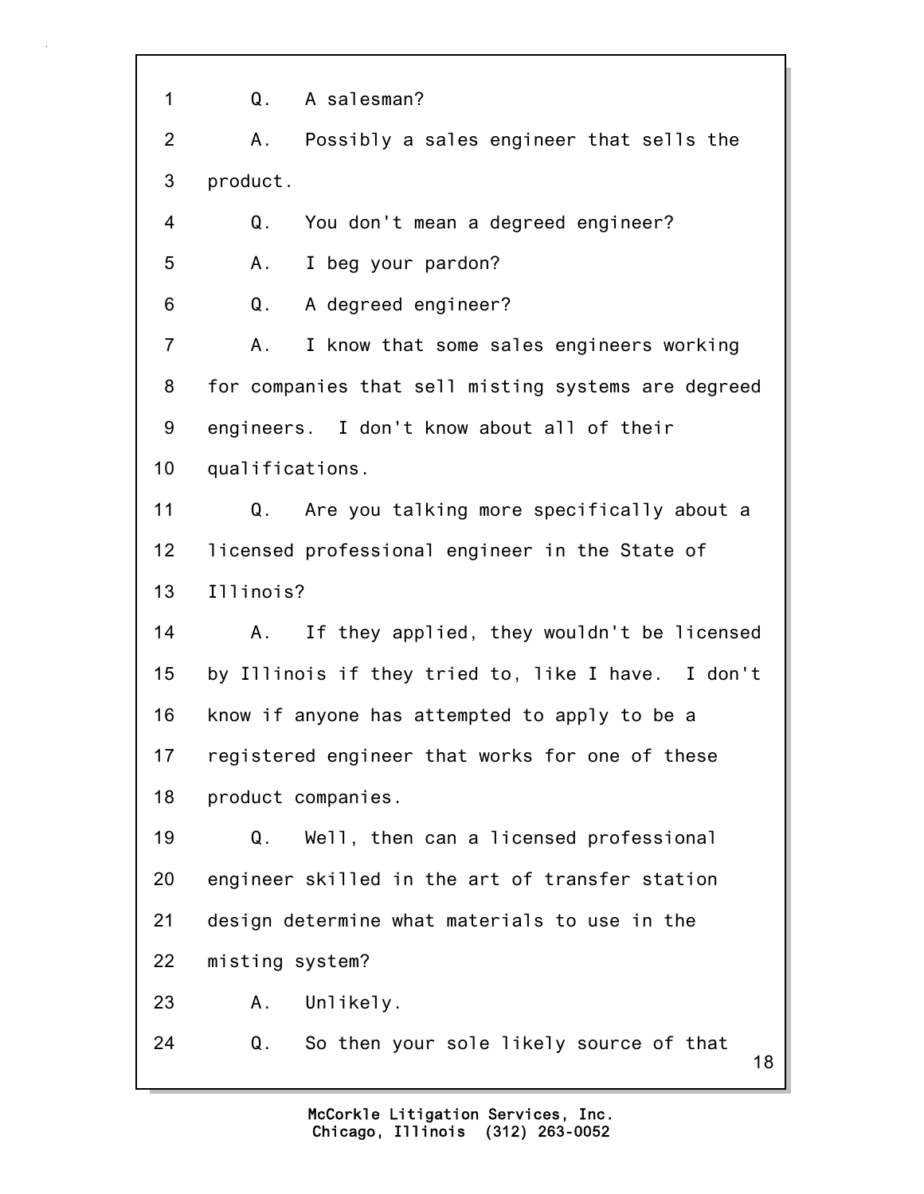1 Q. A salesman?

2 A. Possibly a sales engineer that sells the

3 product.

4 Q. You don't mean a degreed engineer?

5 A. I beg your pardon?

6 Q. A degreed engineer?

7 A. I know that some sales engineers working

8 for companies that sell misting systems are degreed

9 engineers. I don't know about all of their

10 qualifications.

11 Q. Are you talking more specifically about a

12 licensed professional engineer in the State of

13 Illinois?

14 A. If they applied, they wouldn't be licensed

15 by Illinois if they tried to, like I have. I don't

16 know if anyone has attempted to apply to be a

17 registered engineer that works for one of these

18 product companies.

19 Q. Well, then can a licensed professional

20 engineer skilled in the art of transfer station

21 design determine what materials to use in the

22 misting system?

23 A. Unlikely.

24 Q. So then your sole likely source of that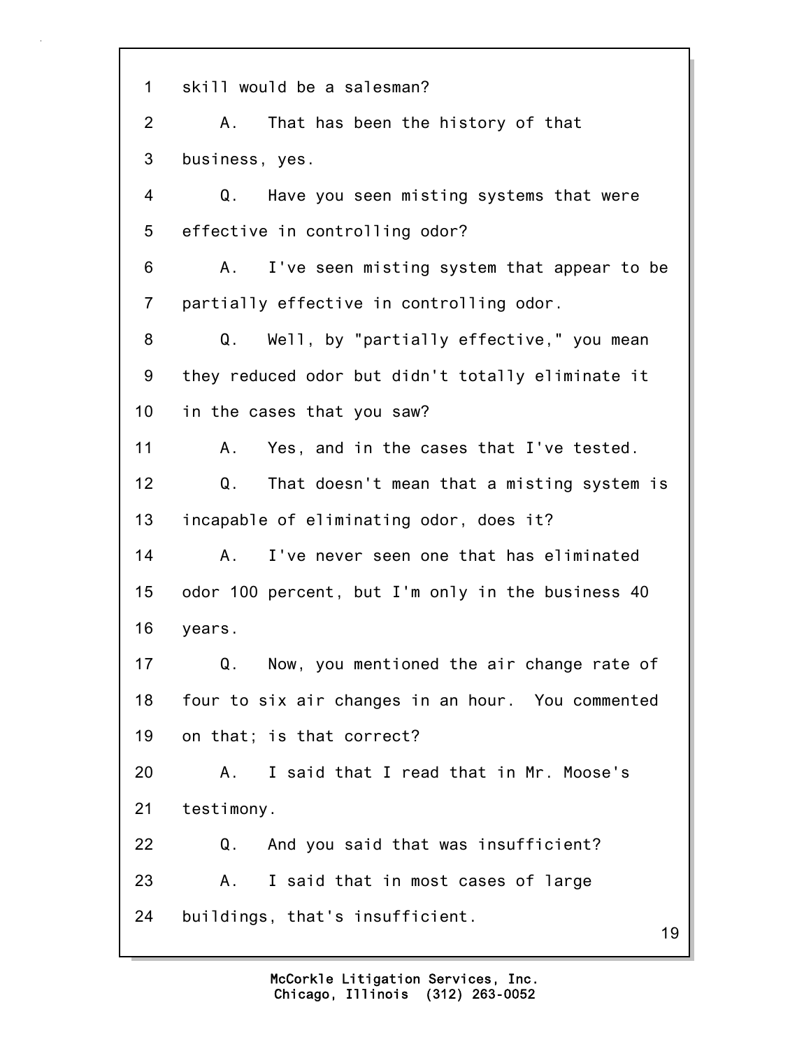1 skill would be a salesman?

2 A. That has been the history of that

3 business, yes.

4 Q. Have you seen misting systems that were

5 effective in controlling odor?

6 A. I've seen misting system that appear to be

7 partially effective in controlling odor.

8 Q. Well, by "partially effective," you mean

9 they reduced odor but didn't totally eliminate it

10 in the cases that you saw?

11 A. Yes, and in the cases that I've tested.

12 Q. That doesn't mean that a misting system is

13 incapable of eliminating odor, does it?

14 A. I've never seen one that has eliminated

15 odor 100 percent, but I'm only in the business 40

16 years.

17 Q. Now, you mentioned the air change rate of

18 four to six air changes in an hour. You commented

19 on that; is that correct?

20 A. I said that I read that in Mr. Moose's

21 testimony.

22 Q. And you said that was insufficient?

23 A. I said that in most cases of large

24 buildings, that's insufficient.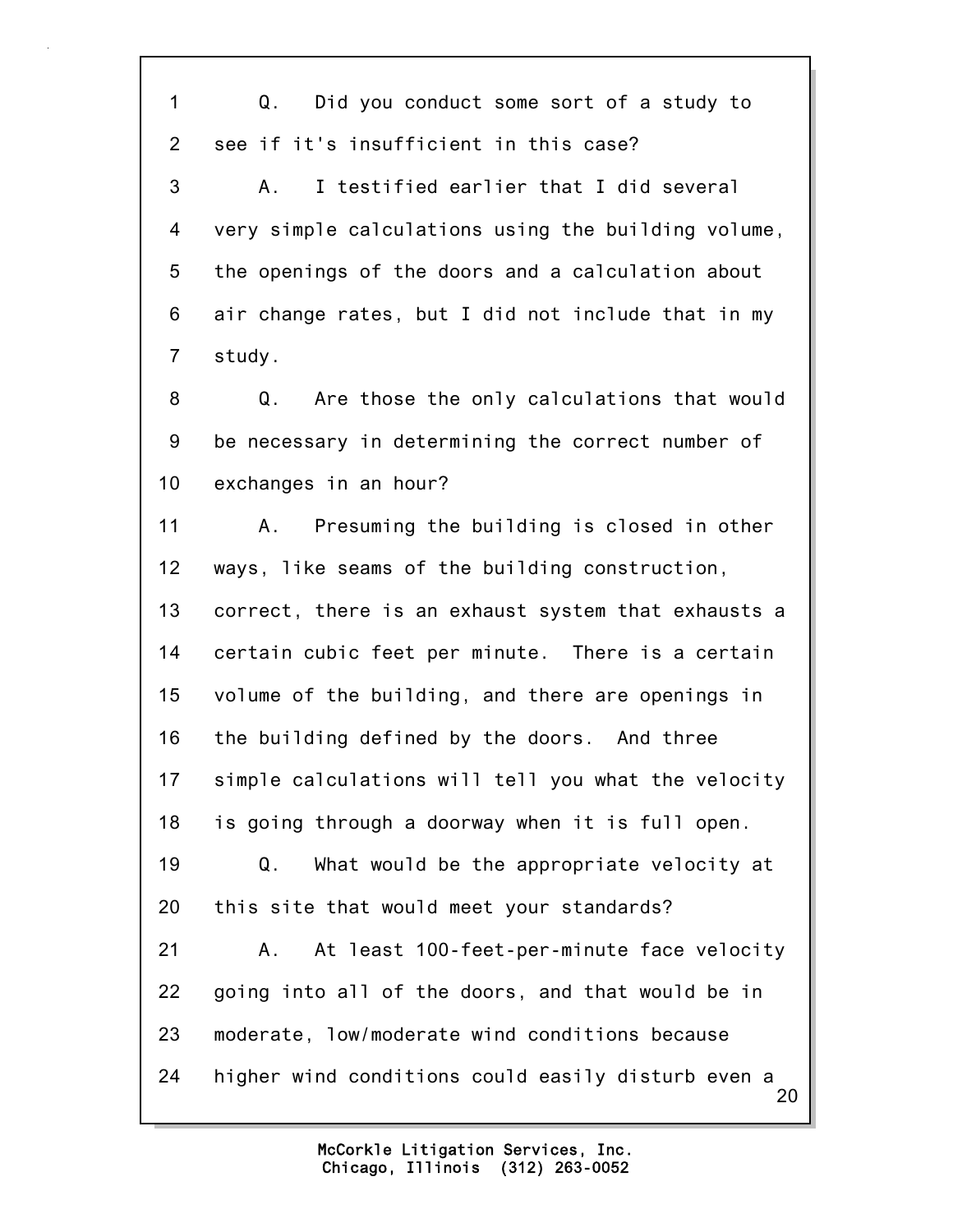Q. Did you conduct some sort of a study to see if it's insufficient in this case?

A. I testified earlier that I did several very simple calculations using the building volume, the openings of the doors and a calculation about air change rates, but I did not include that in my study.

Q. Are those the only calculations that would be necessary in determining the correct number of exchanges in an hour?

A. Presuming the building is closed in other ways, like seams of the building construction, correct, there is an exhaust system that exhausts a certain cubic feet per minute. There is a certain volume of the building, and there are openings in the building defined by the doors. And three simple calculations will tell you what the velocity is going through a doorway when it is full open.

Q. What would be the appropriate velocity at this site that would meet your standards?

A. At least 100-feet-per-minute face velocity going into all of the doors, and that would be in moderate, low/moderate wind conditions because higher wind conditions could easily disturb even a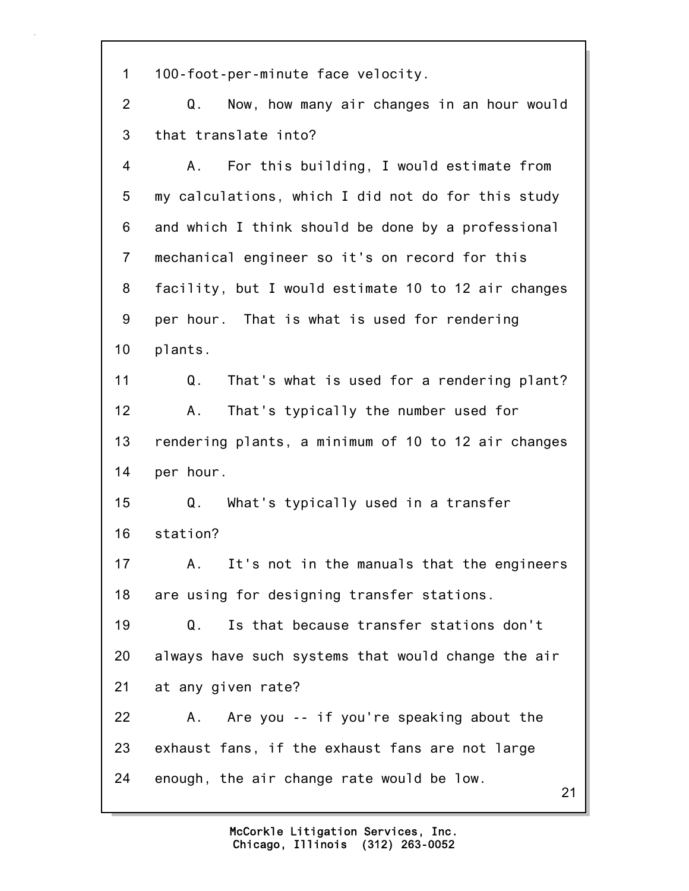1 100-foot-per-minute face velocity.

2 Q. Now, how many air changes in an hour would

3 that translate into?

4 A. For this building, I would estimate from

5 my calculations, which I did not do for this study

6 and which I think should be done by a professional

7 mechanical engineer so it's on record for this

8 facility, but I would estimate 10 to 12 air changes

9 per hour. That is what is used for rendering

10 plants.

11 Q. That's what is used for a rendering plant?

12 A. That's typically the number used for

13 rendering plants, a minimum of 10 to 12 air changes

14 per hour.

15 Q. What's typically used in a transfer

16 station?

17 A. It's not in the manuals that the engineers

18 are using for designing transfer stations.

19 Q. Is that because transfer stations don't

20 always have such systems that would change the air

21 at any given rate?

22 A. Are you -- if you're speaking about the

23 exhaust fans, if the exhaust fans are not large

24 enough, the air change rate would be low.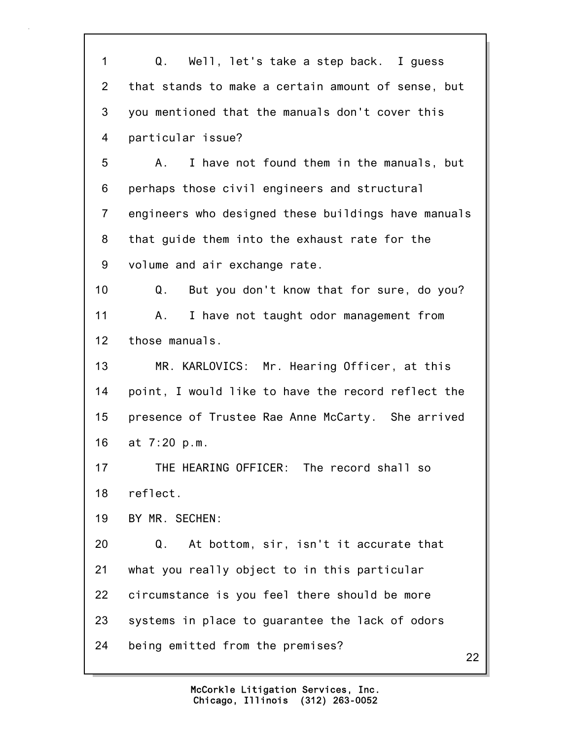Q. Well, let's take a step back. I guess that stands to make a certain amount of sense, but you mentioned that the manuals don't cover this particular issue?

A. I have not found them in the manuals, but perhaps those civil engineers and structural engineers who designed these buildings have manuals that guide them into the exhaust rate for the volume and air exchange rate.

Q. But you don't know that for sure, do you?

A. I have not taught odor management from those manuals.

MR. KARLOVICS: Mr. Hearing Officer, at this point, I would like to have the record reflect the presence of Trustee Rae Anne McCarty. She arrived at 7:20 p.m.

THE HEARING OFFICER: The record shall so reflect.

BY MR. SECHEN:

Q. At bottom, sir, isn't it accurate that what you really object to in this particular circumstance is you feel there should be more systems in place to guarantee the lack of odors being emitted from the premises?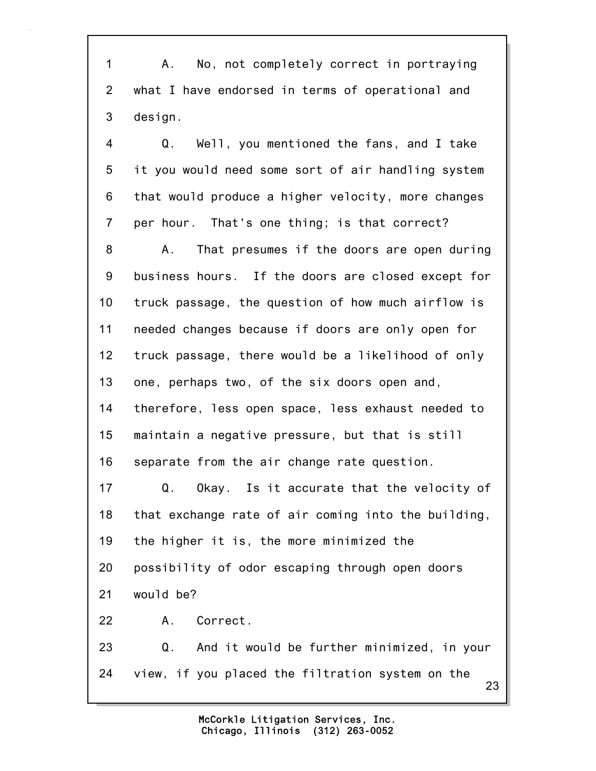1 A. No, not completely correct in portraying
2 what I have endorsed in terms of operational and
3 design.

4 Q. Well, you mentioned the fans, and I take
5 it you would need some sort of air handling system
6 that would produce a higher velocity, more changes
7 per hour. That's one thing; is that correct?

8 A. That presumes if the doors are open during
9 business hours. If the doors are closed except for
10 truck passage, the question of how much airflow is
11 needed changes because if doors are only open for
12 truck passage, there would be a likelihood of only
13 one, perhaps two, of the six doors open and,
14 therefore, less open space, less exhaust needed to
15 maintain a negative pressure, but that is still
16 separate from the air change rate question.

17 Q. Okay. Is it accurate that the velocity of
18 that exchange rate of air coming into the building,
19 the higher it is, the more minimized the
20 possibility of odor escaping through open doors
21 would be?

22 A. Correct.

23 Q. And it would be further minimized, in your
24 view, if you placed the filtration system on the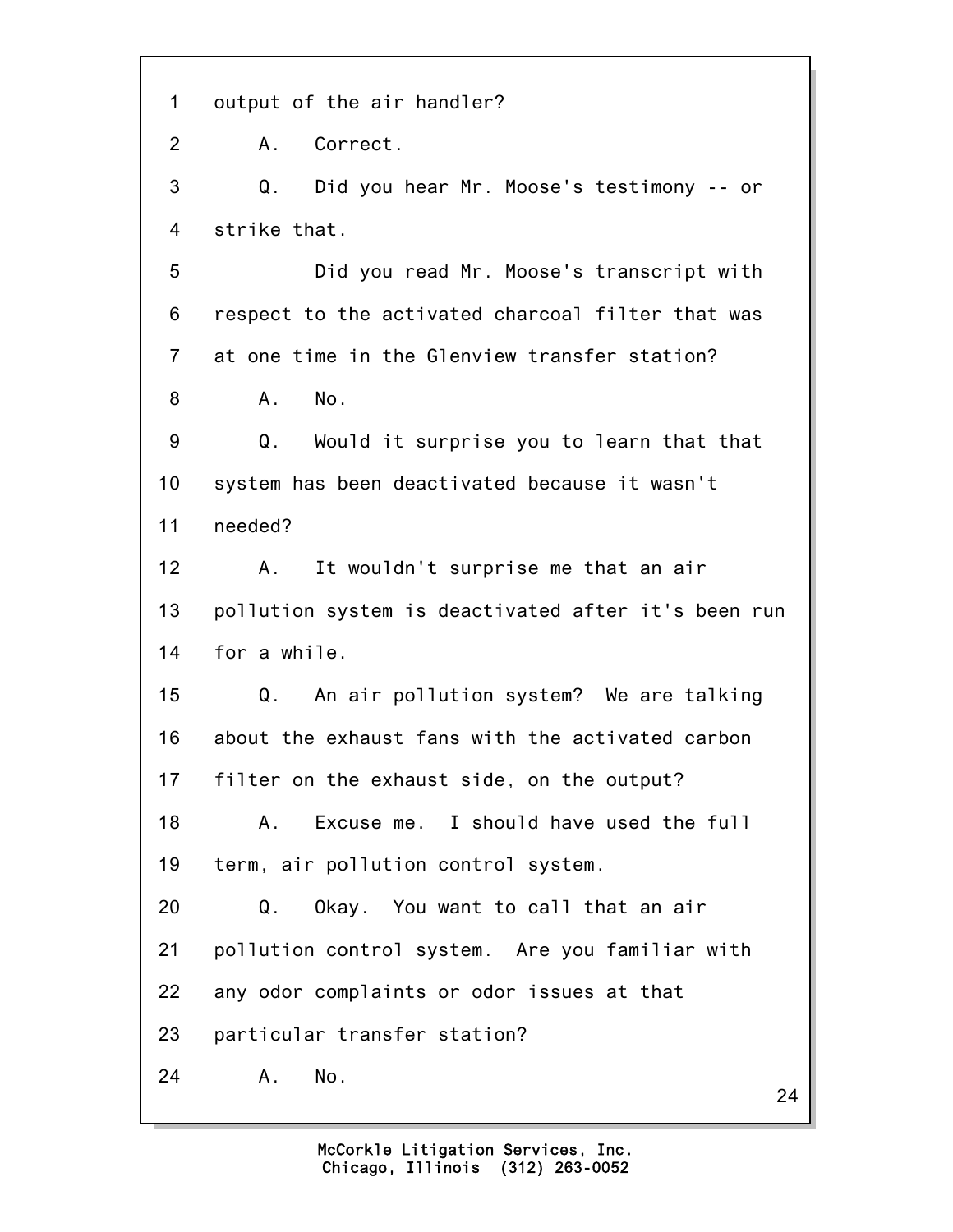output of the air handler?

A. Correct.

Q. Did you hear Mr. Moose's testimony -- or strike that.

Did you read Mr. Moose's transcript with respect to the activated charcoal filter that was at one time in the Glenview transfer station?

A. No.

Q. Would it surprise you to learn that that system has been deactivated because it wasn't needed?

A. It wouldn't surprise me that an air pollution system is deactivated after it's been run for a while.

Q. An air pollution system? We are talking about the exhaust fans with the activated carbon filter on the exhaust side, on the output?

A. Excuse me. I should have used the full term, air pollution control system.

Q. Okay. You want to call that an air pollution control system. Are you familiar with any odor complaints or odor issues at that particular transfer station?

A. No.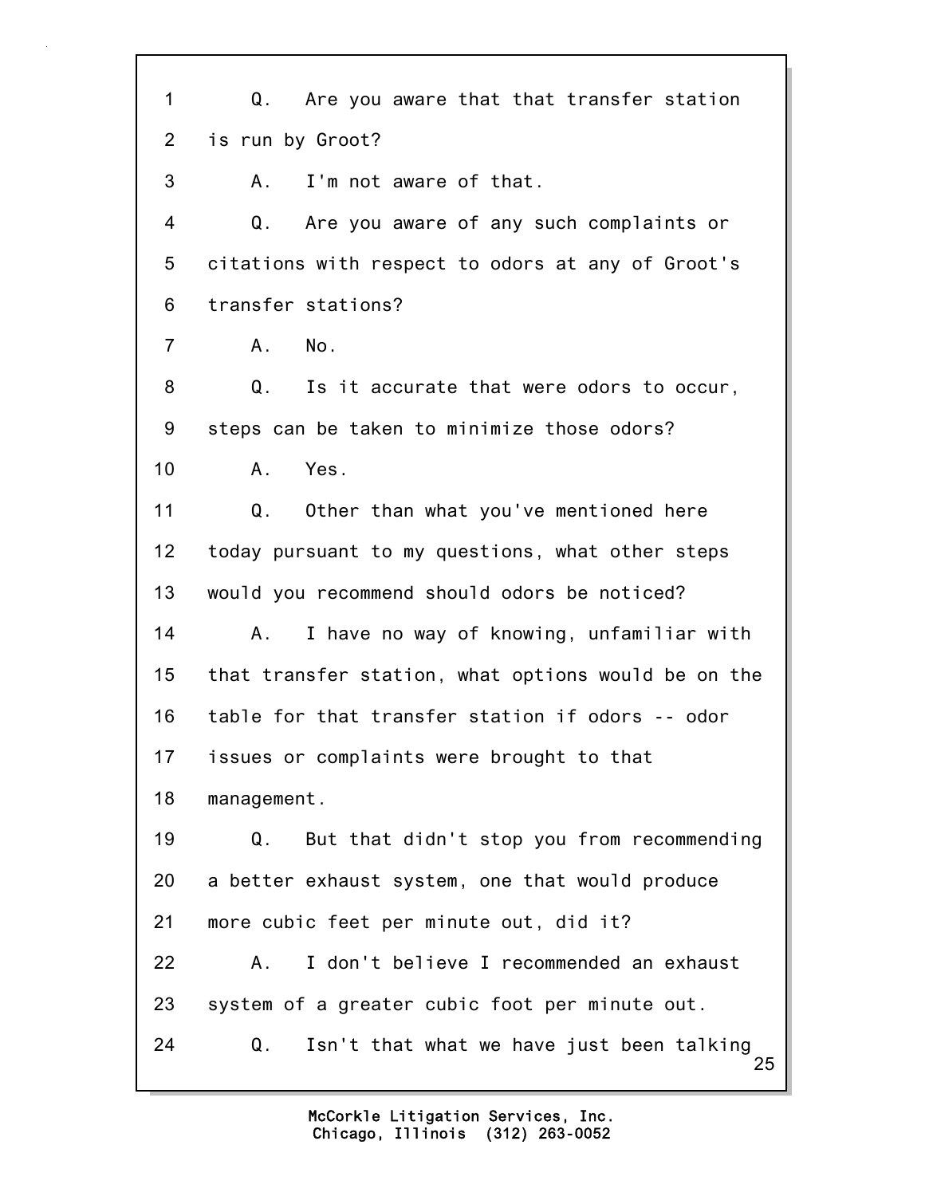1 Q. Are you aware that that transfer station
2 is run by Groot?
3 A. I'm not aware of that.
4 Q. Are you aware of any such complaints or
5 citations with respect to odors at any of Groot's
6 transfer stations?
7 A. No.
8 Q. Is it accurate that were odors to occur,
9 steps can be taken to minimize those odors?
10 A. Yes.
11 Q. Other than what you've mentioned here
12 today pursuant to my questions, what other steps
13 would you recommend should odors be noticed?
14 A. I have no way of knowing, unfamiliar with
15 that transfer station, what options would be on the
16 table for that transfer station if odors -- odor
17 issues or complaints were brought to that
18 management.
19 Q. But that didn't stop you from recommending
20 a better exhaust system, one that would produce
21 more cubic feet per minute out, did it?
22 A. I don't believe I recommended an exhaust
23 system of a greater cubic foot per minute out.
24 Q. Isn't that what we have just been talking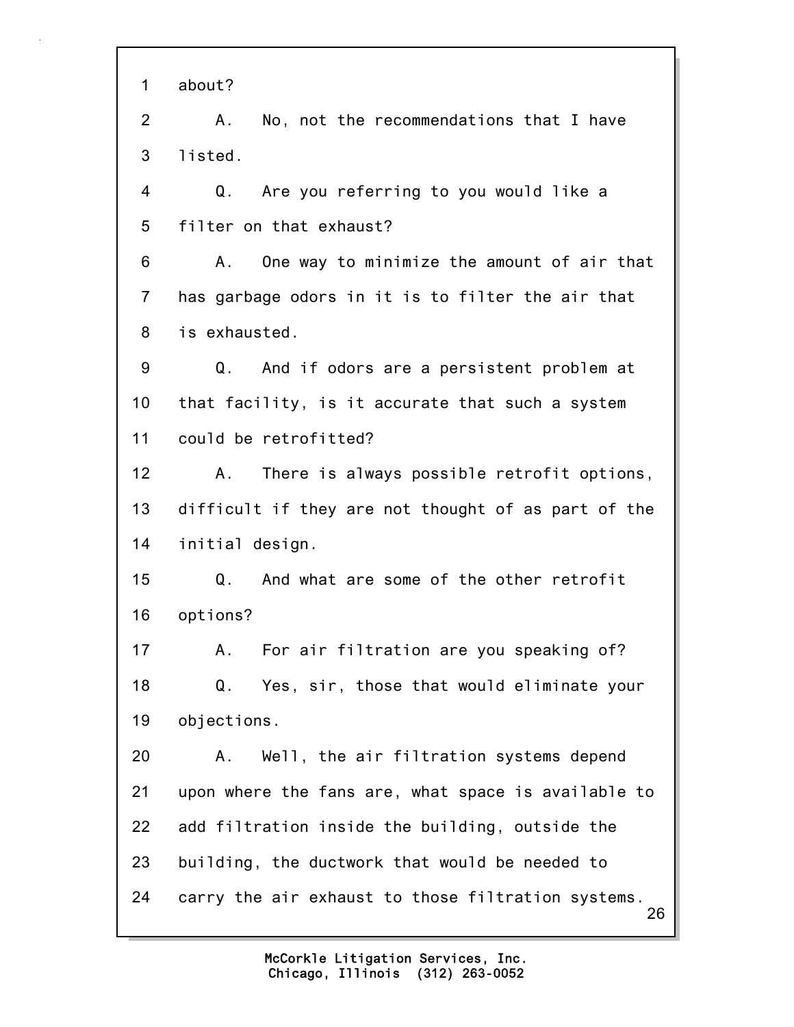1 about?

2 A. No, not the recommendations that I have

3 listed.

4 Q. Are you referring to you would like a

5 filter on that exhaust?

6 A. One way to minimize the amount of air that

7 has garbage odors in it is to filter the air that

8 is exhausted.

9 Q. And if odors are a persistent problem at

10 that facility, is it accurate that such a system

11 could be retrofitted?

12 A. There is always possible retrofit options,

13 difficult if they are not thought of as part of the

14 initial design.

15 Q. And what are some of the other retrofit

16 options?

17 A. For air filtration are you speaking of?

18 Q. Yes, sir, those that would eliminate your

19 objections.

20 A. Well, the air filtration systems depend

21 upon where the fans are, what space is available to

22 add filtration inside the building, outside the

23 building, the ductwork that would be needed to

24 carry the air exhaust to those filtration systems.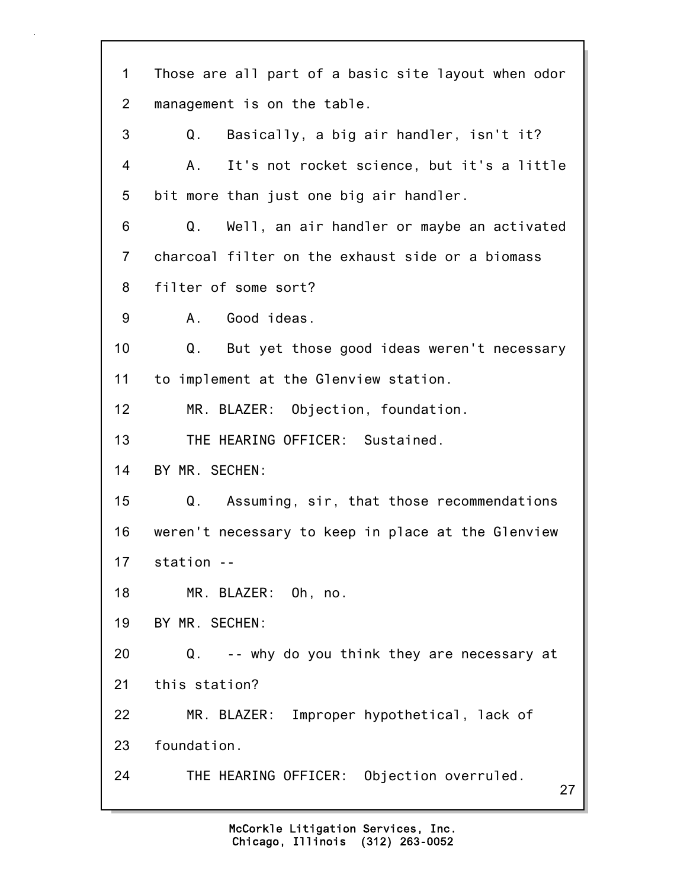1 Those are all part of a basic site layout when odor
2 management is on the table.
3 Q. Basically, a big air handler, isn't it?
4 A. It's not rocket science, but it's a little
5 bit more than just one big air handler.
6 Q. Well, an air handler or maybe an activated
7 charcoal filter on the exhaust side or a biomass
8 filter of some sort?
9 A. Good ideas.
10 Q. But yet those good ideas weren't necessary
11 to implement at the Glenview station.
12 MR. BLAZER: Objection, foundation.
13 THE HEARING OFFICER: Sustained.
14 BY MR. SECHEN:
15 Q. Assuming, sir, that those recommendations
16 weren't necessary to keep in place at the Glenview
17 station --
18 MR. BLAZER: Oh, no.
19 BY MR. SECHEN:
20 Q. -- why do you think they are necessary at
21 this station?
22 MR. BLAZER: Improper hypothetical, lack of
23 foundation.
24 THE HEARING OFFICER: Objection overruled.

McCorkle Litigation Services, Inc.
Chicago, Illinois (312) 263-0052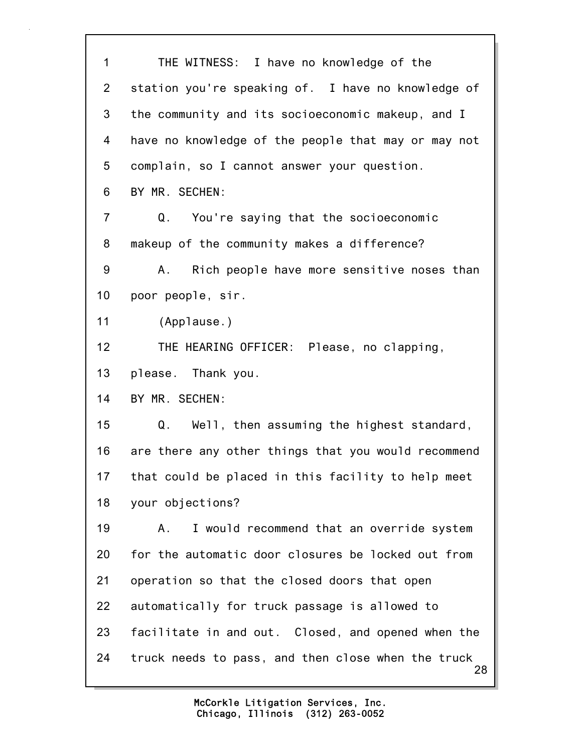THE WITNESS: I have no knowledge of the station you're speaking of. I have no knowledge of the community and its socioeconomic makeup, and I have no knowledge of the people that may or may not complain, so I cannot answer your question.

BY MR. SECHEN:

Q. You're saying that the socioeconomic makeup of the community makes a difference?

A. Rich people have more sensitive noses than poor people, sir.

(Applause.)

THE HEARING OFFICER: Please, no clapping, please. Thank you.

BY MR. SECHEN:

Q. Well, then assuming the highest standard, are there any other things that you would recommend that could be placed in this facility to help meet your objections?

A. I would recommend that an override system for the automatic door closures be locked out from operation so that the closed doors that open automatically for truck passage is allowed to facilitate in and out. Closed, and opened when the truck needs to pass, and then close when the truck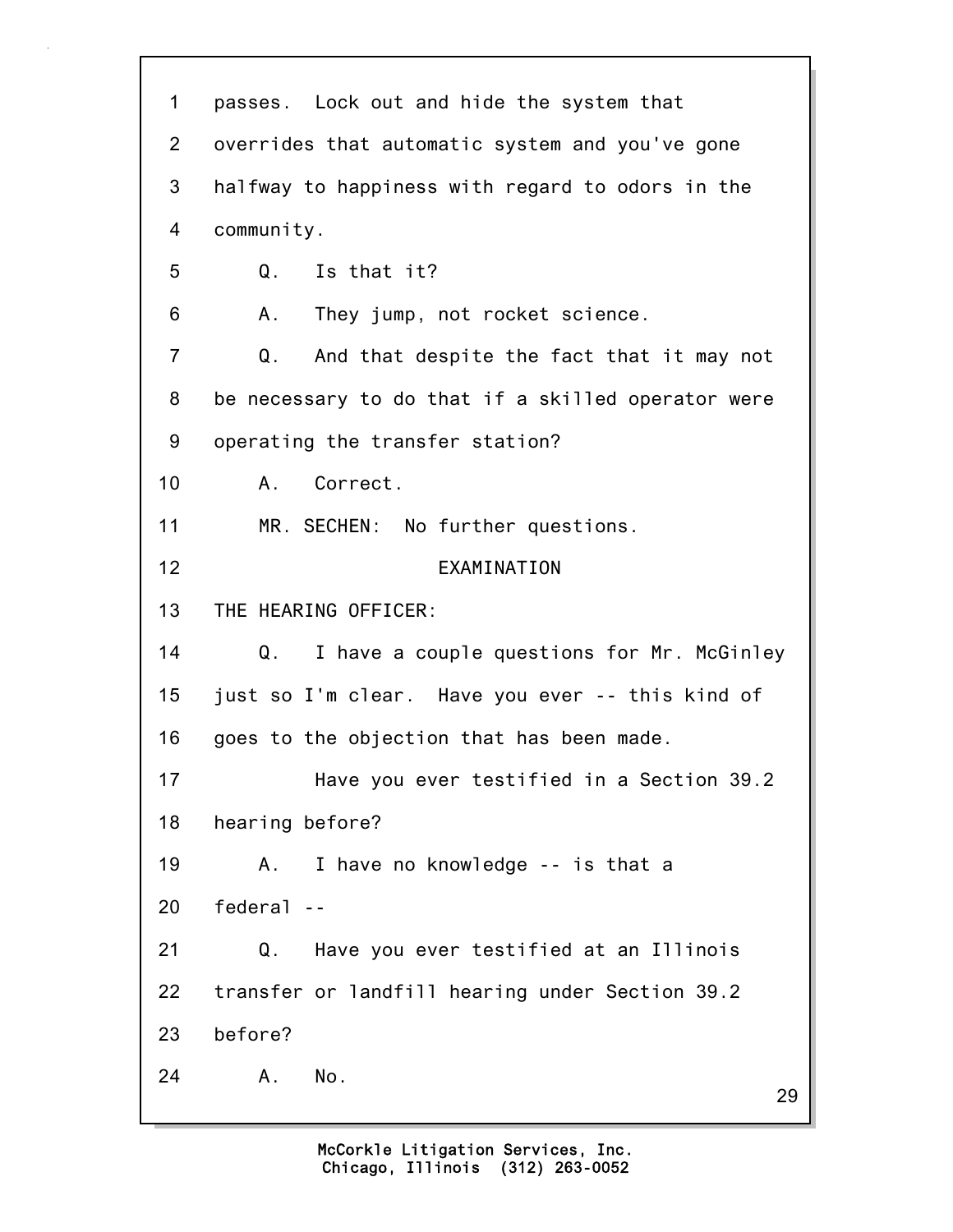passes. Lock out and hide the system that overrides that automatic system and you've gone halfway to happiness with regard to odors in the community.

Q. Is that it?

A. They jump, not rocket science.

Q. And that despite the fact that it may not be necessary to do that if a skilled operator were operating the transfer station?

A. Correct.

MR. SECHEN: No further questions.

EXAMINATION

THE HEARING OFFICER:

Q. I have a couple questions for Mr. McGinley just so I'm clear. Have you ever -- this kind of goes to the objection that has been made.

Have you ever testified in a Section 39.2 hearing before?

A. I have no knowledge -- is that a federal --

Q. Have you ever testified at an Illinois transfer or landfill hearing under Section 39.2 before?

A. No.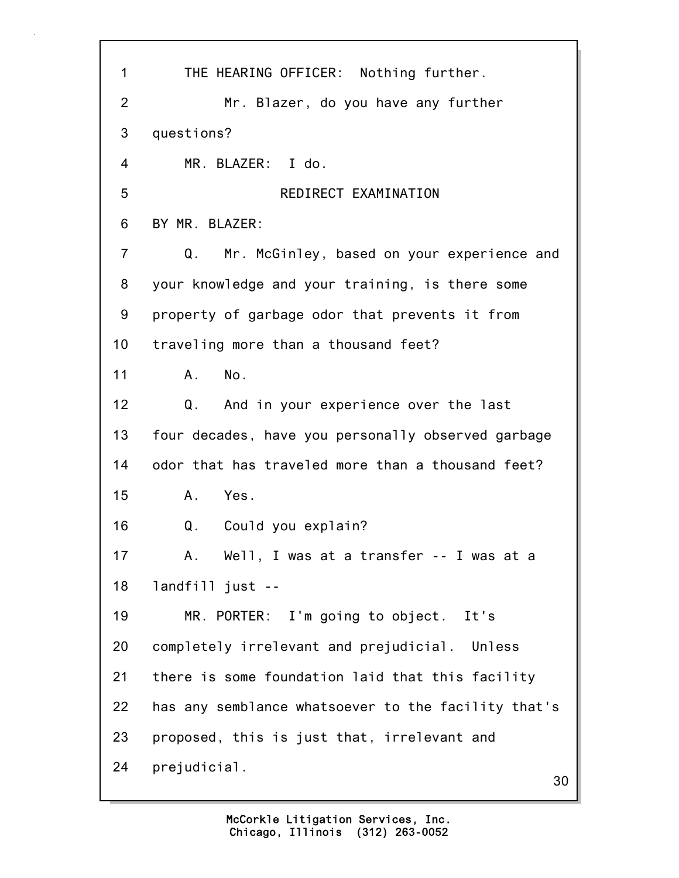THE HEARING OFFICER: Nothing further.

Mr. Blazer, do you have any further questions?

MR. BLAZER: I do.

REDIRECT EXAMINATION

BY MR. BLAZER:

Q. Mr. McGinley, based on your experience and your knowledge and your training, is there some property of garbage odor that prevents it from traveling more than a thousand feet?

A. No.

Q. And in your experience over the last four decades, have you personally observed garbage odor that has traveled more than a thousand feet?

A. Yes.

Q. Could you explain?

A. Well, I was at a transfer -- I was at a landfill just --

MR. PORTER: I'm going to object. It's completely irrelevant and prejudicial. Unless there is some foundation laid that this facility has any semblance whatsoever to the facility that's proposed, this is just that, irrelevant and prejudicial.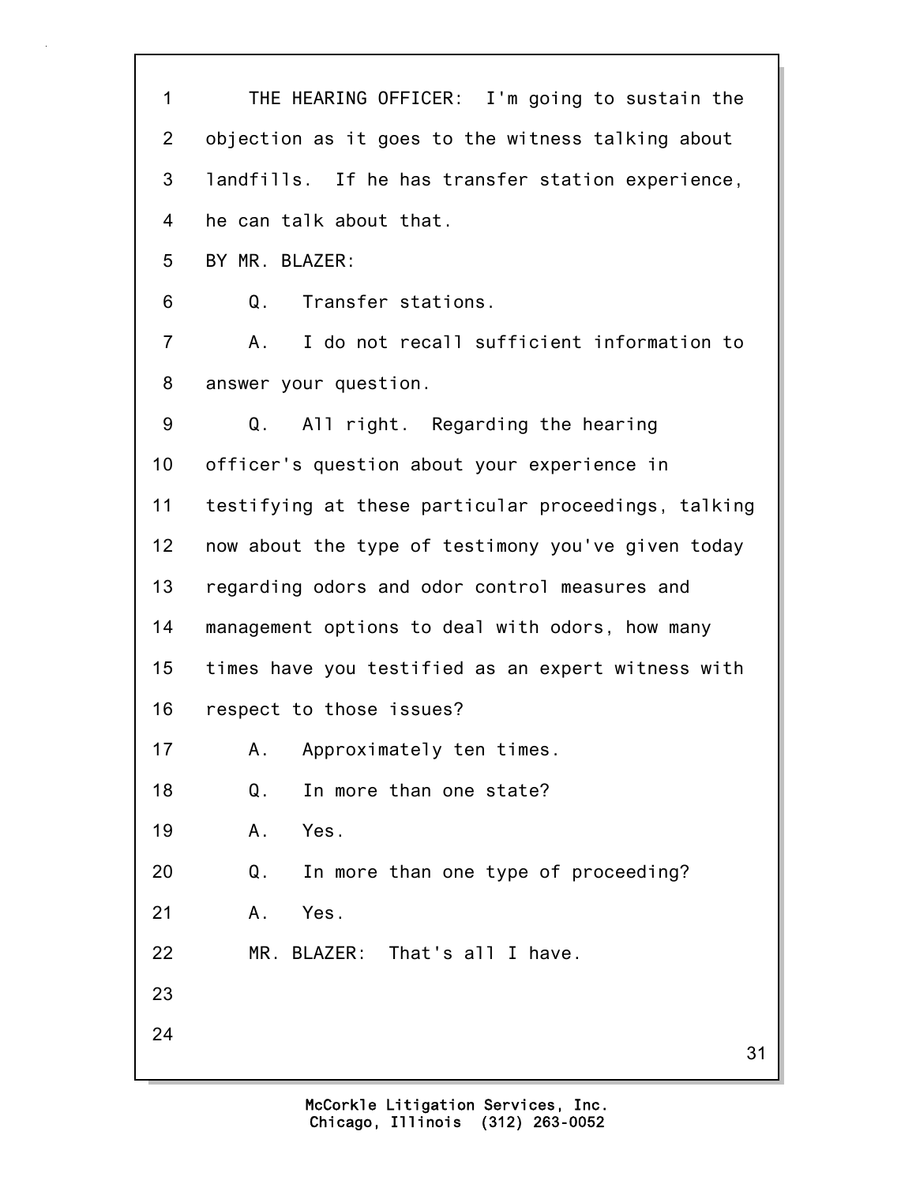THE HEARING OFFICER: I'm going to sustain the objection as it goes to the witness talking about landfills. If he has transfer station experience, he can talk about that.

BY MR. BLAZER:

Q. Transfer stations.

A. I do not recall sufficient information to answer your question.

Q. All right. Regarding the hearing officer's question about your experience in testifying at these particular proceedings, talking now about the type of testimony you've given today regarding odors and odor control measures and management options to deal with odors, how many times have you testified as an expert witness with respect to those issues?

A. Approximately ten times.

Q. In more than one state?

A. Yes.

Q. In more than one type of proceeding?

A. Yes.

MR. BLAZER: That's all I have.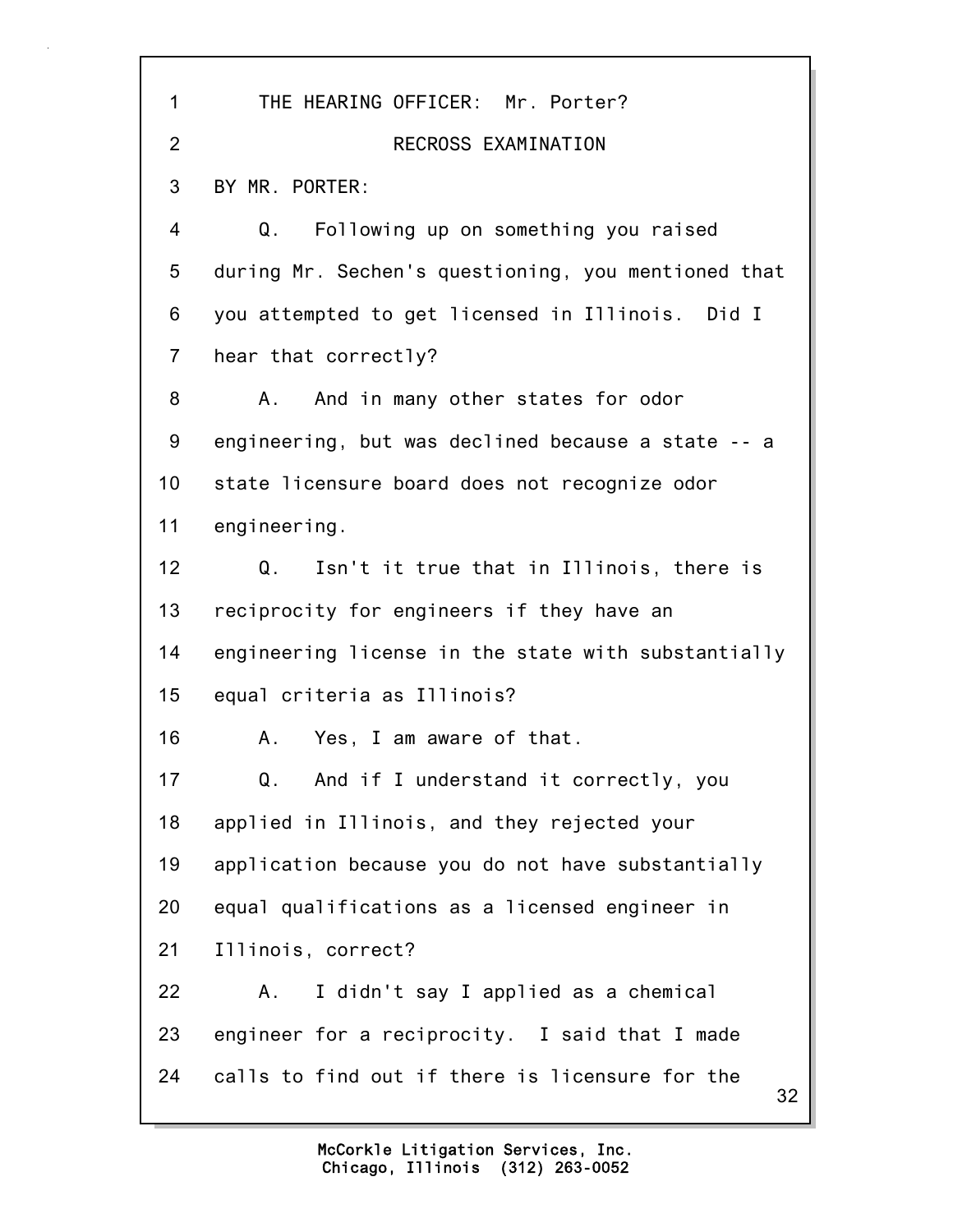THE HEARING OFFICER: Mr. Porter?

RECROSS EXAMINATION

BY MR. PORTER:

Q. Following up on something you raised during Mr. Sechen's questioning, you mentioned that you attempted to get licensed in Illinois. Did I hear that correctly?

A. And in many other states for odor engineering, but was declined because a state -- a state licensure board does not recognize odor engineering.

Q. Isn't it true that in Illinois, there is reciprocity for engineers if they have an engineering license in the state with substantially equal criteria as Illinois?

A. Yes, I am aware of that.

Q. And if I understand it correctly, you applied in Illinois, and they rejected your application because you do not have substantially equal qualifications as a licensed engineer in Illinois, correct?

A. I didn't say I applied as a chemical engineer for a reciprocity. I said that I made calls to find out if there is licensure for the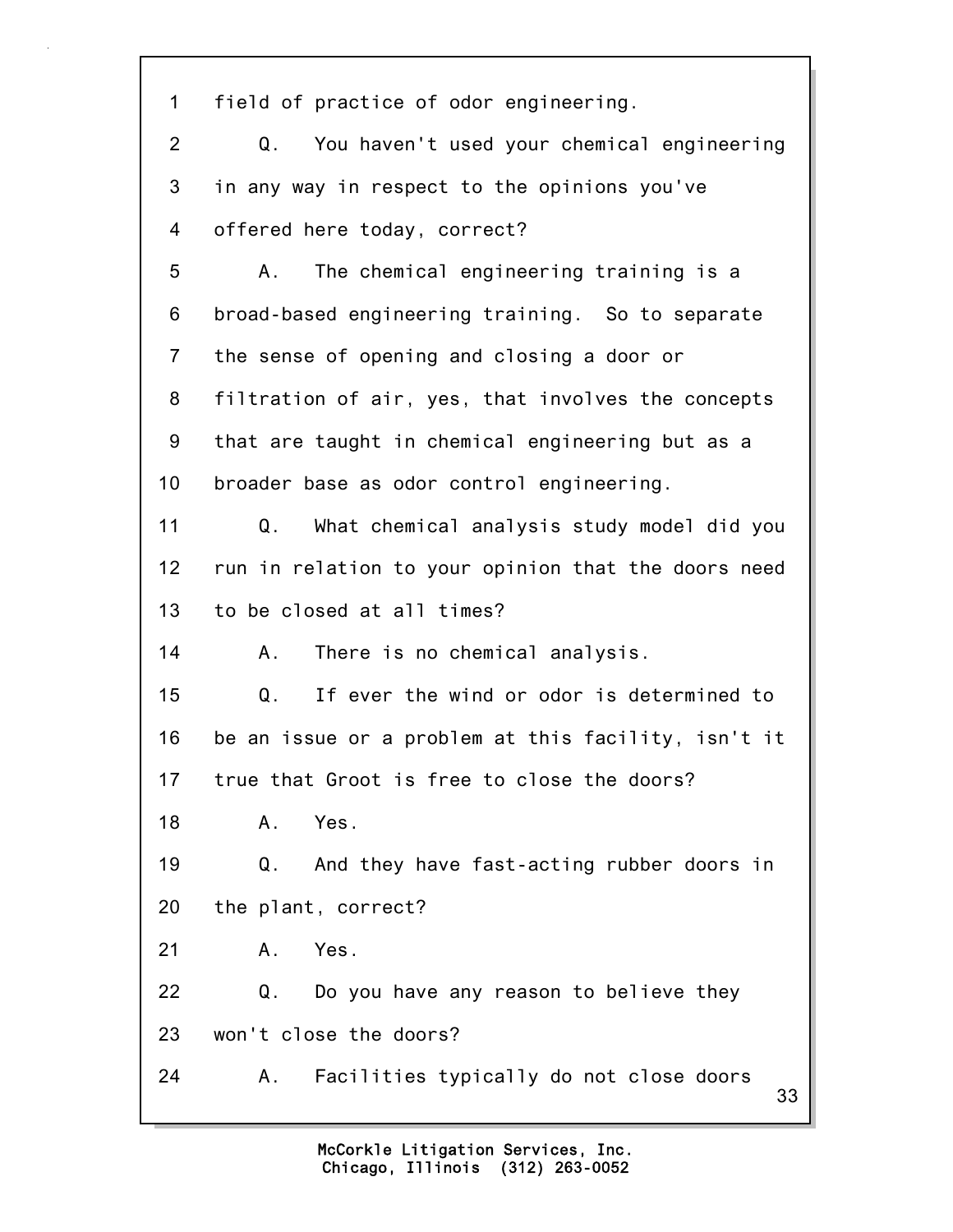1 field of practice of odor engineering.

2 Q. You haven't used your chemical engineering

3 in any way in respect to the opinions you've

4 offered here today, correct?

5 A. The chemical engineering training is a

6 broad-based engineering training. So to separate

7 the sense of opening and closing a door or

8 filtration of air, yes, that involves the concepts

9 that are taught in chemical engineering but as a

10 broader base as odor control engineering.

11 Q. What chemical analysis study model did you

12 run in relation to your opinion that the doors need

13 to be closed at all times?

14 A. There is no chemical analysis.

15 Q. If ever the wind or odor is determined to

16 be an issue or a problem at this facility, isn't it

17 true that Groot is free to close the doors?

18 A. Yes.

19 Q. And they have fast-acting rubber doors in

20 the plant, correct?

21 A. Yes.

22 Q. Do you have any reason to believe they

23 won't close the doors?

24 A. Facilities typically do not close doors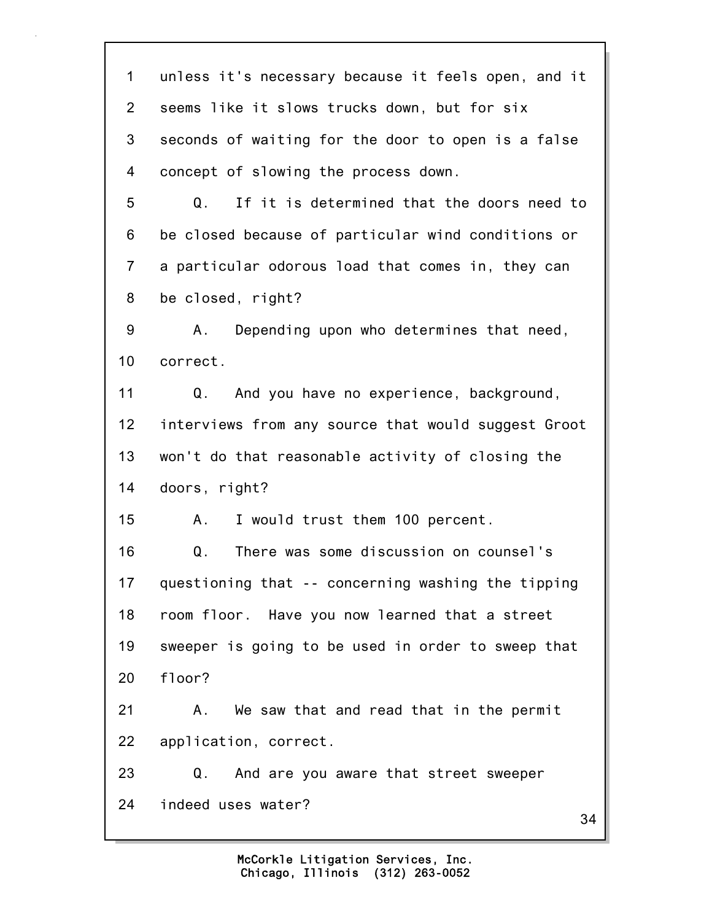1 unless it's necessary because it feels open, and it
2 seems like it slows trucks down, but for six
3 seconds of waiting for the door to open is a false
4 concept of slowing the process down.
5 Q. If it is determined that the doors need to
6 be closed because of particular wind conditions or
7 a particular odorous load that comes in, they can
8 be closed, right?
9 A. Depending upon who determines that need,
10 correct.
11 Q. And you have no experience, background,
12 interviews from any source that would suggest Groot
13 won't do that reasonable activity of closing the
14 doors, right?
15 A. I would trust them 100 percent.
16 Q. There was some discussion on counsel's
17 questioning that -- concerning washing the tipping
18 room floor. Have you now learned that a street
19 sweeper is going to be used in order to sweep that
20 floor?
21 A. We saw that and read that in the permit
22 application, correct.
23 Q. And are you aware that street sweeper
24 indeed uses water?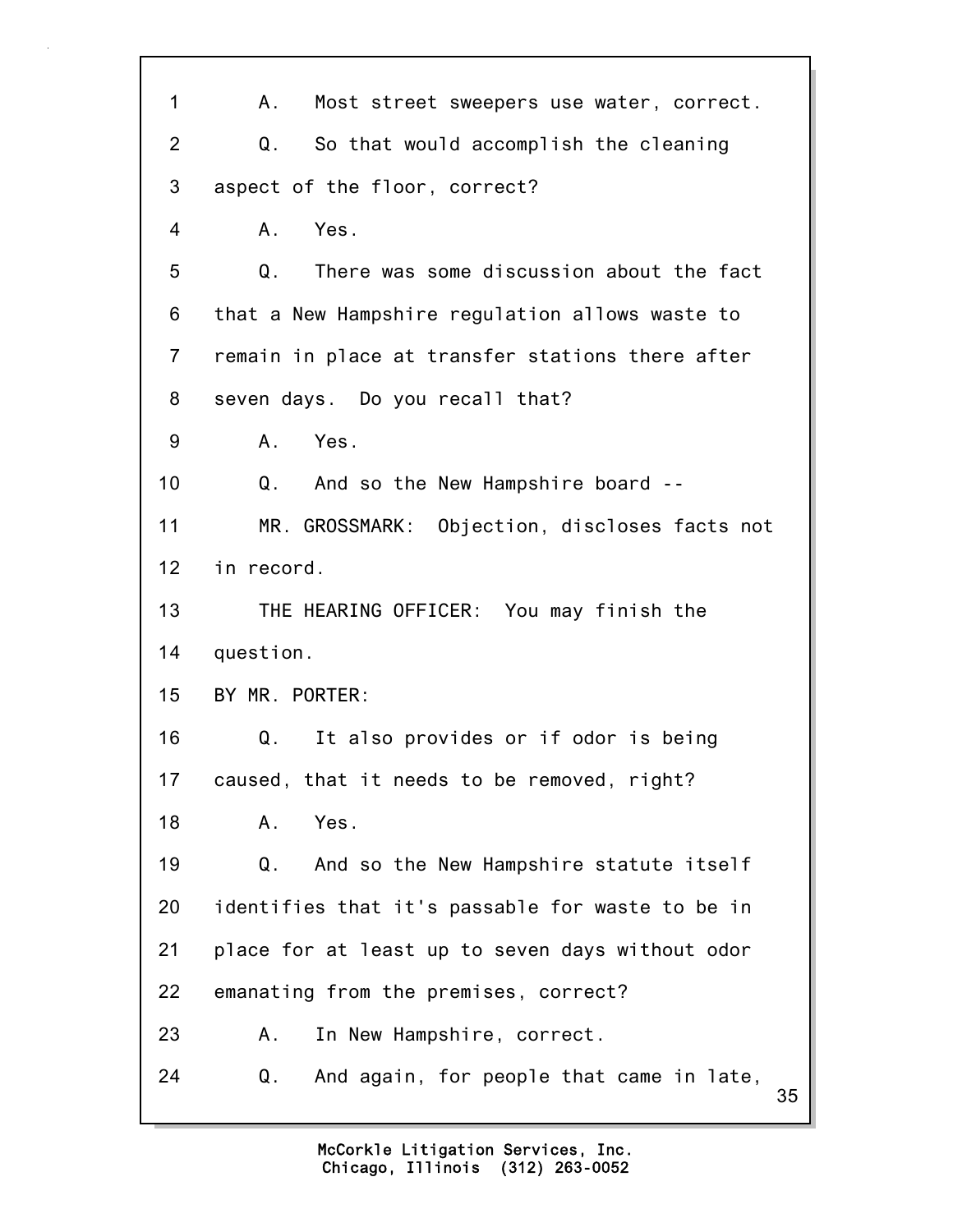1 A. Most street sweepers use water, correct.

2 Q. So that would accomplish the cleaning

3 aspect of the floor, correct?

4 A. Yes.

5 Q. There was some discussion about the fact

6 that a New Hampshire regulation allows waste to

7 remain in place at transfer stations there after

8 seven days. Do you recall that?

9 A. Yes.

10 Q. And so the New Hampshire board --

11 MR. GROSSMARK: Objection, discloses facts not

12 in record.

13 THE HEARING OFFICER: You may finish the

14 question.

15 BY MR. PORTER:

16 Q. It also provides or if odor is being

17 caused, that it needs to be removed, right?

18 A. Yes.

19 Q. And so the New Hampshire statute itself

20 identifies that it's passable for waste to be in

21 place for at least up to seven days without odor

22 emanating from the premises, correct?

23 A. In New Hampshire, correct.

24 Q. And again, for people that came in late,

McCorkle Litigation Services, Inc.
Chicago, Illinois (312) 263-0052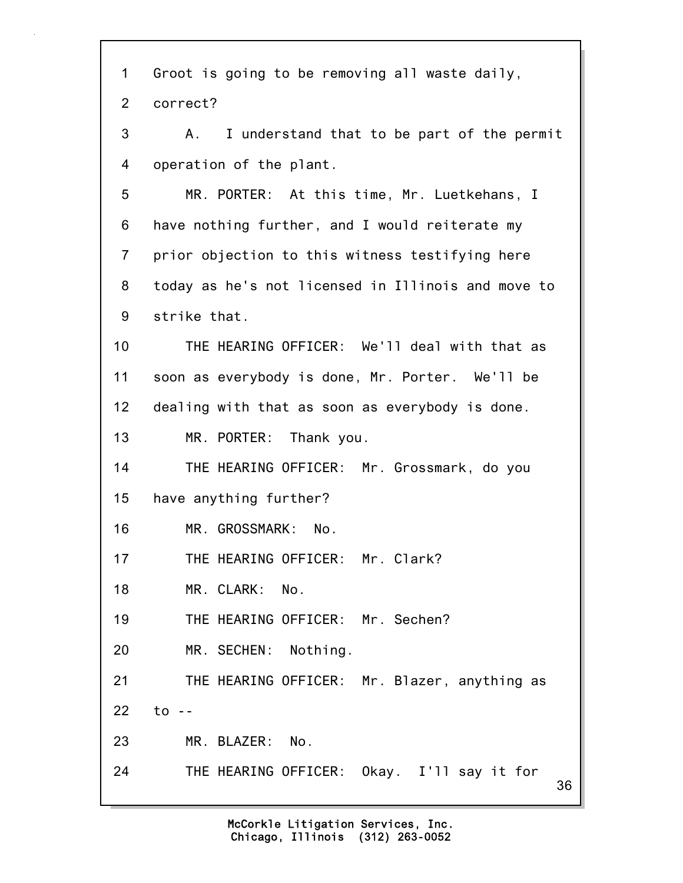1 Groot is going to be removing all waste daily,

2 correct?

3 A. I understand that to be part of the permit

4 operation of the plant.

5 MR. PORTER: At this time, Mr. Luetkehans, I

6 have nothing further, and I would reiterate my

7 prior objection to this witness testifying here

8 today as he's not licensed in Illinois and move to

9 strike that.

10 THE HEARING OFFICER: We'll deal with that as

11 soon as everybody is done, Mr. Porter. We'll be

12 dealing with that as soon as everybody is done.

13 MR. PORTER: Thank you.

14 THE HEARING OFFICER: Mr. Grossmark, do you

15 have anything further?

16 MR. GROSSMARK: No.

17 THE HEARING OFFICER: Mr. Clark?

18 MR. CLARK: No.

19 THE HEARING OFFICER: Mr. Sechen?

20 MR. SECHEN: Nothing.

21 THE HEARING OFFICER: Mr. Blazer, anything as

22 to --

23 MR. BLAZER: No.

24 THE HEARING OFFICER: Okay. I'll say it for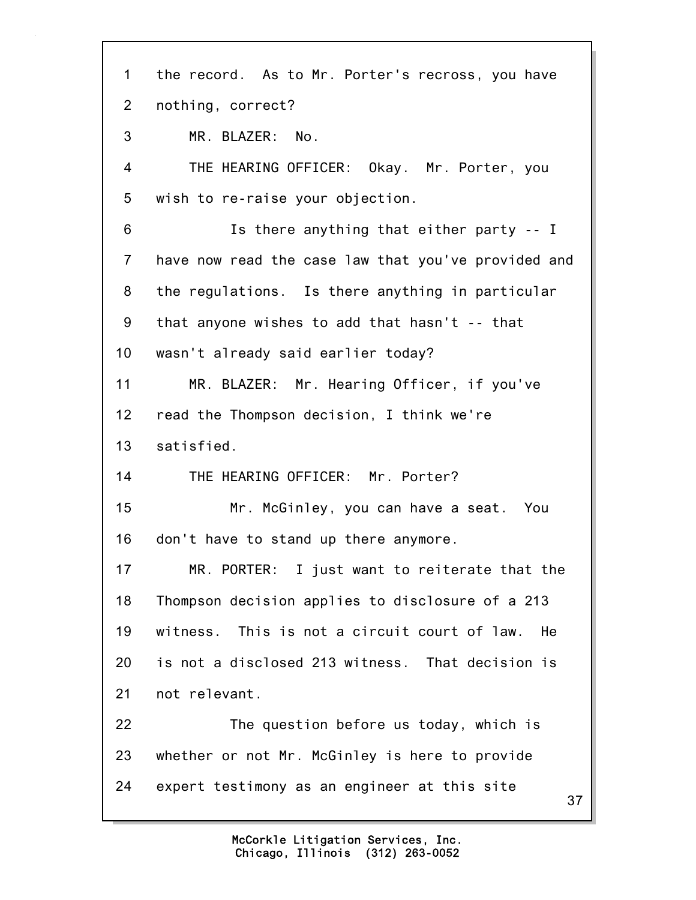the record. As to Mr. Porter's recross, you have nothing, correct?

MR. BLAZER: No.

THE HEARING OFFICER: Okay. Mr. Porter, you wish to re-raise your objection.

Is there anything that either party -- I have now read the case law that you've provided and the regulations. Is there anything in particular that anyone wishes to add that hasn't -- that wasn't already said earlier today?

MR. BLAZER: Mr. Hearing Officer, if you've read the Thompson decision, I think we're satisfied.

THE HEARING OFFICER: Mr. Porter?

Mr. McGinley, you can have a seat. You don't have to stand up there anymore.

MR. PORTER: I just want to reiterate that the Thompson decision applies to disclosure of a 213 witness. This is not a circuit court of law. He is not a disclosed 213 witness. That decision is not relevant.

The question before us today, which is whether or not Mr. McGinley is here to provide expert testimony as an engineer at this site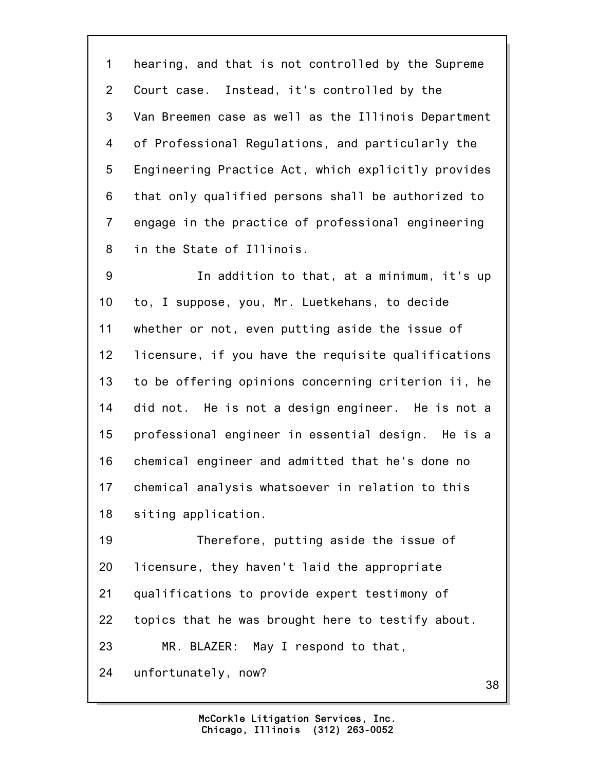hearing, and that is not controlled by the Supreme Court case. Instead, it's controlled by the Van Breemen case as well as the Illinois Department of Professional Regulations, and particularly the Engineering Practice Act, which explicitly provides that only qualified persons shall be authorized to engage in the practice of professional engineering in the State of Illinois.

In addition to that, at a minimum, it's up to, I suppose, you, Mr. Luetkehans, to decide whether or not, even putting aside the issue of licensure, if you have the requisite qualifications to be offering opinions concerning criterion ii, he did not. He is not a design engineer. He is not a professional engineer in essential design. He is a chemical engineer and admitted that he's done no chemical analysis whatsoever in relation to this siting application.

Therefore, putting aside the issue of licensure, they haven't laid the appropriate qualifications to provide expert testimony of topics that he was brought here to testify about.

MR. BLAZER: May I respond to that, unfortunately, now?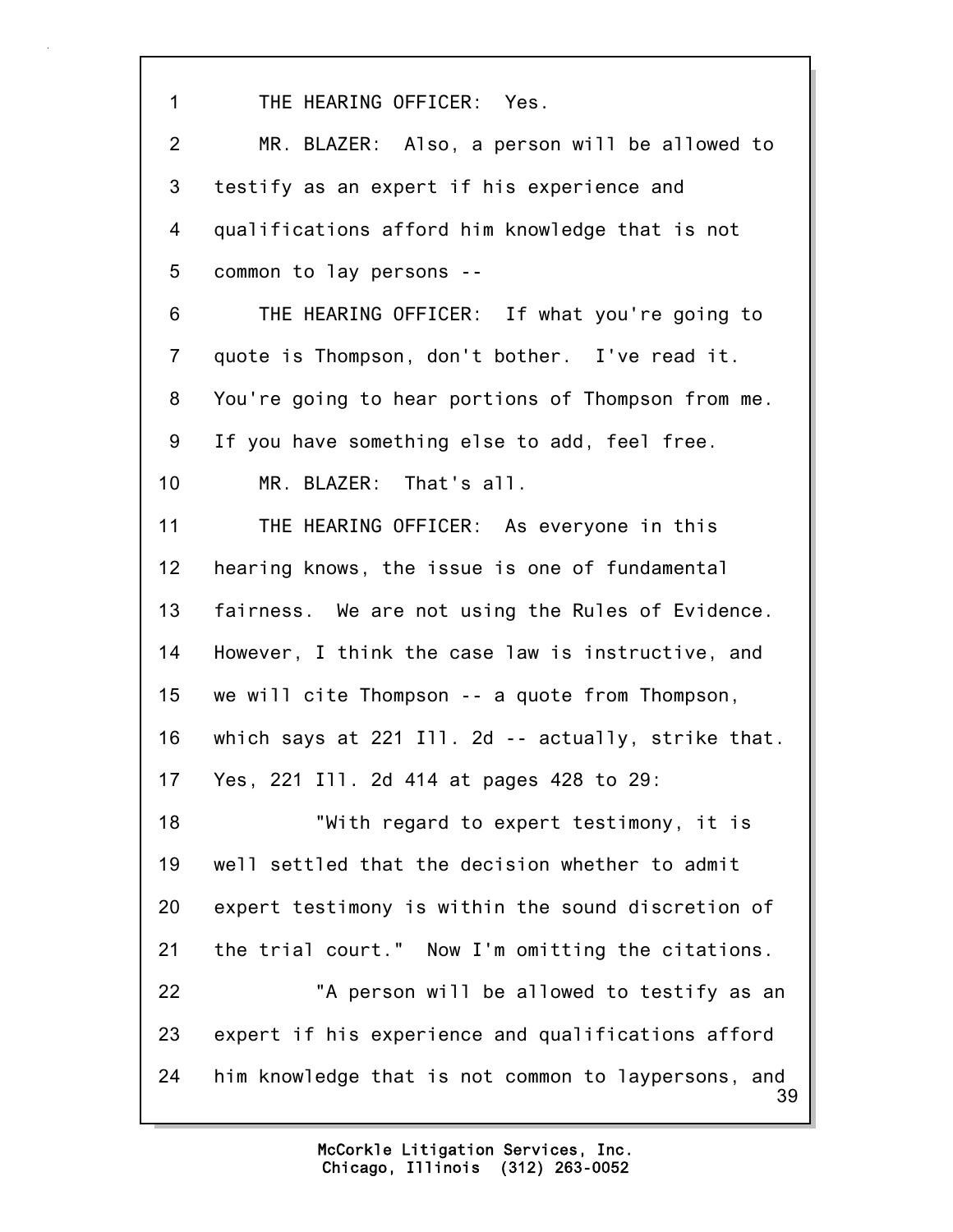THE HEARING OFFICER: Yes.

MR. BLAZER: Also, a person will be allowed to testify as an expert if his experience and qualifications afford him knowledge that is not common to lay persons --

THE HEARING OFFICER: If what you're going to quote is Thompson, don't bother. I've read it. You're going to hear portions of Thompson from me. If you have something else to add, feel free.

MR. BLAZER: That's all.

THE HEARING OFFICER: As everyone in this hearing knows, the issue is one of fundamental fairness. We are not using the Rules of Evidence. However, I think the case law is instructive, and we will cite Thompson -- a quote from Thompson, which says at 221 Ill. 2d -- actually, strike that. Yes, 221 Ill. 2d 414 at pages 428 to 29:

"With regard to expert testimony, it is well settled that the decision whether to admit expert testimony is within the sound discretion of the trial court." Now I'm omitting the citations.

"A person will be allowed to testify as an expert if his experience and qualifications afford him knowledge that is not common to laypersons, and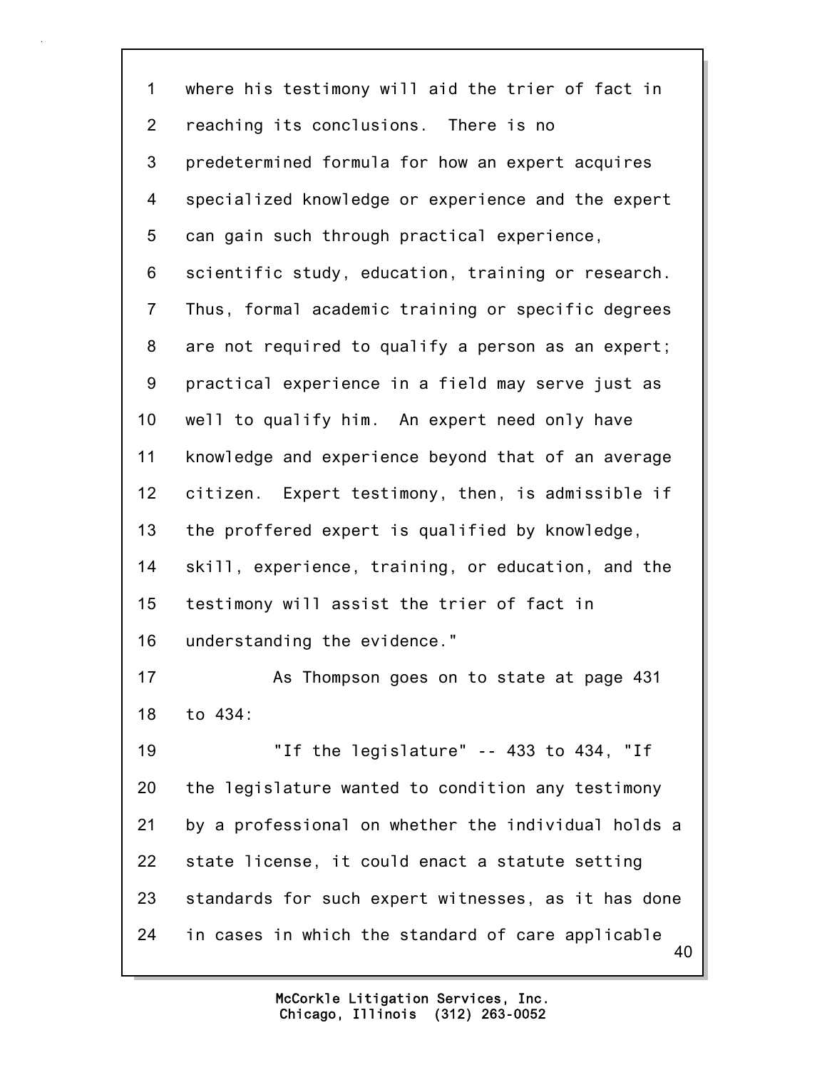where his testimony will aid the trier of fact in reaching its conclusions. There is no predetermined formula for how an expert acquires specialized knowledge or experience and the expert can gain such through practical experience, scientific study, education, training or research. Thus, formal academic training or specific degrees are not required to qualify a person as an expert; practical experience in a field may serve just as well to qualify him. An expert need only have knowledge and experience beyond that of an average citizen. Expert testimony, then, is admissible if the proffered expert is qualified by knowledge, skill, experience, training, or education, and the testimony will assist the trier of fact in understanding the evidence."

As Thompson goes on to state at page 431 to 434:

"If the legislature" -- 433 to 434, "If the legislature wanted to condition any testimony by a professional on whether the individual holds a state license, it could enact a statute setting standards for such expert witnesses, as it has done in cases in which the standard of care applicable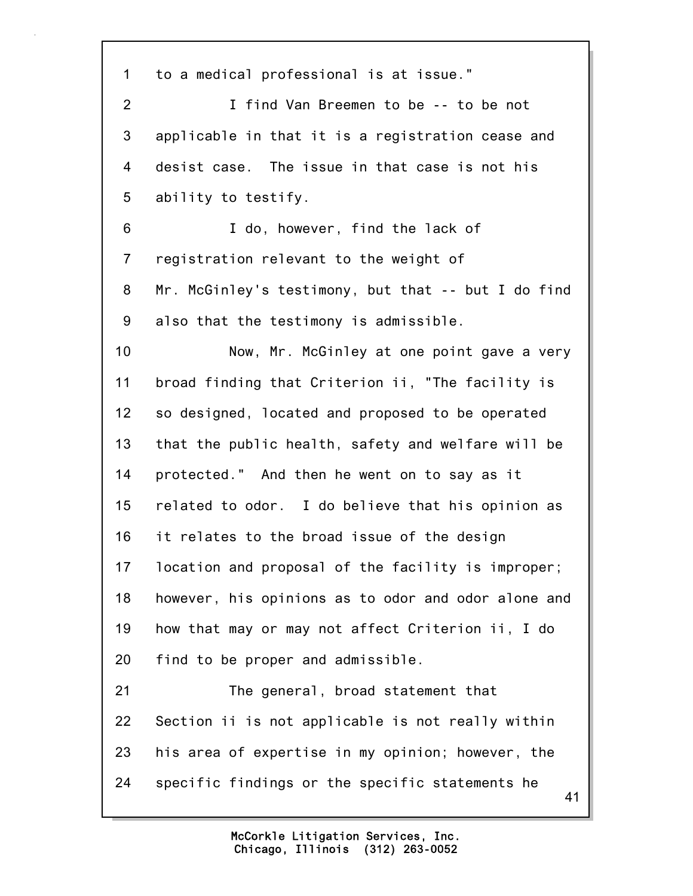1 to a medical professional is at issue."

2 I find Van Breemen to be -- to be not

3 applicable in that it is a registration cease and

4 desist case. The issue in that case is not his

5 ability to testify.

6 I do, however, find the lack of

7 registration relevant to the weight of

8 Mr. McGinley's testimony, but that -- but I do find

9 also that the testimony is admissible.

10 Now, Mr. McGinley at one point gave a very

11 broad finding that Criterion ii, "The facility is

12 so designed, located and proposed to be operated

13 that the public health, safety and welfare will be

14 protected." And then he went on to say as it

15 related to odor. I do believe that his opinion as

16 it relates to the broad issue of the design

17 location and proposal of the facility is improper;

18 however, his opinions as to odor and odor alone and

19 how that may or may not affect Criterion ii, I do

20 find to be proper and admissible.

21 The general, broad statement that

22 Section ii is not applicable is not really within

23 his area of expertise in my opinion; however, the

24 specific findings or the specific statements he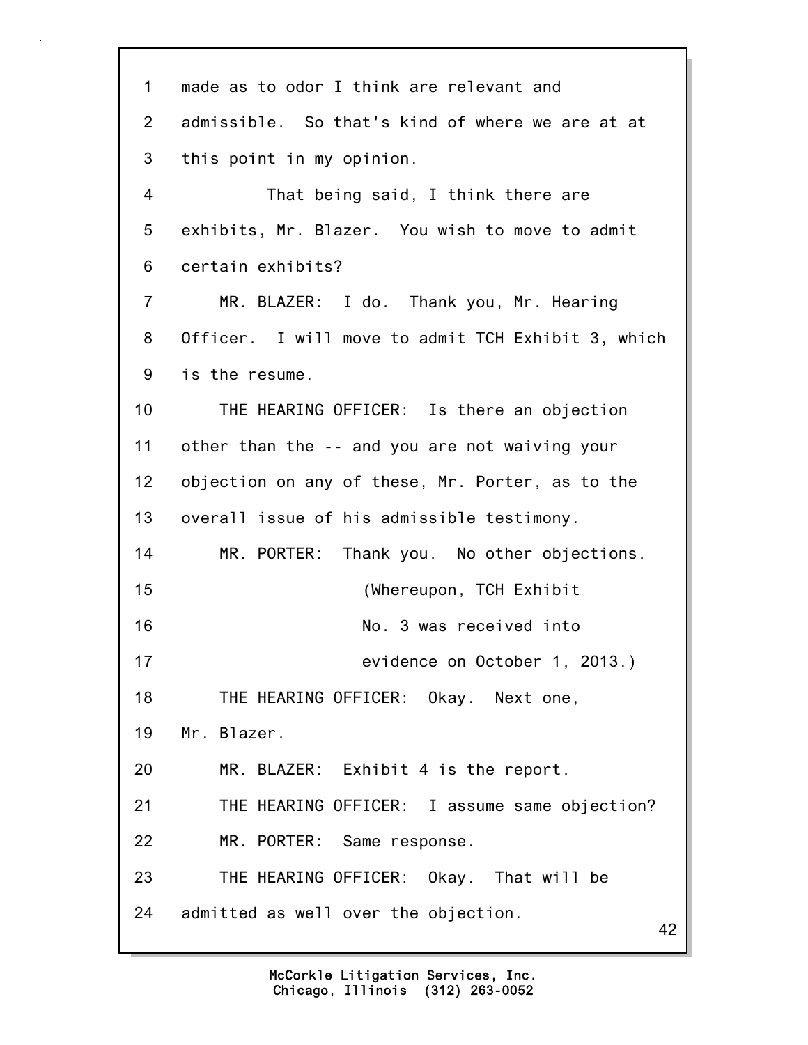made as to odor I think are relevant and admissible. So that's kind of where we are at at this point in my opinion.

That being said, I think there are exhibits, Mr. Blazer. You wish to move to admit certain exhibits?

MR. BLAZER: I do. Thank you, Mr. Hearing Officer. I will move to admit TCH Exhibit 3, which is the resume.

THE HEARING OFFICER: Is there an objection other than the -- and you are not waiving your objection on any of these, Mr. Porter, as to the overall issue of his admissible testimony.

MR. PORTER: Thank you. No other objections.

(Whereupon, TCH Exhibit No. 3 was received into evidence on October 1, 2013.)

THE HEARING OFFICER: Okay. Next one, Mr. Blazer.

MR. BLAZER: Exhibit 4 is the report.

THE HEARING OFFICER: I assume same objection?

MR. PORTER: Same response.

THE HEARING OFFICER: Okay. That will be admitted as well over the objection.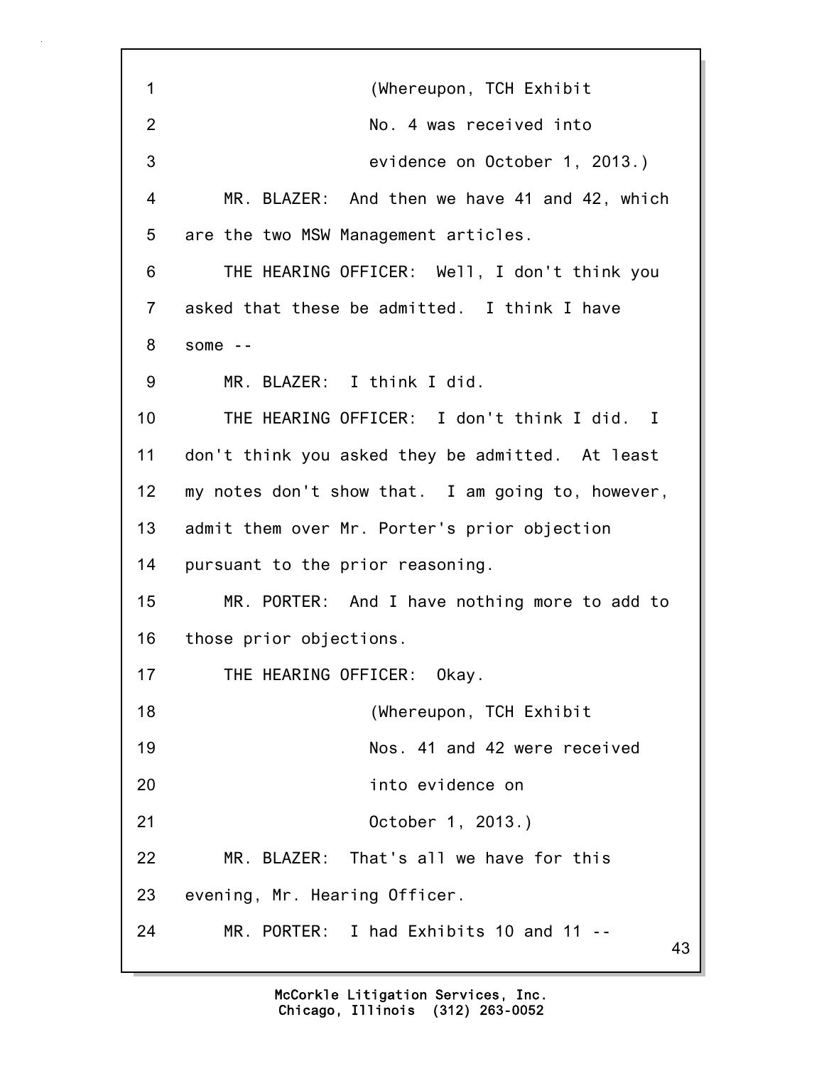(Whereupon, TCH Exhibit No. 4 was received into evidence on October 1, 2013.)

MR. BLAZER: And then we have 41 and 42, which are the two MSW Management articles.

THE HEARING OFFICER: Well, I don't think you asked that these be admitted. I think I have some --

MR. BLAZER: I think I did.

THE HEARING OFFICER: I don't think I did. I don't think you asked they be admitted. At least my notes don't show that. I am going to, however, admit them over Mr. Porter's prior objection pursuant to the prior reasoning.

MR. PORTER: And I have nothing more to add to those prior objections.

THE HEARING OFFICER: Okay.

(Whereupon, TCH Exhibit Nos. 41 and 42 were received into evidence on October 1, 2013.)

MR. BLAZER: That's all we have for this evening, Mr. Hearing Officer.

MR. PORTER: I had Exhibits 10 and 11 --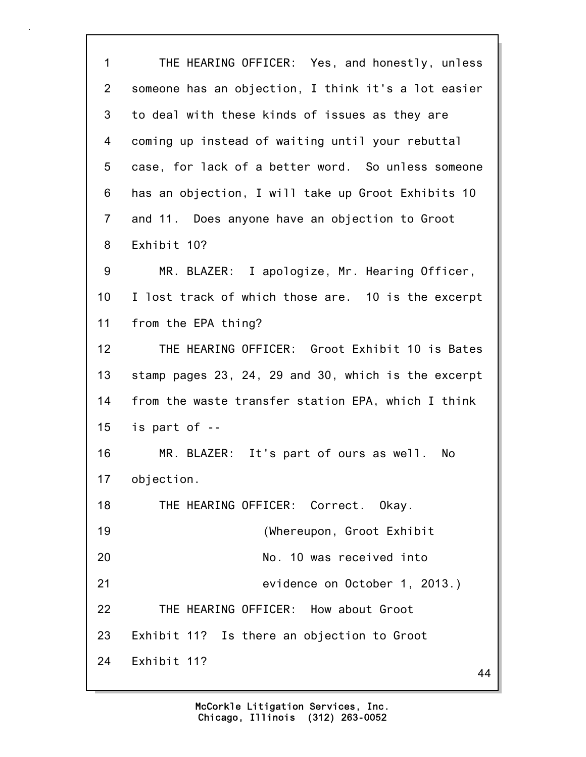THE HEARING OFFICER: Yes, and honestly, unless someone has an objection, I think it's a lot easier to deal with these kinds of issues as they are coming up instead of waiting until your rebuttal case, for lack of a better word. So unless someone has an objection, I will take up Groot Exhibits 10 and 11. Does anyone have an objection to Groot Exhibit 10?

MR. BLAZER: I apologize, Mr. Hearing Officer, I lost track of which those are. 10 is the excerpt from the EPA thing?

THE HEARING OFFICER: Groot Exhibit 10 is Bates stamp pages 23, 24, 29 and 30, which is the excerpt from the waste transfer station EPA, which I think is part of --

MR. BLAZER: It's part of ours as well. No objection.

THE HEARING OFFICER: Correct. Okay.

(Whereupon, Groot Exhibit No. 10 was received into evidence on October 1, 2013.)

THE HEARING OFFICER: How about Groot Exhibit 11? Is there an objection to Groot Exhibit 11?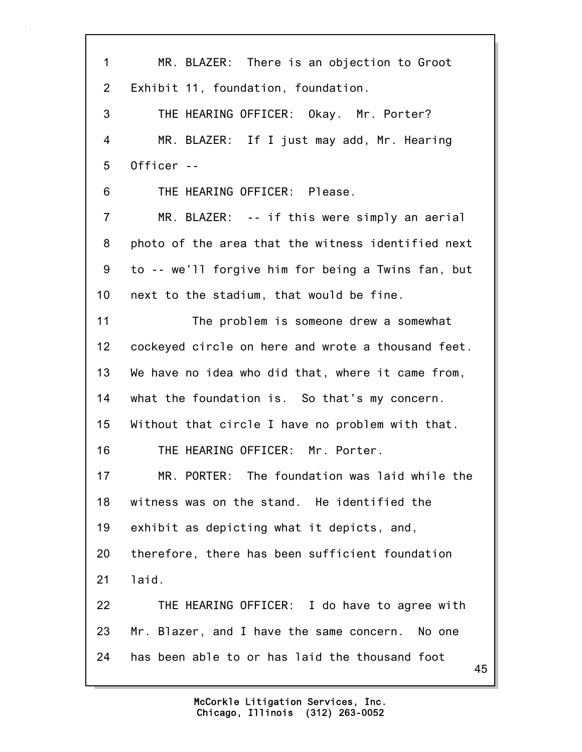MR. BLAZER: There is an objection to Groot Exhibit 11, foundation, foundation.

THE HEARING OFFICER: Okay. Mr. Porter?

MR. BLAZER: If I just may add, Mr. Hearing Officer --

THE HEARING OFFICER: Please.

MR. BLAZER: -- if this were simply an aerial photo of the area that the witness identified next to -- we'll forgive him for being a Twins fan, but next to the stadium, that would be fine.

The problem is someone drew a somewhat cockeyed circle on here and wrote a thousand feet. We have no idea who did that, where it came from, what the foundation is. So that's my concern. Without that circle I have no problem with that.

THE HEARING OFFICER: Mr. Porter.

MR. PORTER: The foundation was laid while the witness was on the stand. He identified the exhibit as depicting what it depicts, and, therefore, there has been sufficient foundation laid.

THE HEARING OFFICER: I do have to agree with Mr. Blazer, and I have the same concern. No one has been able to or has laid the thousand foot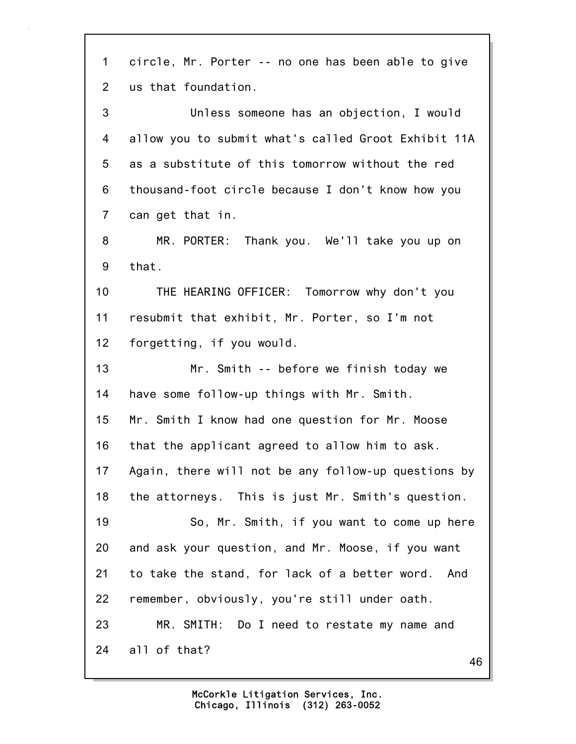1 circle, Mr. Porter -- no one has been able to give
2 us that foundation.
3 Unless someone has an objection, I would
4 allow you to submit what's called Groot Exhibit 11A
5 as a substitute of this tomorrow without the red
6 thousand-foot circle because I don't know how you
7 can get that in.
8 MR. PORTER: Thank you. We'll take you up on
9 that.
10 THE HEARING OFFICER: Tomorrow why don't you
11 resubmit that exhibit, Mr. Porter, so I'm not
12 forgetting, if you would.
13 Mr. Smith -- before we finish today we
14 have some follow-up things with Mr. Smith.
15 Mr. Smith I know had one question for Mr. Moose
16 that the applicant agreed to allow him to ask.
17 Again, there will not be any follow-up questions by
18 the attorneys. This is just Mr. Smith's question.
19 So, Mr. Smith, if you want to come up here
20 and ask your question, and Mr. Moose, if you want
21 to take the stand, for lack of a better word. And
22 remember, obviously, you're still under oath.
23 MR. SMITH: Do I need to restate my name and
24 all of that?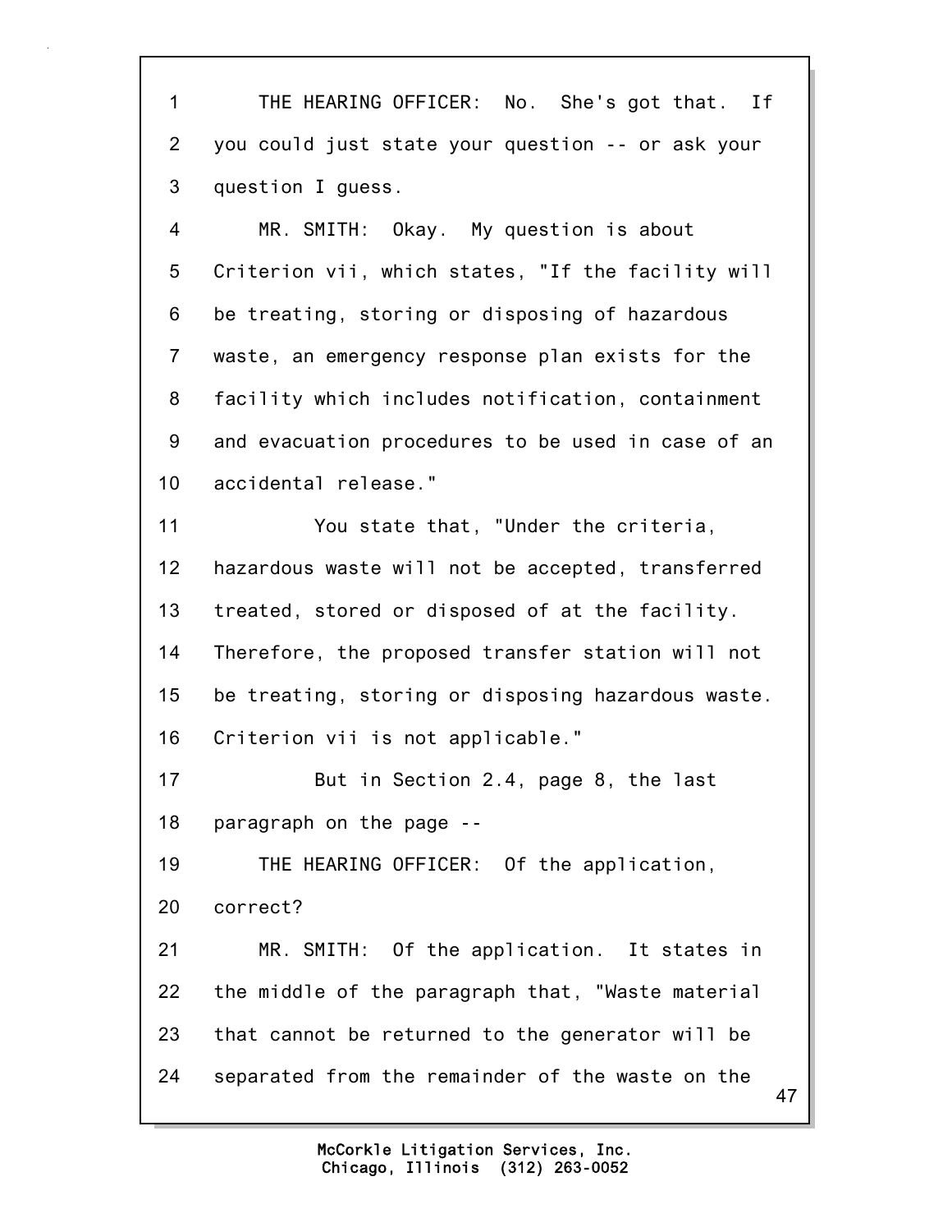THE HEARING OFFICER: No. She's got that. If you could just state your question -- or ask your question I guess.

MR. SMITH: Okay. My question is about Criterion vii, which states, "If the facility will be treating, storing or disposing of hazardous waste, an emergency response plan exists for the facility which includes notification, containment and evacuation procedures to be used in case of an accidental release."

You state that, "Under the criteria, hazardous waste will not be accepted, transferred treated, stored or disposed of at the facility. Therefore, the proposed transfer station will not be treating, storing or disposing hazardous waste. Criterion vii is not applicable."

But in Section 2.4, page 8, the last paragraph on the page --

THE HEARING OFFICER: Of the application, correct?

MR. SMITH: Of the application. It states in the middle of the paragraph that, "Waste material that cannot be returned to the generator will be separated from the remainder of the waste on the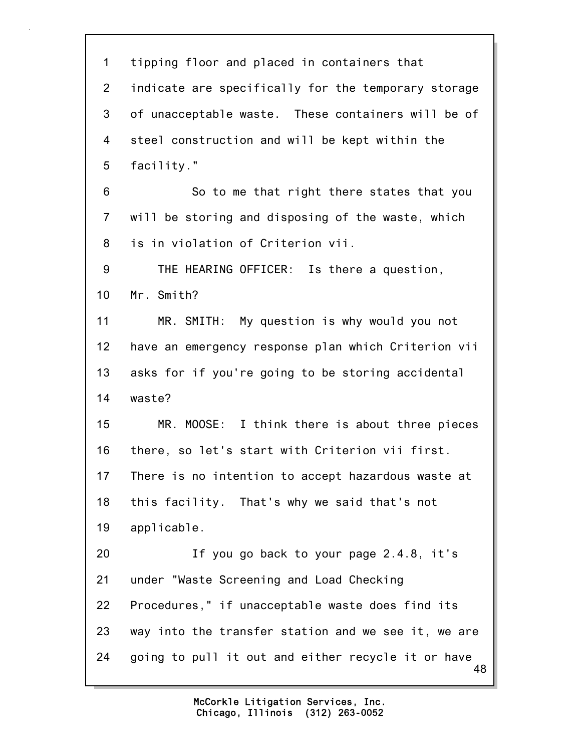tipping floor and placed in containers that indicate are specifically for the temporary storage of unacceptable waste. These containers will be of steel construction and will be kept within the facility."

So to me that right there states that you will be storing and disposing of the waste, which is in violation of Criterion vii.

THE HEARING OFFICER: Is there a question, Mr. Smith?

MR. SMITH: My question is why would you not have an emergency response plan which Criterion vii asks for if you're going to be storing accidental waste?

MR. MOOSE: I think there is about three pieces there, so let's start with Criterion vii first. There is no intention to accept hazardous waste at this facility. That's why we said that's not applicable.

If you go back to your page 2.4.8, it's under "Waste Screening and Load Checking Procedures," if unacceptable waste does find its way into the transfer station and we see it, we are going to pull it out and either recycle it or have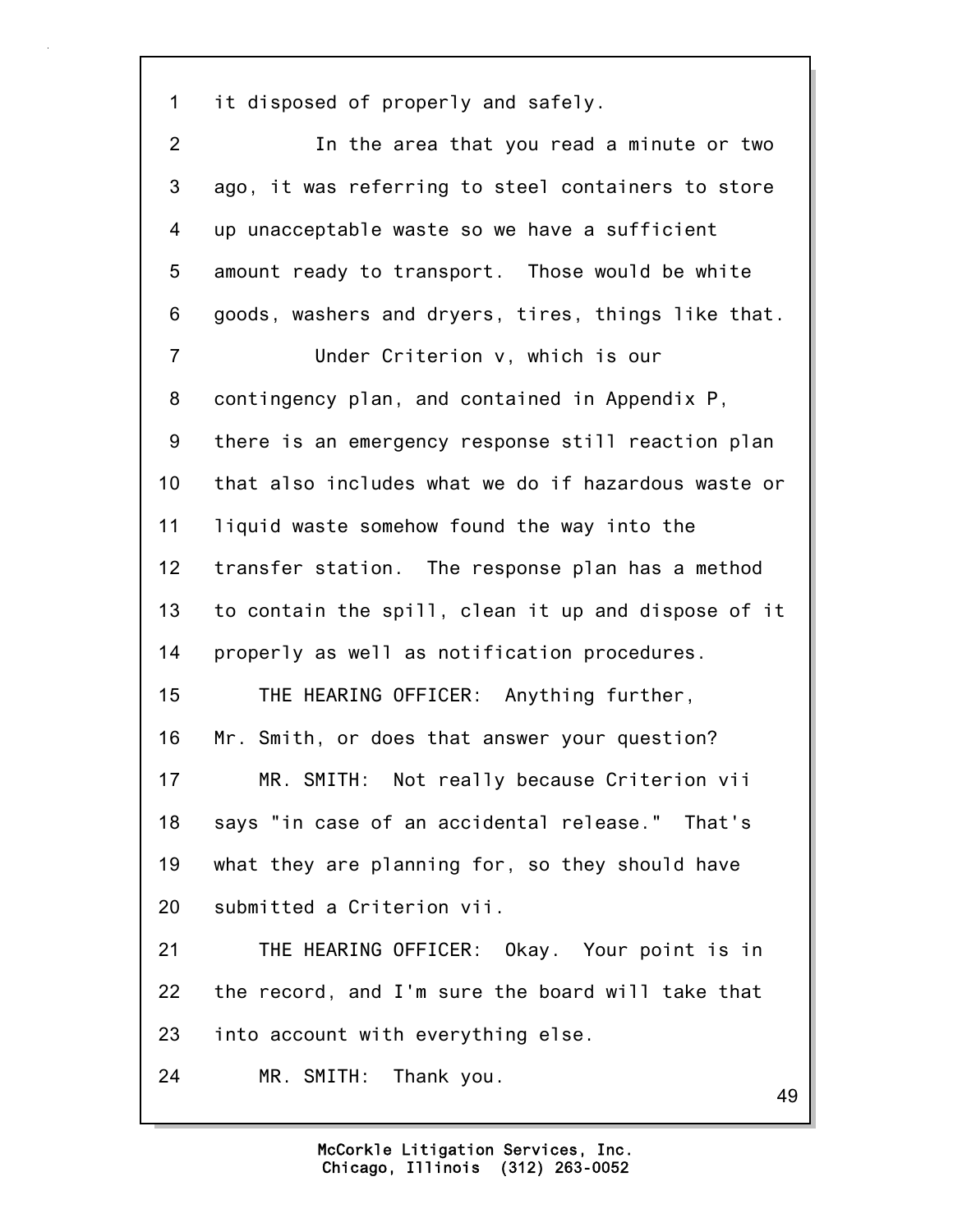it disposed of properly and safely.

In the area that you read a minute or two ago, it was referring to steel containers to store up unacceptable waste so we have a sufficient amount ready to transport. Those would be white goods, washers and dryers, tires, things like that.

Under Criterion v, which is our contingency plan, and contained in Appendix P, there is an emergency response still reaction plan that also includes what we do if hazardous waste or liquid waste somehow found the way into the transfer station. The response plan has a method to contain the spill, clean it up and dispose of it properly as well as notification procedures.

THE HEARING OFFICER: Anything further, Mr. Smith, or does that answer your question?

MR. SMITH: Not really because Criterion vii says "in case of an accidental release." That's what they are planning for, so they should have submitted a Criterion vii.

THE HEARING OFFICER: Okay. Your point is in the record, and I'm sure the board will take that into account with everything else.

MR. SMITH: Thank you.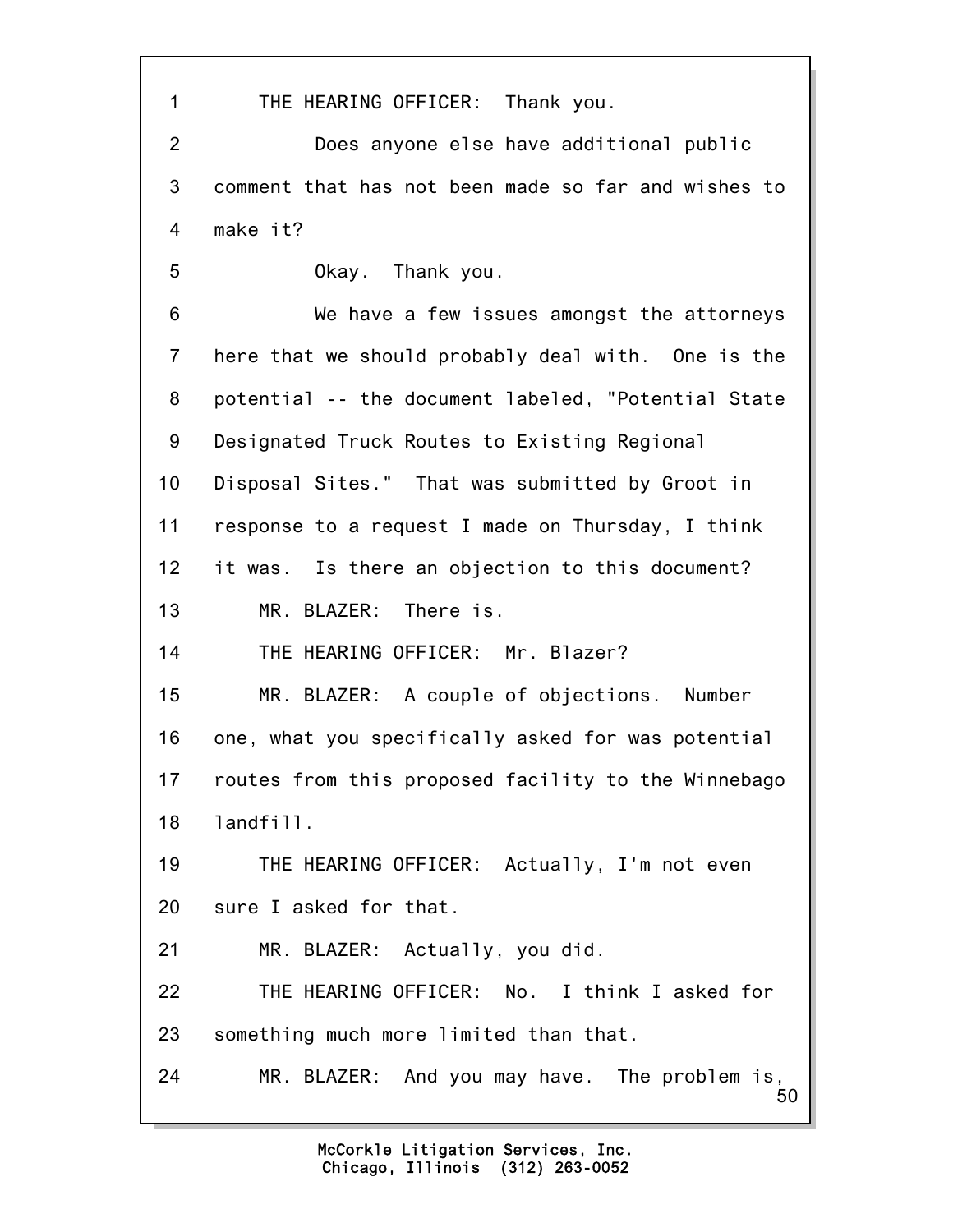THE HEARING OFFICER: Thank you.

Does anyone else have additional public comment that has not been made so far and wishes to make it?

Okay. Thank you.

We have a few issues amongst the attorneys here that we should probably deal with. One is the potential -- the document labeled, "Potential State Designated Truck Routes to Existing Regional Disposal Sites." That was submitted by Groot in response to a request I made on Thursday, I think it was. Is there an objection to this document?

MR. BLAZER: There is.

THE HEARING OFFICER: Mr. Blazer?

MR. BLAZER: A couple of objections. Number one, what you specifically asked for was potential routes from this proposed facility to the Winnebago landfill.

THE HEARING OFFICER: Actually, I'm not even sure I asked for that.

MR. BLAZER: Actually, you did.

THE HEARING OFFICER: No. I think I asked for something much more limited than that.

MR. BLAZER: And you may have. The problem is,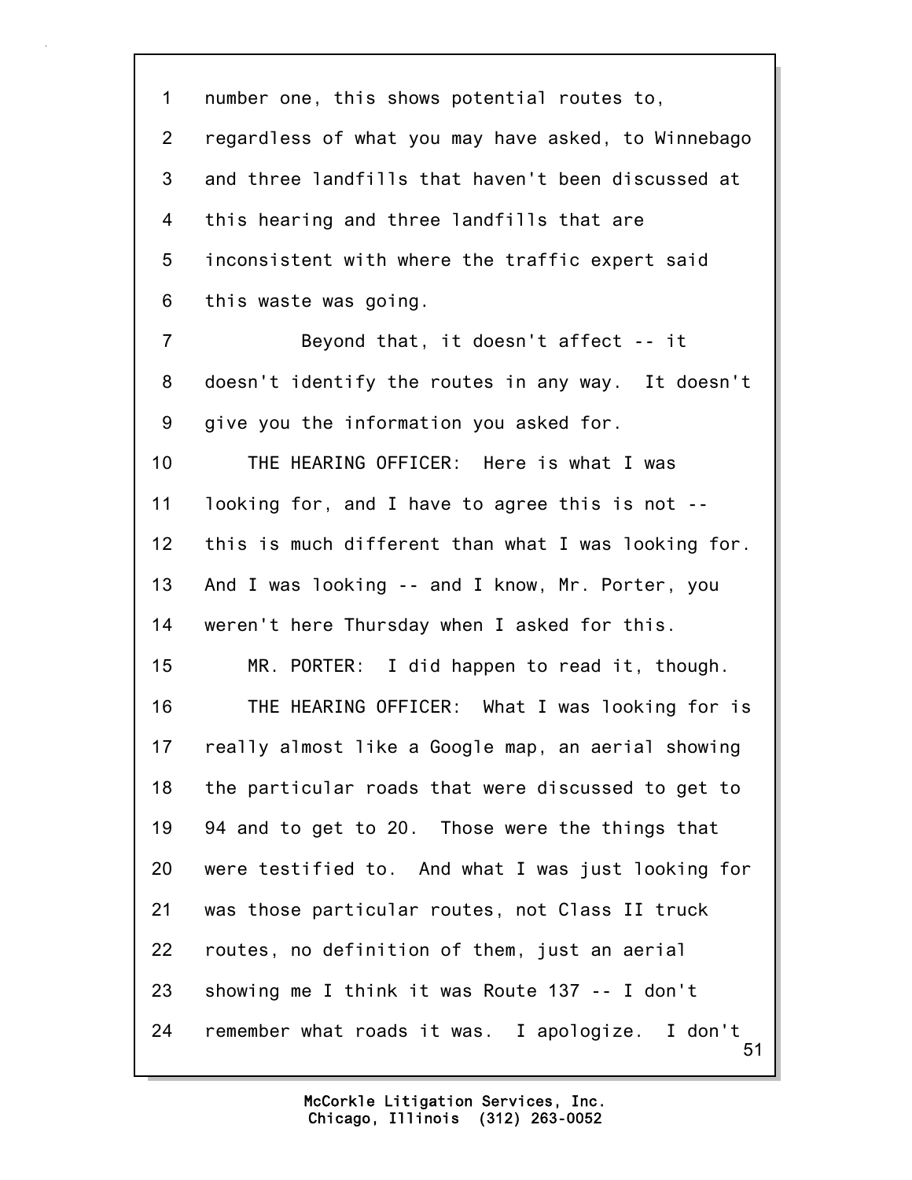1 number one, this shows potential routes to,
2 regardless of what you may have asked, to Winnebago
3 and three landfills that haven't been discussed at
4 this hearing and three landfills that are
5 inconsistent with where the traffic expert said
6 this waste was going.

7 Beyond that, it doesn't affect -- it
8 doesn't identify the routes in any way. It doesn't
9 give you the information you asked for.

10 THE HEARING OFFICER: Here is what I was
11 looking for, and I have to agree this is not --
12 this is much different than what I was looking for.
13 And I was looking -- and I know, Mr. Porter, you
14 weren't here Thursday when I asked for this.

15 MR. PORTER: I did happen to read it, though.

16 THE HEARING OFFICER: What I was looking for is
17 really almost like a Google map, an aerial showing
18 the particular roads that were discussed to get to
19 94 and to get to 20. Those were the things that
20 were testified to. And what I was just looking for
21 was those particular routes, not Class II truck
22 routes, no definition of them, just an aerial
23 showing me I think it was Route 137 -- I don't
24 remember what roads it was. I apologize. I don't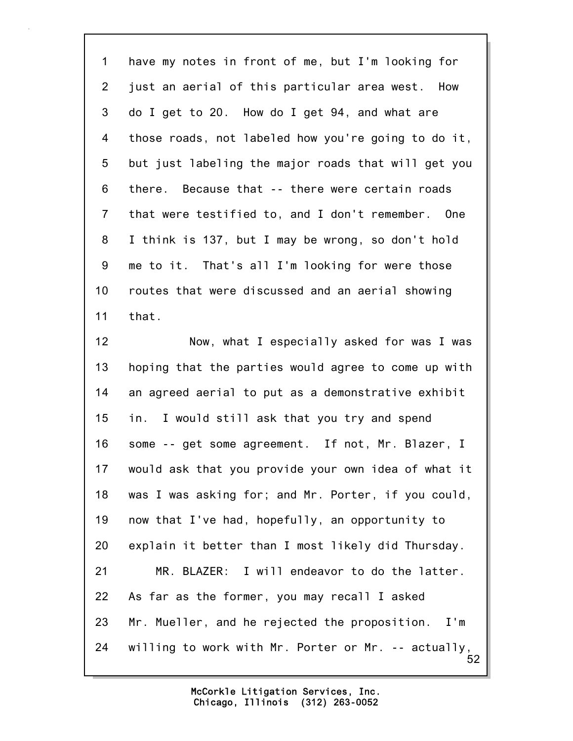1 have my notes in front of me, but I'm looking for
2 just an aerial of this particular area west. How
3 do I get to 20. How do I get 94, and what are
4 those roads, not labeled how you're going to do it,
5 but just labeling the major roads that will get you
6 there. Because that -- there were certain roads
7 that were testified to, and I don't remember. One
8 I think is 137, but I may be wrong, so don't hold
9 me to it. That's all I'm looking for were those
10 routes that were discussed and an aerial showing
11 that.
12 Now, what I especially asked for was I was
13 hoping that the parties would agree to come up with
14 an agreed aerial to put as a demonstrative exhibit
15 in. I would still ask that you try and spend
16 some -- get some agreement. If not, Mr. Blazer, I
17 would ask that you provide your own idea of what it
18 was I was asking for; and Mr. Porter, if you could,
19 now that I've had, hopefully, an opportunity to
20 explain it better than I most likely did Thursday.
21 MR. BLAZER: I will endeavor to do the latter.
22 As far as the former, you may recall I asked
23 Mr. Mueller, and he rejected the proposition. I'm
24 willing to work with Mr. Porter or Mr. -- actually,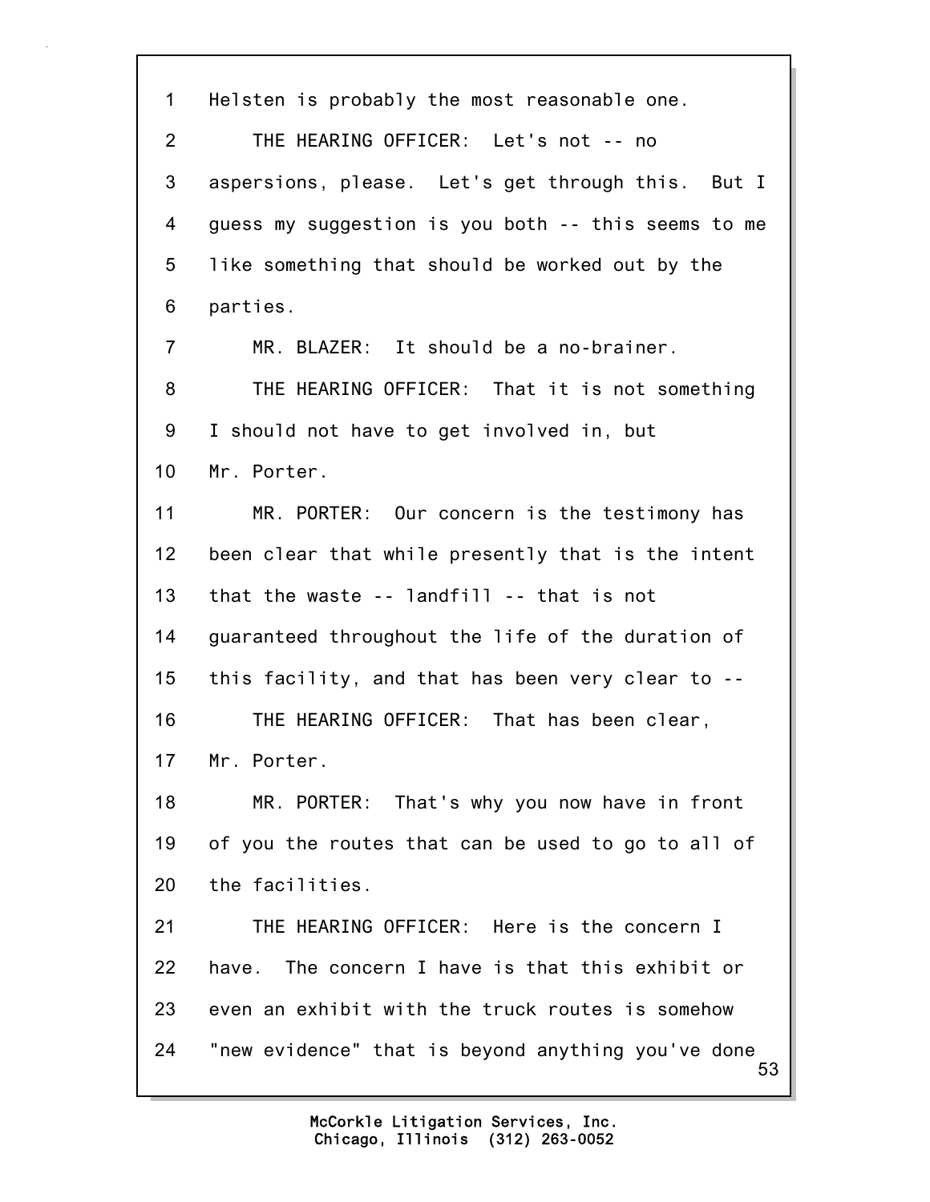1 Helsten is probably the most reasonable one.

2 THE HEARING OFFICER: Let's not -- no

3 aspersions, please. Let's get through this. But I

4 guess my suggestion is you both -- this seems to me

5 like something that should be worked out by the

6 parties.

7 MR. BLAZER: It should be a no-brainer.

8 THE HEARING OFFICER: That it is not something

9 I should not have to get involved in, but

10 Mr. Porter.

11 MR. PORTER: Our concern is the testimony has

12 been clear that while presently that is the intent

13 that the waste -- landfill -- that is not

14 guaranteed throughout the life of the duration of

15 this facility, and that has been very clear to --

16 THE HEARING OFFICER: That has been clear,

17 Mr. Porter.

18 MR. PORTER: That's why you now have in front

19 of you the routes that can be used to go to all of

20 the facilities.

21 THE HEARING OFFICER: Here is the concern I

22 have. The concern I have is that this exhibit or

23 even an exhibit with the truck routes is somehow

24 "new evidence" that is beyond anything you've done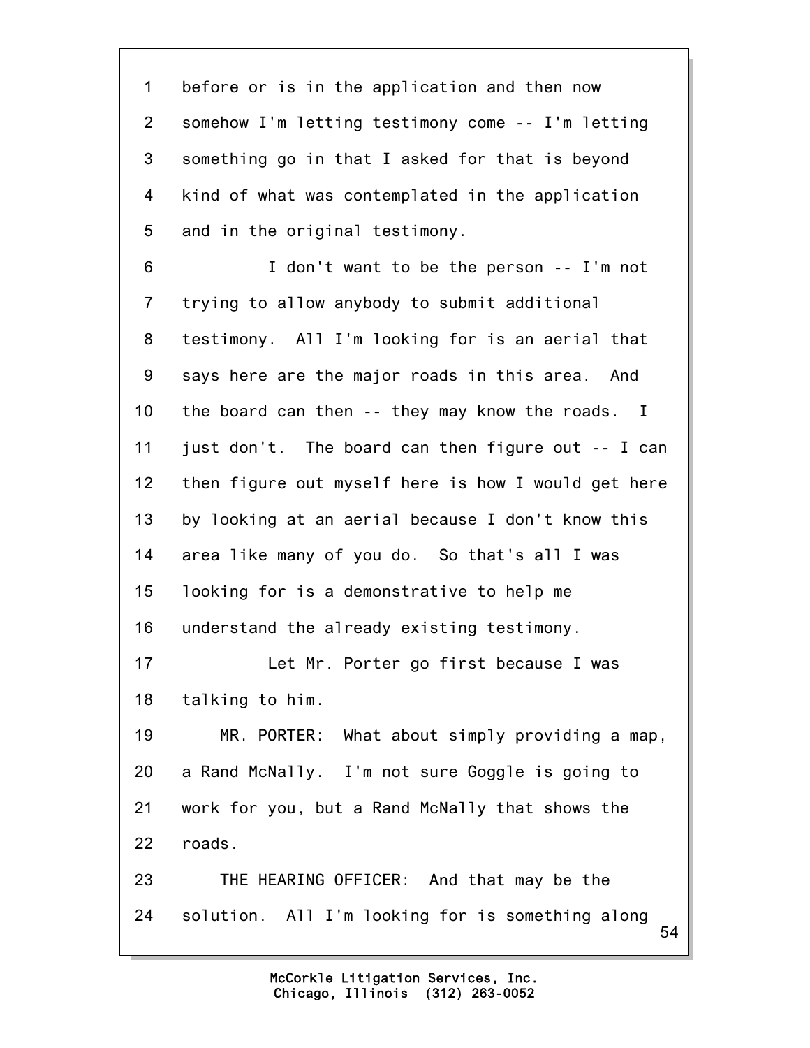before or is in the application and then now somehow I'm letting testimony come -- I'm letting something go in that I asked for that is beyond kind of what was contemplated in the application and in the original testimony.

I don't want to be the person -- I'm not trying to allow anybody to submit additional testimony. All I'm looking for is an aerial that says here are the major roads in this area. And the board can then -- they may know the roads. I just don't. The board can then figure out -- I can then figure out myself here is how I would get here by looking at an aerial because I don't know this area like many of you do. So that's all I was looking for is a demonstrative to help me understand the already existing testimony.

Let Mr. Porter go first because I was talking to him.

MR. PORTER: What about simply providing a map, a Rand McNally. I'm not sure Goggle is going to work for you, but a Rand McNally that shows the roads.

THE HEARING OFFICER: And that may be the solution. All I'm looking for is something along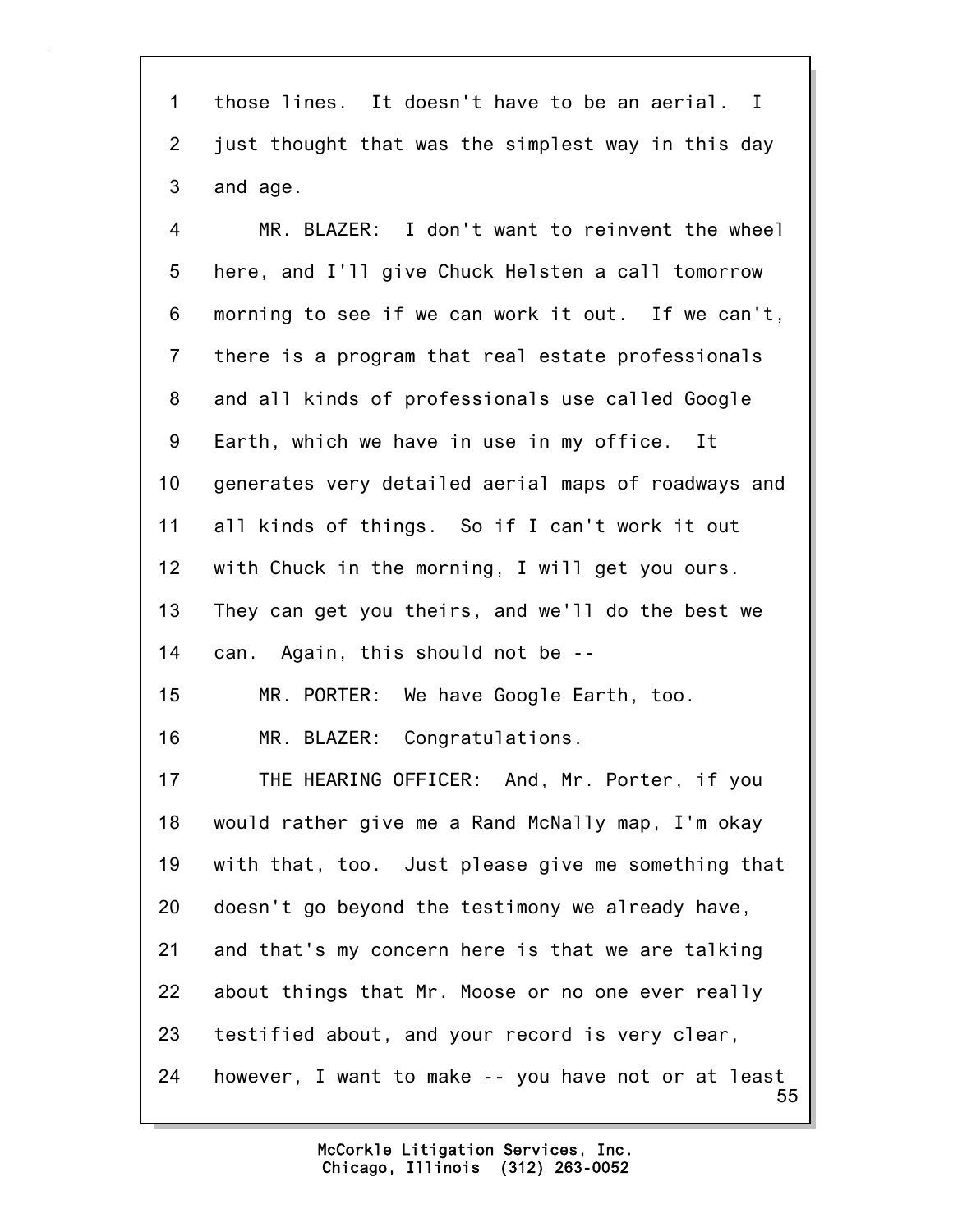1 those lines. It doesn't have to be an aerial. I
2 just thought that was the simplest way in this day
3 and age.
4 MR. BLAZER: I don't want to reinvent the wheel
5 here, and I'll give Chuck Helsten a call tomorrow
6 morning to see if we can work it out. If we can't,
7 there is a program that real estate professionals
8 and all kinds of professionals use called Google
9 Earth, which we have in use in my office. It
10 generates very detailed aerial maps of roadways and
11 all kinds of things. So if I can't work it out
12 with Chuck in the morning, I will get you ours.
13 They can get you theirs, and we'll do the best we
14 can. Again, this should not be --
15 MR. PORTER: We have Google Earth, too.
16 MR. BLAZER: Congratulations.
17 THE HEARING OFFICER: And, Mr. Porter, if you
18 would rather give me a Rand McNally map, I'm okay
19 with that, too. Just please give me something that
20 doesn't go beyond the testimony we already have,
21 and that's my concern here is that we are talking
22 about things that Mr. Moose or no one ever really
23 testified about, and your record is very clear,
24 however, I want to make -- you have not or at least

McCorkle Litigation Services, Inc.
Chicago, Illinois (312) 263-0052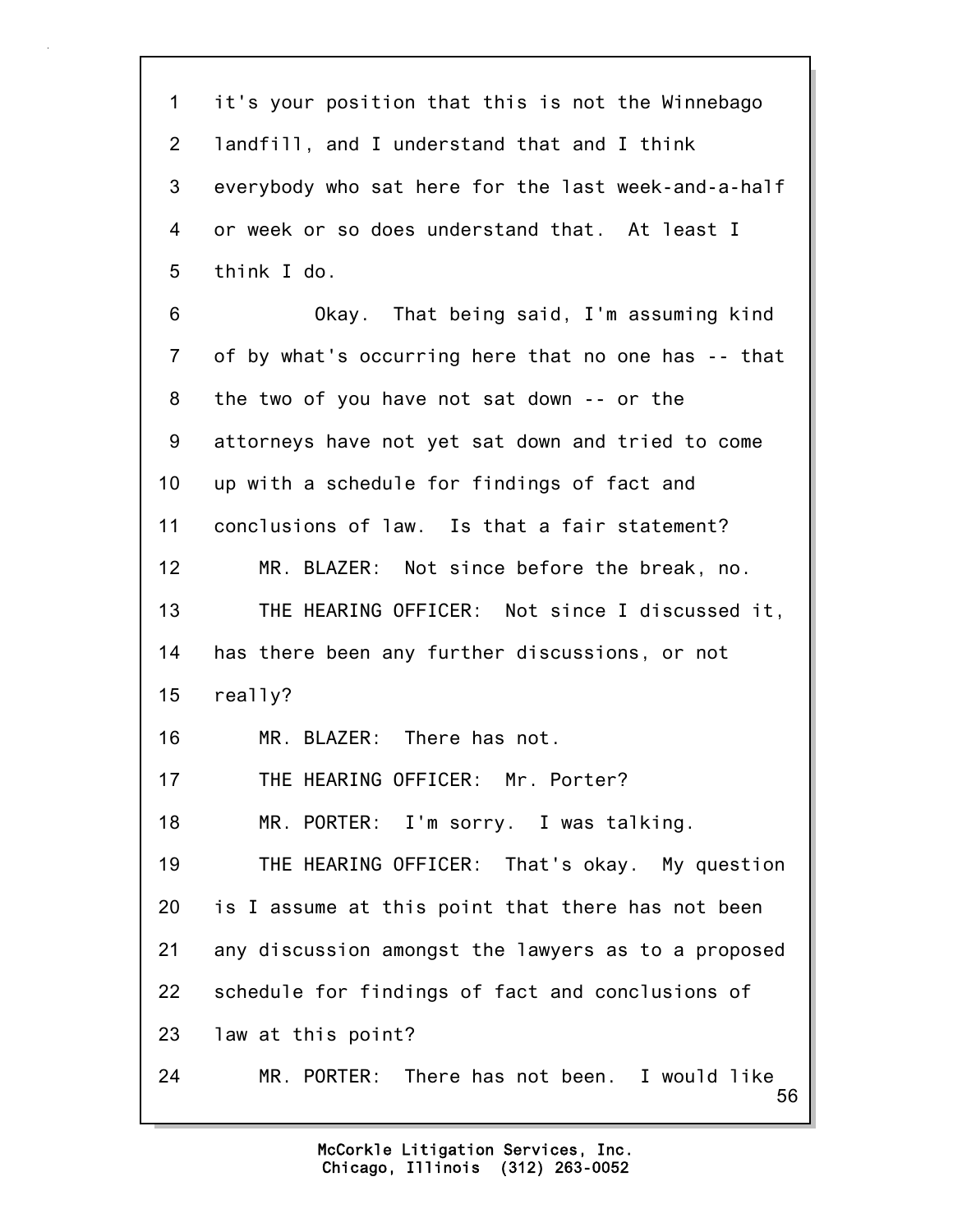1 it's your position that this is not the Winnebago
2 landfill, and I understand that and I think
3 everybody who sat here for the last week-and-a-half
4 or week or so does understand that. At least I
5 think I do.
6 Okay. That being said, I'm assuming kind
7 of by what's occurring here that no one has -- that
8 the two of you have not sat down -- or the
9 attorneys have not yet sat down and tried to come
10 up with a schedule for findings of fact and
11 conclusions of law. Is that a fair statement?
12 MR. BLAZER: Not since before the break, no.
13 THE HEARING OFFICER: Not since I discussed it,
14 has there been any further discussions, or not
15 really?
16 MR. BLAZER: There has not.
17 THE HEARING OFFICER: Mr. Porter?
18 MR. PORTER: I'm sorry. I was talking.
19 THE HEARING OFFICER: That's okay. My question
20 is I assume at this point that there has not been
21 any discussion amongst the lawyers as to a proposed
22 schedule for findings of fact and conclusions of
23 law at this point?
24 MR. PORTER: There has not been. I would like

McCorkle Litigation Services, Inc.
Chicago, Illinois (312) 263-0052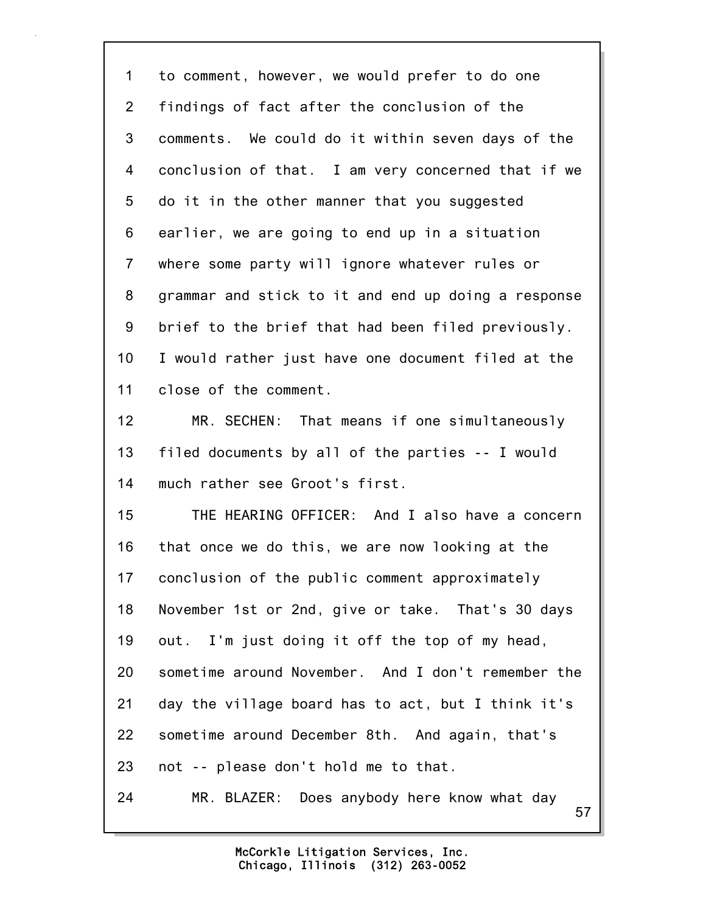to comment, however, we would prefer to do one findings of fact after the conclusion of the comments. We could do it within seven days of the conclusion of that. I am very concerned that if we do it in the other manner that you suggested earlier, we are going to end up in a situation where some party will ignore whatever rules or grammar and stick to it and end up doing a response brief to the brief that had been filed previously. I would rather just have one document filed at the close of the comment.

MR. SECHEN: That means if one simultaneously filed documents by all of the parties -- I would much rather see Groot's first.

THE HEARING OFFICER: And I also have a concern that once we do this, we are now looking at the conclusion of the public comment approximately November 1st or 2nd, give or take. That's 30 days out. I'm just doing it off the top of my head, sometime around November. And I don't remember the day the village board has to act, but I think it's sometime around December 8th. And again, that's not -- please don't hold me to that.

MR. BLAZER: Does anybody here know what day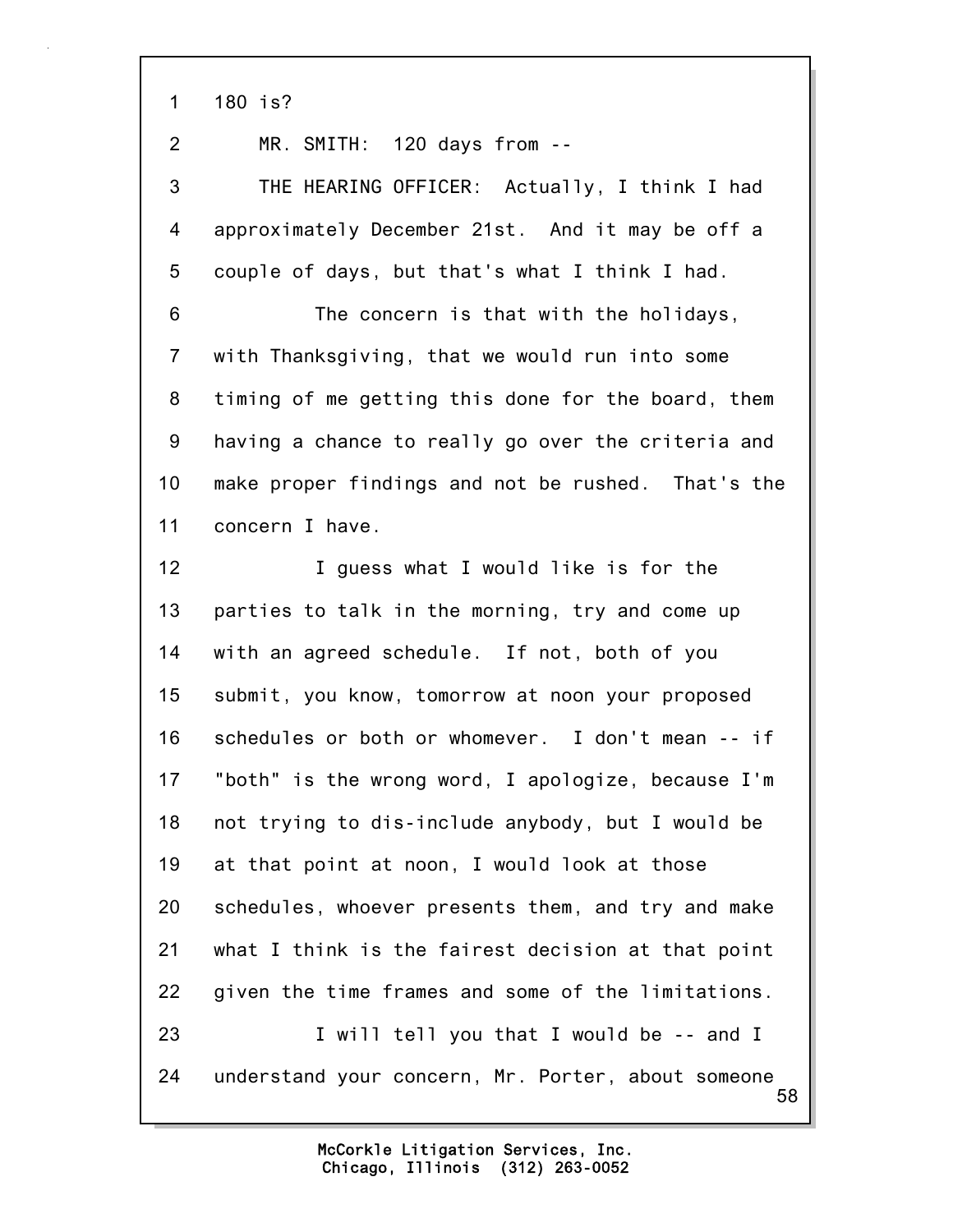1 180 is?

2 MR. SMITH: 120 days from --

3 THE HEARING OFFICER: Actually, I think I had

4 approximately December 21st. And it may be off a

5 couple of days, but that's what I think I had.

6 The concern is that with the holidays,

7 with Thanksgiving, that we would run into some

8 timing of me getting this done for the board, them

9 having a chance to really go over the criteria and

10 make proper findings and not be rushed. That's the

11 concern I have.

12 I guess what I would like is for the

13 parties to talk in the morning, try and come up

14 with an agreed schedule. If not, both of you

15 submit, you know, tomorrow at noon your proposed

16 schedules or both or whomever. I don't mean -- if

17 "both" is the wrong word, I apologize, because I'm

18 not trying to dis-include anybody, but I would be

19 at that point at noon, I would look at those

20 schedules, whoever presents them, and try and make

21 what I think is the fairest decision at that point

22 given the time frames and some of the limitations.

23 I will tell you that I would be -- and I

24 understand your concern, Mr. Porter, about someone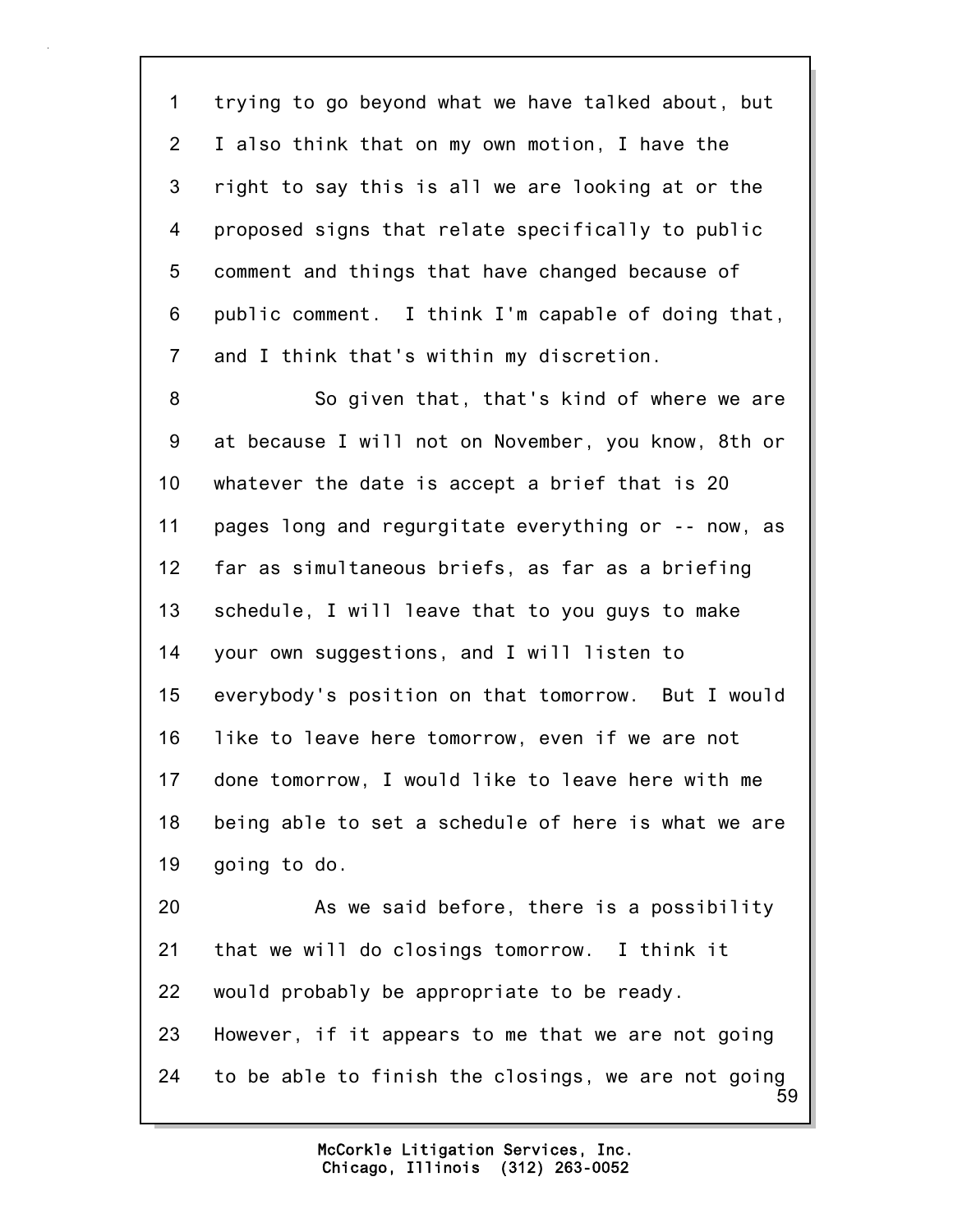trying to go beyond what we have talked about, but I also think that on my own motion, I have the right to say this is all we are looking at or the proposed signs that relate specifically to public comment and things that have changed because of public comment. I think I'm capable of doing that, and I think that's within my discretion.

So given that, that's kind of where we are at because I will not on November, you know, 8th or whatever the date is accept a brief that is 20 pages long and regurgitate everything or -- now, as far as simultaneous briefs, as far as a briefing schedule, I will leave that to you guys to make your own suggestions, and I will listen to everybody's position on that tomorrow. But I would like to leave here tomorrow, even if we are not done tomorrow, I would like to leave here with me being able to set a schedule of here is what we are going to do.

As we said before, there is a possibility that we will do closings tomorrow. I think it would probably be appropriate to be ready. However, if it appears to me that we are not going to be able to finish the closings, we are not going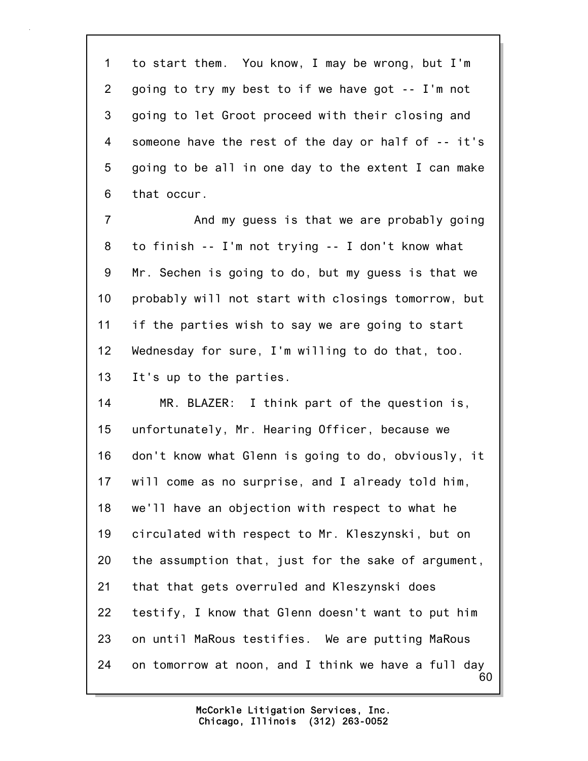1 to start them. You know, I may be wrong, but I'm
2 going to try my best to if we have got -- I'm not
3 going to let Groot proceed with their closing and
4 someone have the rest of the day or half of -- it's
5 going to be all in one day to the extent I can make
6 that occur.

7 And my guess is that we are probably going
8 to finish -- I'm not trying -- I don't know what
9 Mr. Sechen is going to do, but my guess is that we
10 probably will not start with closings tomorrow, but
11 if the parties wish to say we are going to start
12 Wednesday for sure, I'm willing to do that, too.
13 It's up to the parties.

14 MR. BLAZER: I think part of the question is,
15 unfortunately, Mr. Hearing Officer, because we
16 don't know what Glenn is going to do, obviously, it
17 will come as no surprise, and I already told him,
18 we'll have an objection with respect to what he
19 circulated with respect to Mr. Kleszynski, but on
20 the assumption that, just for the sake of argument,
21 that that gets overruled and Kleszynski does
22 testify, I know that Glenn doesn't want to put him
23 on until MaRous testifies. We are putting MaRous
24 on tomorrow at noon, and I think we have a full day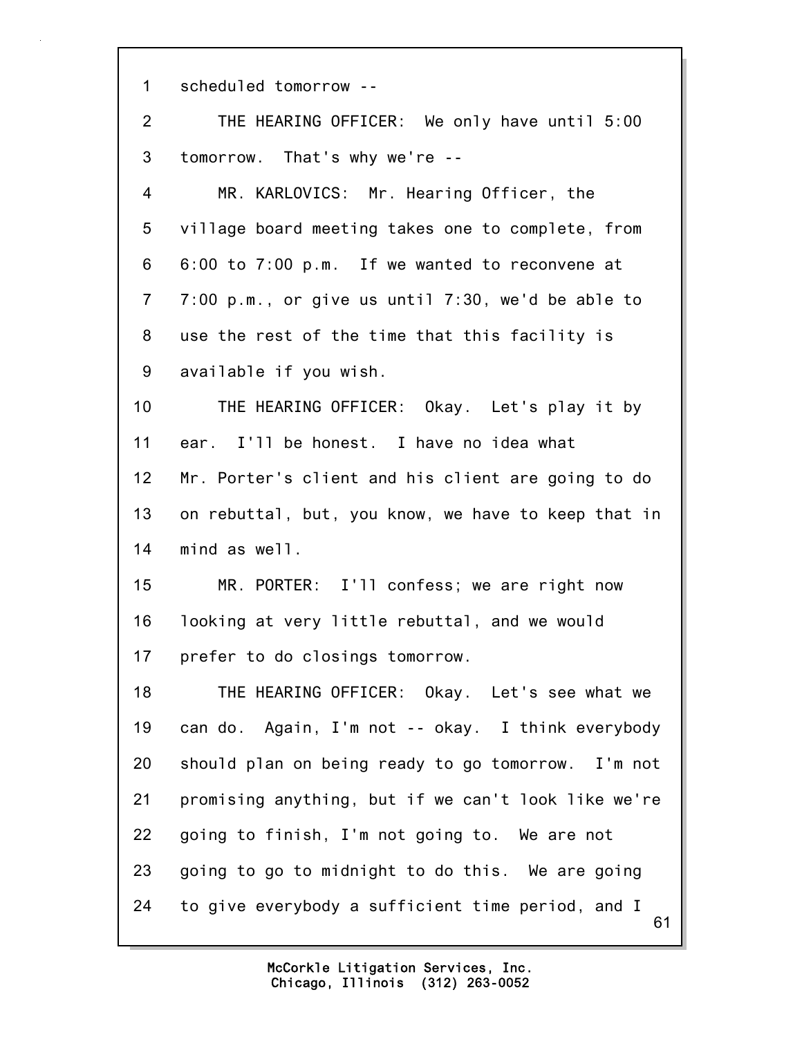scheduled tomorrow --

THE HEARING OFFICER: We only have until 5:00 tomorrow. That's why we're --

MR. KARLOVICS: Mr. Hearing Officer, the village board meeting takes one to complete, from 6:00 to 7:00 p.m. If we wanted to reconvene at 7:00 p.m., or give us until 7:30, we'd be able to use the rest of the time that this facility is available if you wish.

THE HEARING OFFICER: Okay. Let's play it by ear. I'll be honest. I have no idea what Mr. Porter's client and his client are going to do on rebuttal, but, you know, we have to keep that in mind as well.

MR. PORTER: I'll confess; we are right now looking at very little rebuttal, and we would prefer to do closings tomorrow.

THE HEARING OFFICER: Okay. Let's see what we can do. Again, I'm not -- okay. I think everybody should plan on being ready to go tomorrow. I'm not promising anything, but if we can't look like we're going to finish, I'm not going to. We are not going to go to midnight to do this. We are going to give everybody a sufficient time period, and I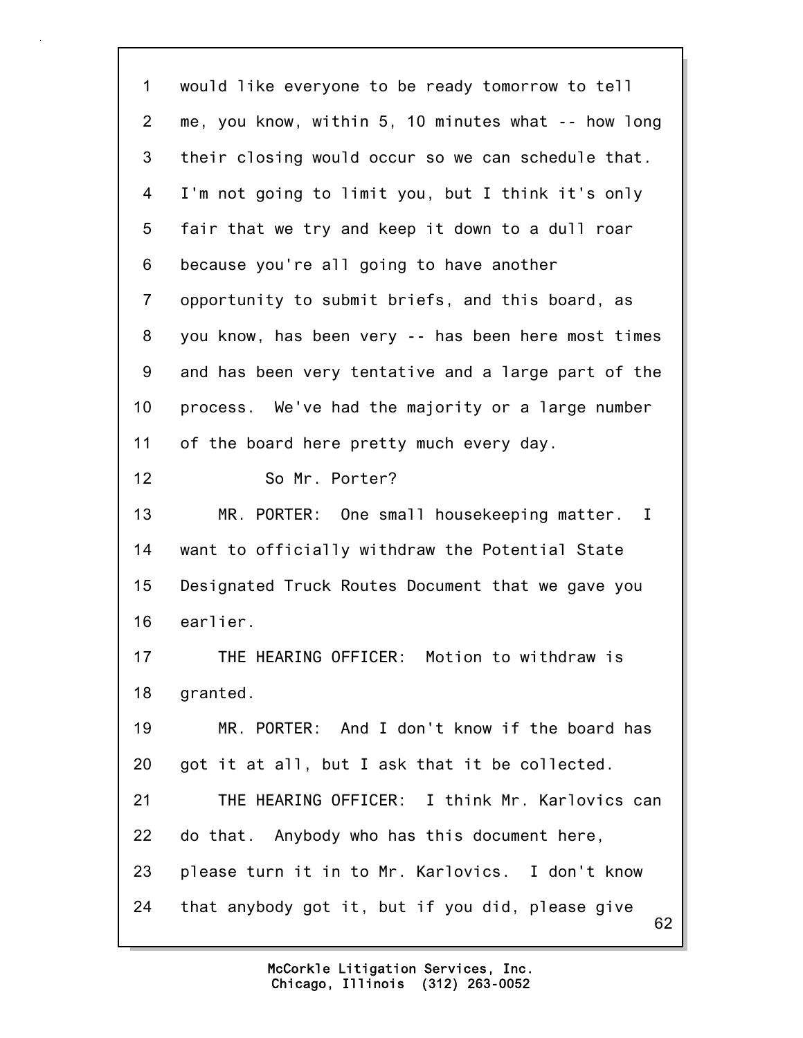would like everyone to be ready tomorrow to tell me, you know, within 5, 10 minutes what -- how long their closing would occur so we can schedule that. I'm not going to limit you, but I think it's only fair that we try and keep it down to a dull roar because you're all going to have another opportunity to submit briefs, and this board, as you know, has been very -- has been here most times and has been very tentative and a large part of the process. We've had the majority or a large number of the board here pretty much every day.

So Mr. Porter?

MR. PORTER: One small housekeeping matter. I want to officially withdraw the Potential State Designated Truck Routes Document that we gave you earlier.

THE HEARING OFFICER: Motion to withdraw is granted.

MR. PORTER: And I don't know if the board has got it at all, but I ask that it be collected.

THE HEARING OFFICER: I think Mr. Karlovics can do that. Anybody who has this document here, please turn it in to Mr. Karlovics. I don't know that anybody got it, but if you did, please give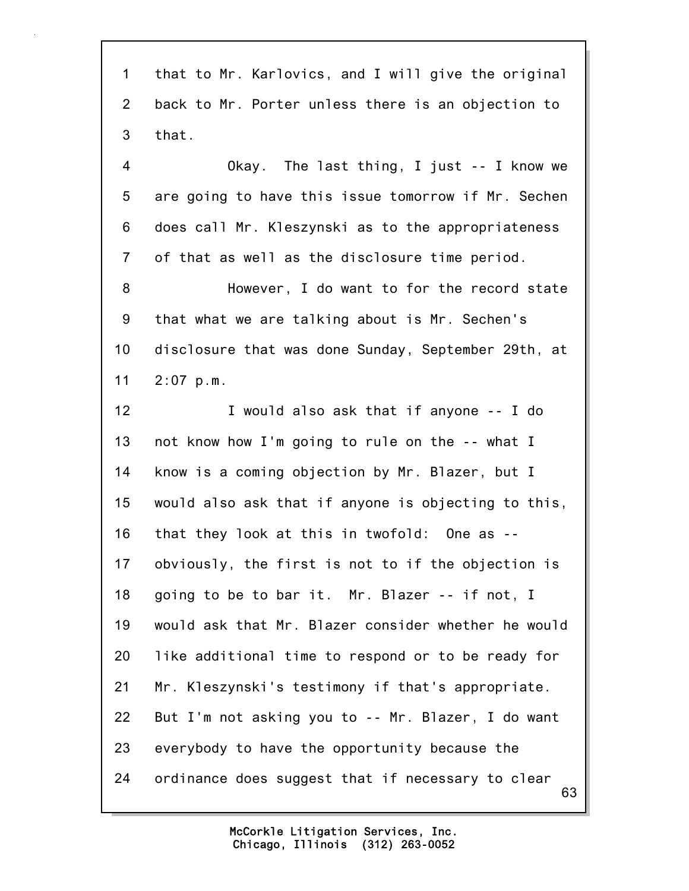that to Mr. Karlovics, and I will give the original back to Mr. Porter unless there is an objection to that.

Okay. The last thing, I just -- I know we are going to have this issue tomorrow if Mr. Sechen does call Mr. Kleszynski as to the appropriateness of that as well as the disclosure time period.

However, I do want to for the record state that what we are talking about is Mr. Sechen's disclosure that was done Sunday, September 29th, at 2:07 p.m.

I would also ask that if anyone -- I do not know how I'm going to rule on the -- what I know is a coming objection by Mr. Blazer, but I would also ask that if anyone is objecting to this, that they look at this in twofold: One as -- obviously, the first is not to if the objection is going to be to bar it. Mr. Blazer -- if not, I would ask that Mr. Blazer consider whether he would like additional time to respond or to be ready for Mr. Kleszynski's testimony if that's appropriate. But I'm not asking you to -- Mr. Blazer, I do want everybody to have the opportunity because the ordinance does suggest that if necessary to clear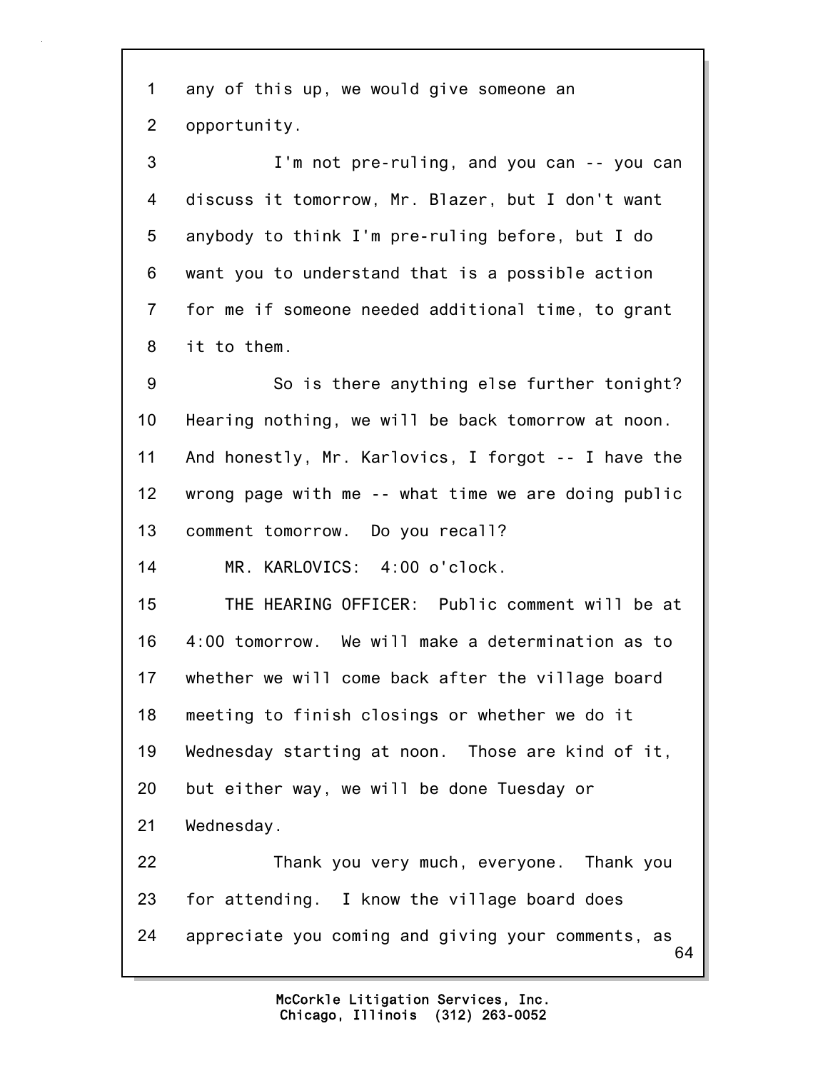any of this up, we would give someone an opportunity.

I'm not pre-ruling, and you can -- you can discuss it tomorrow, Mr. Blazer, but I don't want anybody to think I'm pre-ruling before, but I do want you to understand that is a possible action for me if someone needed additional time, to grant it to them.

So is there anything else further tonight? Hearing nothing, we will be back tomorrow at noon. And honestly, Mr. Karlovics, I forgot -- I have the wrong page with me -- what time we are doing public comment tomorrow. Do you recall?

MR. KARLOVICS: 4:00 o'clock.

THE HEARING OFFICER: Public comment will be at 4:00 tomorrow. We will make a determination as to whether we will come back after the village board meeting to finish closings or whether we do it Wednesday starting at noon. Those are kind of it, but either way, we will be done Tuesday or Wednesday.

Thank you very much, everyone. Thank you for attending. I know the village board does appreciate you coming and giving your comments, as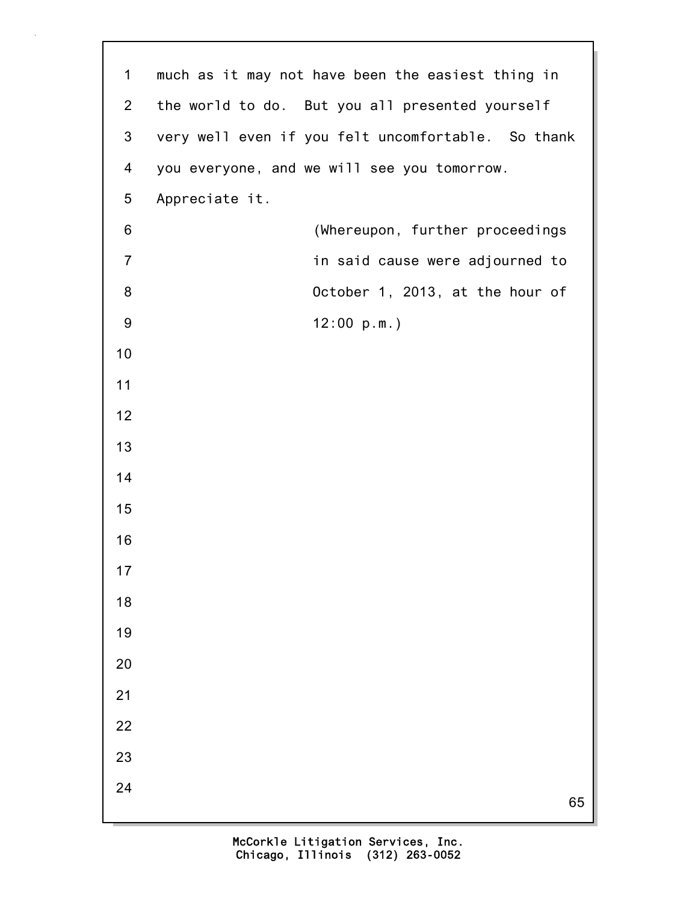much as it may not have been the easiest thing in the world to do. But you all presented yourself very well even if you felt uncomfortable. So thank you everyone, and we will see you tomorrow. Appreciate it.

(Whereupon, further proceedings in said cause were adjourned to October 1, 2013, at the hour of 12:00 p.m.)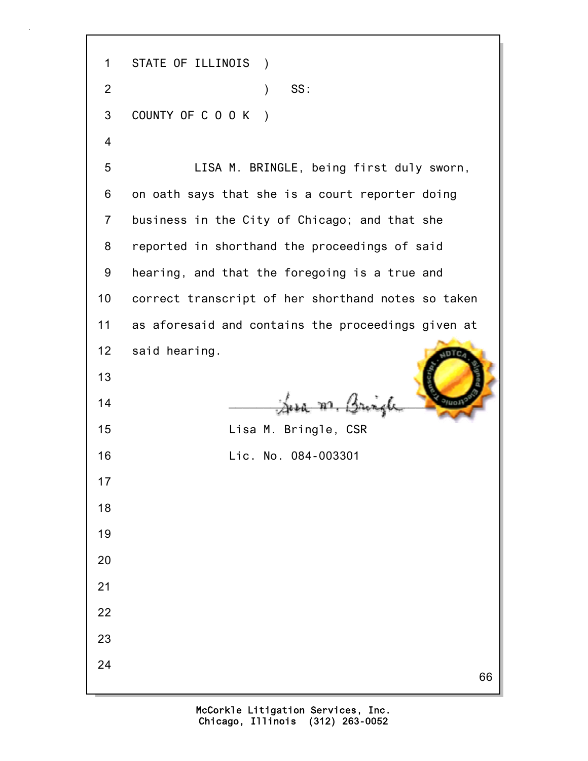STATE OF ILLINOIS )
) SS:
COUNTY OF C O O K )

LISA M. BRINGLE, being first duly sworn, on oath says that she is a court reporter doing business in the City of Chicago; and that she reported in shorthand the proceedings of said hearing, and that the foregoing is a true and correct transcript of her shorthand notes so taken as aforesaid and contains the proceedings given at said hearing.

Lisa M. Bringle, CSR
Lic. No. 084-003301

McCorkle Litigation Services, Inc.
Chicago, Illinois (312) 263-0052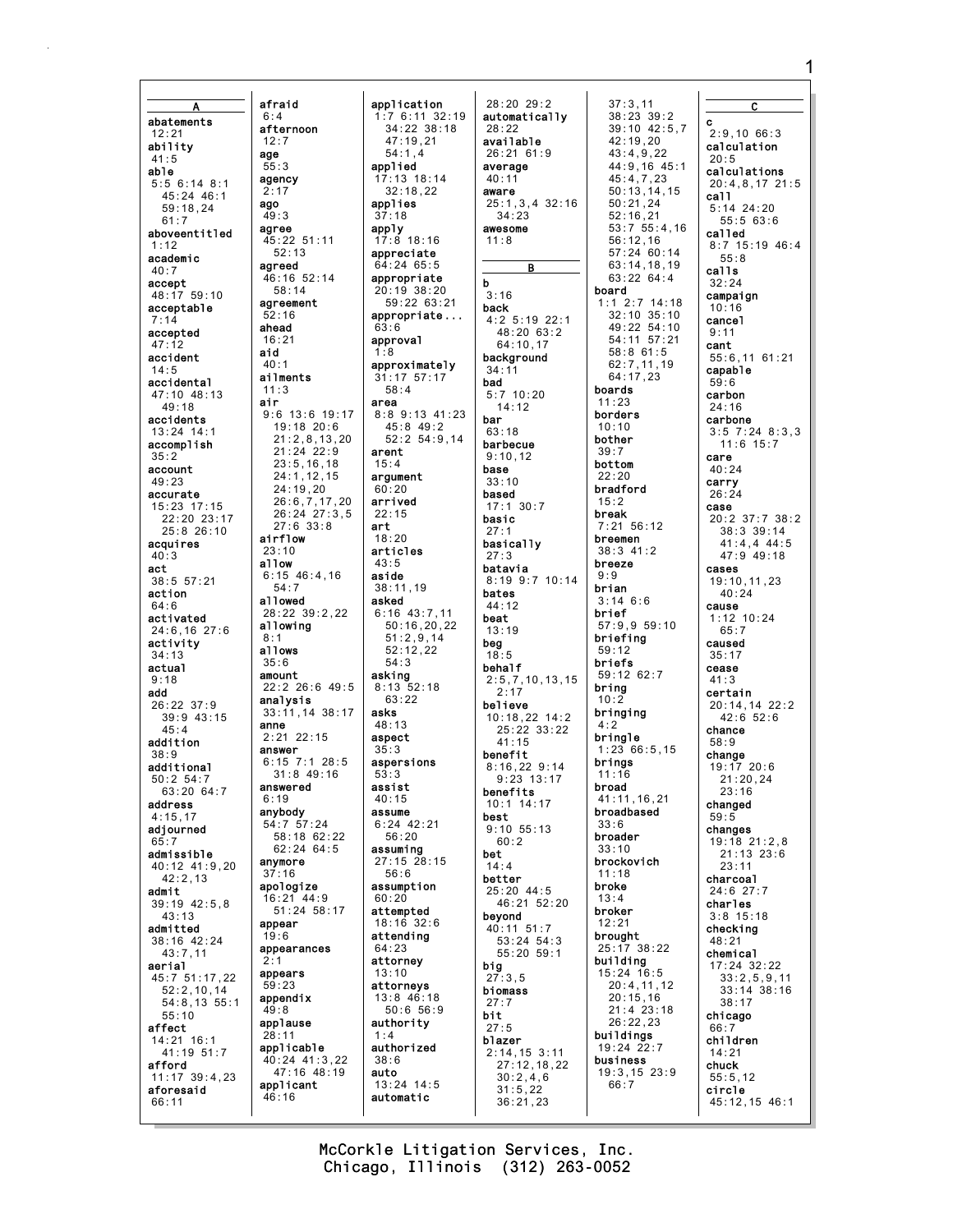**A**

**abatements**
12:21
**ability**
41:5
**able**
5:5 6:14 8:1
45:24 46:1
59:18,24
61:7
**aboveentitled**
1:12
**academic**
40:7
**accept**
48:17 59:10
**acceptable**
7:14
**accepted**
47:12
**accident**
14:5
**accidental**
47:10 48:13
49:18
**accidents**
13:24 14:1
**accomplish**
35:2
**account**
49:23
**accurate**
15:23 17:15
22:20 23:17
25:8 26:10
**acquires**
40:3
**act**
38:5 57:21
**action**
64:6
**activated**
24:6,16 27:6
**activity**
34:13
**actual**
9:18
**add**
26:22 37:9
39:9 43:15
45:4
**addition**
38:9
**additional**
50:2 54:7
63:20 64:7
**address**
4:15,17
**adjourned**
65:7
**admissible**
40:12 41:9,20
42:2,13
**admit**
39:19 42:5,8
43:13
**admitted**
38:16 42:24
43:7,11
**aerial**
45:7 51:17,22
52:2,10,14
54:8,13 55:1
55:10
**affect**
14:21 16:1
41:19 51:7
**afford**
11:17 39:4,23
**aforesaid**
66:11

**afraid**
6:4
**afternoon**
12:7
**age**
55:3
**agency**
2:17
**ago**
49:3
**agree**
45:22 51:11
52:13
**agreed**
46:16 52:14
58:14
**agreement**
52:16
**ahead**
16:21
**aid**
40:1
**ailments**
11:3
**air**
9:6 13:6 19:17
19:18 20:6
21:2,8,13,20
21:24 22:9
23:5,16,18
24:1,12,15
24:19,20
26:6,7,17,20
26:24 27:3,5
27:6 33:8
**airflow**
23:10
**allow**
6:15 46:4,16
54:7
**allowed**
28:22 39:2,22
**allowing**
8:1
**allows**
35:6
**amount**
22:2 26:6 49:5
**analysis**
33:11,14 38:17
**anne**
2:21 22:15
**answer**
6:15 7:1 28:5
31:8 49:16
**answered**
6:19
**anybody**
54:7 57:24
58:18 62:22
62:24 64:5
**anymore**
37:16
**apologize**
16:21 44:9
51:24 58:17
**appear**
19:6
**appearances**
2:1
**appears**
59:23
**appendix**
49:8
**applause**
28:11
**applicable**
40:24 41:3,22
47:16 48:19
**applicant**
46:16

**application**
1:7 6:11 32:19
34:22 38:18
47:19,21
54:1,4
**applied**
17:13 18:14
32:18,22
**applies**
37:18
**apply**
17:8 18:16
**appreciate**
64:24 65:5
**appropriate**
20:19 38:20
59:22 63:21
**appropriate...**
63:6
**approval**
1:8
**approximately**
31:17 57:17
58:4
**area**
8:8 9:13 41:23
45:8 49:2
52:2 54:9,14
**arent**
15:4
**argument**
60:20
**arrived**
22:15
**art**
18:20
**articles**
43:5
**aside**
38:11,19
**asked**
6:16 43:7,11
50:16,20,22
51:2,9,14
52:12,22
54:3
**asking**
8:13 52:18
63:22
**asks**
48:13
**aspect**
35:3
**aspersions**
53:3
**assist**
40:15
**assume**
6:24 42:21
56:20
**assuming**
27:15 28:15
56:6
**assumption**
60:20
**attempted**
18:16 32:6
**attending**
64:23
**attorney**
13:10
**attorneys**
13:8 46:18
50:6 56:9
**authority**
1:4
**authorized**
38:6
**auto**
13:24 14:5
**automatic**

28:20 29:2
**automatically**
28:22
**available**
26:21 61:9
**average**
40:11
**aware**
25:1,3,4 32:16
34:23
**awesome**
11:8

**B**

**b**
3:16
**back**
4:2 5:19 22:1
48:20 63:2
64:10,17
**background**
34:11
**bad**
5:7 10:20
14:12
**bar**
63:18
**barbecue**
9:10,12
**base**
33:10
**based**
17:1 30:7
**basic**
27:1
**basically**
27:3
**batavia**
8:19 9:7 10:14
**bates**
44:12
**beat**
13:19
**beg**
18:5
**behalf**
2:5,7,10,13,15
2:17
**believe**
10:18,22 14:2
25:22 33:22
41:15
**benefit**
8:16,22 9:14
9:23 13:17
**benefits**
10:1 14:17
**best**
9:10 55:13
60:2
**bet**
14:4
**better**
25:20 44:5
46:21 52:20
**beyond**
40:11 51:7
53:24 54:3
55:20 59:1
**big**
27:3,5
**biomass**
27:7
**bit**
27:5
**blazer**
2:14,15 3:11
27:12,18,22
30:2,4,6
31:5,22
36:21,23

37:3,11
38:23 39:2
39:10 42:5,7
42:19,20
43:4,9,22
44:9,16 45:1
45:4,7,23
50:13,14,15
50:21,24
52:16,21
53:7 55:4,16
56:12,16
57:24 60:14
63:14,18,19
63:22 64:4
**board**
1:1 2:7 14:18
32:10 35:10
49:22 54:10
54:11 57:21
58:8 61:5
62:7,11,19
64:17,23
**boards**
11:23
**borders**
10:10
**bother**
39:7
**bottom**
22:20
**bradford**
15:2
**break**
7:21 56:12
**breemen**
38:3 41:2
**breeze**
9:9
**brian**
3:14 6:6
**brief**
57:9,9 59:10
**briefing**
59:12
**briefs**
59:12 62:7
**bring**
10:2
**bringing**
4:2
**bringle**
1:23 66:5,15
**brings**
11:16
**broad**
41:11,16,21
**broadbased**
33:6
**broader**
33:10
**brockovich**
11:18
**broke**
13:4
**broker**
12:21
**brought**
25:17 38:22
**building**
15:24 16:5
20:4,11,12
20:15,16
21:4 23:18
26:22,23
**buildings**
19:24 22:7
**business**
19:3,15 23:9
66:7

**C**

**c**
2:9,10 66:3
**calculation**
20:5
**calculations**
20:4,8,17 21:5
**call**
5:14 24:20
55:5 63:6
**called**
8:7 15:19 46:4
55:8
**calls**
32:24
**campaign**
10:16
**cancel**
9:11
**cant**
55:6,11 61:21
**capable**
59:6
**carbon**
24:16
**carbone**
3:5 7:24 8:3,3
11:6 15:7
**care**
40:24
**carry**
26:24
**case**
20:2 37:7 38:2
38:3 39:14
41:4,4 44:5
47:9 49:18
**cases**
19:10,11,23
40:24
**cause**
1:12 10:24
65:7
**caused**
35:17
**cease**
41:3
**certain**
20:14,14 22:2
42:6 52:6
**chance**
58:9
**change**
19:17 20:6
21:20,24
23:16
**changed**
59:5
**changes**
19:18 21:2,8
21:13 23:6
23:11
**charcoal**
24:6 27:7
**charles**
3:8 15:18
**checking**
48:21
**chemical**
17:24 32:22
33:2,5,9,11
33:14 38:16
38:17
**chicago**
66:7
**children**
14:21
**chuck**
55:5,12
**circle**
45:12,15 46:1

McCorkle Litigation Services, Inc.
Chicago, Illinois (312) 263-0052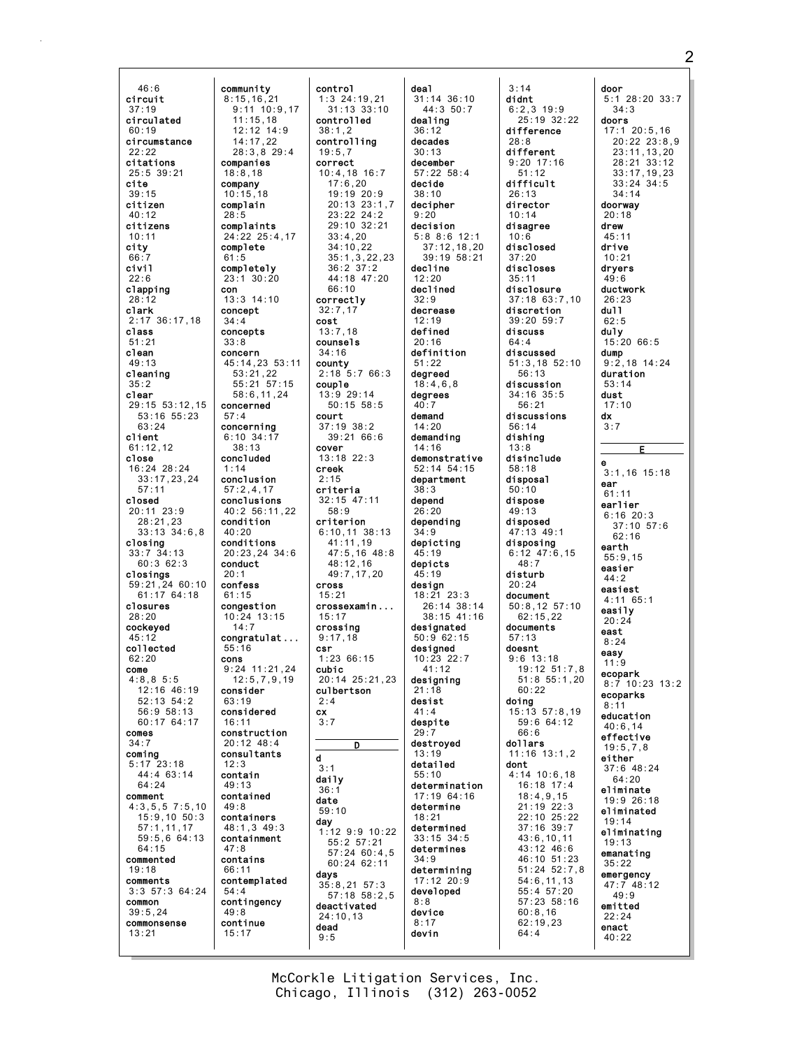46:6
circuit
37:19
circulated
60:19
circumstance
22:22
citations
25:5 39:21
cite
39:15
citizen
40:12
citizens
10:11
city
66:7
civil
22:6
clapping
28:12
clark
2:17 36:17,18
class
51:21
clean
49:13
cleaning
35:2
clear
29:15 53:12,15
53:16 55:23
63:24
client
61:12,12
close
16:24 28:24
33:17,23,24
57:11
closed
20:11 23:9
28:21,23
33:13 34:6,8
closing
33:7 34:13
60:3 62:3
closings
59:21,24 60:10
61:17 64:18
closures
28:20
cockeyed
45:12
collected
62:20
come
4:8,8 5:5
12:16 46:19
52:13 54:2
56:9 58:13
60:17 64:17
comes
34:7
coming
5:17 23:18
44:4 63:14
64:24
comment
4:3,5,5 7:5,10
15:9,10 50:3
57:1,11,17
59:5,6 64:13
64:15
commented
19:18
comments
3:3 57:3 64:24
common
39:5,24
commonsense
13:21

community
8:15,16,21
9:11 10:9,17
11:15,18
12:12 14:9
14:17,22
28:3,8 29:4
companies
18:8,18
company
10:15,18
complain
28:5
complaints
24:22 25:4,17
complete
61:5
completely
23:1 30:20
con
13:3 14:10
concept
34:4
concepts
33:8
concern
45:14,23 53:11
53:21,22
55:21 57:15
58:6,11,24
concerned
57:4
concerning
6:10 34:17
38:13
concluded
1:14
conclusion
57:2,4,17
conclusions
40:2 56:11,22
condition
40:20
conditions
20:23,24 34:6
conduct
20:1
confess
61:15
congestion
10:24 13:15
14:7
congratulat...
55:16
cons
9:24 11:21,24
12:5,7,9,19
consider
63:19
considered
16:11
construction
20:12 48:4
consultants
12:3
contain
49:13
contained
49:8
containers
48:1,3 49:3
containment
47:8
contains
66:11
contemplated
54:4
contingency
49:8
continue
15:17

control
1:3 24:19,21
31:13 33:10
controlled
38:1,2
controlling
19:5,7
correct
10:4,18 16:7
17:6,20
19:19 20:9
20:13 23:1,7
23:22 24:2
29:10 32:21
33:4,20
34:10,22
35:1,3,22,23
36:2 37:2
44:18 47:20
66:10
correctly
32:7,17
cost
13:7,18
counsels
34:16
county
2:18 5:7 66:3
couple
13:9 29:14
50:15 58:5
court
37:19 38:2
39:21 66:6
cover
13:18 22:3
creek
2:15
criteria
32:15 47:11
58:9
criterion
6:10,11 38:13
41:11,19
47:5,16 48:8
48:12,16
49:7,17,20
cross
15:21
crossexamin...
15:17
crossing
9:17,18
csr
1:23 66:15
cubic
20:14 25:21,23
culbertson
2:4
cx
3:7

**D**

d
3:1
daily
36:1
date
59:10
day
1:12 9:9 10:22
55:2 57:21
57:24 60:4,5
60:24 62:11
days
35:8,21 57:3
57:18 58:2,5
deactivated
24:10,13
dead
9:5

deal
31:14 36:10
44:3 50:7
dealing
36:12
decades
30:13
december
57:22 58:4
decide
38:10
decipher
9:20
decision
5:8 8:6 12:1
37:12,18,20
39:19 58:21
decline
12:20
declined
32:9
decrease
12:19
defined
20:16
definition
51:22
degreed
18:4,6,8
degrees
40:7
demand
14:20
demanding
14:16
demonstrative
52:14 54:15
department
38:3
depend
26:20
depending
34:9
depicting
45:19
depicts
45:19
design
18:21 23:3
26:14 38:14
38:15 41:16
designated
50:9 62:15
designed
10:23 22:7
41:12
designing
21:18
desist
41:4
despite
29:7
destroyed
13:19
detailed
55:10
determination
17:19 64:16
determine
18:21
determined
33:15 34:5
determines
34:9
determining
17:12 20:9
developed
8:8
device
8:17
devin

3:14
didnt
6:2,3 19:9
25:19 32:22
difference
28:8
different
9:20 17:16
51:12
difficult
26:13
director
10:14
disagree
10:6
disclosed
37:20
discloses
35:11
disclosure
37:18 63:7,10
discretion
39:20 59:7
discuss
64:4
discussed
51:3,18 52:10
56:13
discussion
34:16 35:5
56:21
discussions
56:14
dishing
13:8
disinclude
58:18
disposal
50:10
dispose
49:13
disposed
47:13 49:1
disposing
6:12 47:6,15
48:7
disturb
20:24
document
50:8,12 57:10
62:15,22
documents
57:13
doesnt
9:6 13:18
19:12 51:7,8
51:8 55:1,20
60:22
doing
15:13 57:8,19
59:6 64:12
66:6
dollars
11:16 13:1,2
dont
4:14 10:6,18
16:18 17:4
18:4,9,15
21:19 22:3
22:10 25:22
37:16 39:7
43:6,10,11
43:12 46:6
46:10 51:23
51:24 52:7,8
54:6,11,13
55:4 57:20
57:23 58:16
60:8,16
62:19,23
64:4

door
5:1 28:20 33:7
34:3
doors
17:1 20:5,16
20:22 23:8,9
23:11,13,20
28:21 33:12
33:17,19,23
33:24 34:5
34:14
doorway
20:18
drew
45:11
drive
10:21
dryers
49:6
ductwork
26:23
dull
62:5
duly
15:20 66:5
dump
9:2,18 14:24
duration
53:14
dust
17:10
dx
3:7

**E**

e
3:1,16 15:18
ear
61:11
earlier
6:16 20:3
37:10 57:6
62:16
earth
55:9,15
easier
44:2
easiest
4:11 65:1
easily
20:24
east
8:24
easy
11:9
ecopark
8:7 10:23 13:2
ecoparks
8:11
education
40:6,14
effective
19:5,7,8
either
37:6 48:24
64:20
eliminate
19:9 26:18
eliminated
19:14
eliminating
19:13
emanating
35:22
emergency
47:7 48:12
49:9
emitted
22:24
enact
40:22

McCorkle Litigation Services, Inc.
Chicago, Illinois (312) 263-0052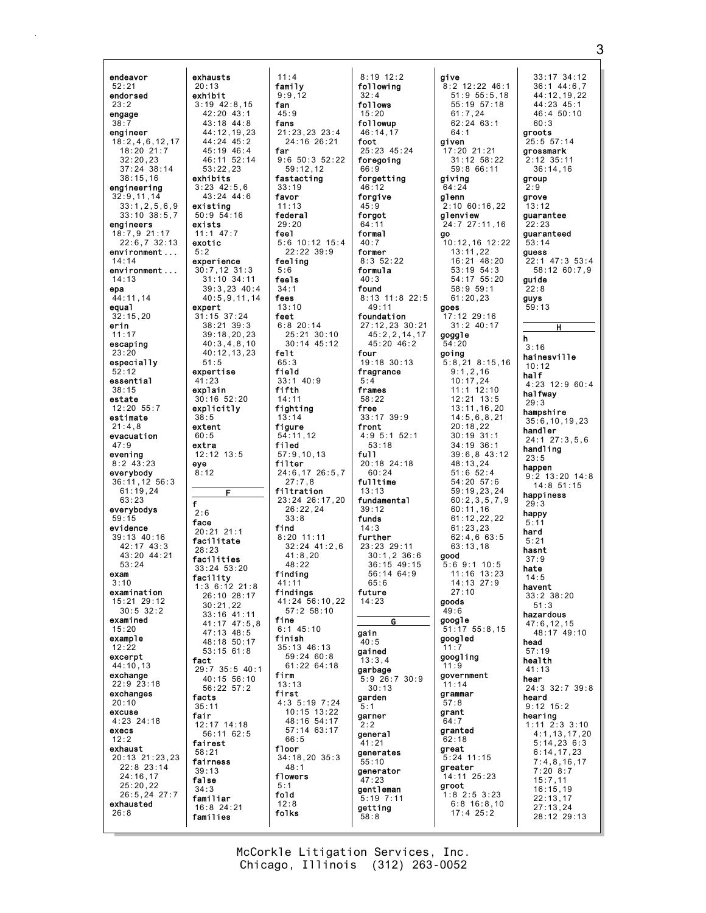endeavor
52:21
endorsed
23:2
engage
38:7
engineer
18:2,4,6,12,17
18:20 21:7
32:20,23
37:24 38:14
38:15,16
engineering
32:9,11,14
33:1,2,5,6,9
33:10 38:5,7
engineers
18:7,9 21:17
22:6,7 32:13
environment...
14:14
environment...
14:13
epa
44:11,14
equal
32:15,20
erin
11:17
escaping
23:20
especially
52:12
essential
38:15
estate
12:20 55:7
estimate
21:4,8
evacuation
47:9
evening
8:2 43:23
everybody
36:11,12 56:3
61:19,24
63:23
everybodys
59:15
evidence
39:13 40:16
42:17 43:3
43:20 44:21
53:24
exam
3:10
examination
15:21 29:12
30:5 32:2
examined
15:20
example
12:22
excerpt
44:10,13
exchange
22:9 23:18
exchanges
20:10
excuse
4:23 24:18
execs
12:2
exhaust
20:13 21:23,23
22:8 23:14
24:16,17
25:20,22
26:5,24 27:7
exhausted
26:8

exhausts
20:13
exhibit
3:19 42:8,15
42:20 43:1
43:18 44:8
44:12,19,23
44:24 45:2
45:19 46:4
46:11 52:14
53:22,23
exhibits
3:23 42:5,6
43:24 44:6
existing
50:9 54:16
exists
11:1 47:7
exotic
5:2
experience
30:7,12 31:3
31:10 34:11
39:3,23 40:4
40:5,9,11,14
expert
31:15 37:24
38:21 39:3
39:18,20,23
40:3,4,8,10
40:12,13,23
51:5
expertise
41:23
explain
30:16 52:20
explicitly
38:5
extent
60:5
extra
12:12 13:5
eye
8:12

F

f
2:6
face
20:21 21:1
facilitate
28:23
facilities
33:24 53:20
facility
1:3 6:12 21:8
26:10 28:17
30:21,22
33:16 41:11
41:17 47:5,8
47:13 48:5
48:18 50:17
53:15 61:8
fact
29:7 35:5 40:1
40:15 56:10
56:22 57:2
facts
35:11
fair
12:17 14:18
56:11 62:5
fairest
58:21
fairness
39:13
false
34:3
familiar
16:8 24:21
families

11:4
family
9:9,12
fan
45:9
fans
21:23,23 23:4
24:16 26:21
far
9:6 50:3 52:22
59:12,12
fastacting
33:19
favor
11:13
federal
29:20
feel
5:6 10:12 15:4
22:22 39:9
feeling
5:6
feels
34:1
fees
13:10
feet
6:8 20:14
25:21 30:10
30:14 45:12
felt
65:3
field
33:1 40:9
fifth
14:11
fighting
13:14
figure
54:11,12
filed
57:9,10,13
filter
24:6,17 26:5,7
27:7,8
filtration
23:24 26:17,20
26:22,24
33:8
find
8:20 11:11
32:24 41:2,6
41:8,20
48:22
finding
41:11
findings
41:24 56:10,22
57:2 58:10
fine
6:1 45:10
finish
35:13 46:13
59:24 60:8
61:22 64:18
firm
13:13
first
4:3 5:19 7:24
10:15 13:22
48:16 54:17
57:14 63:17
66:5
floor
34:18,20 35:3
48:1
flowers
5:1
fold
12:8
folks

8:19 12:2
following
32:4
follows
15:20
followup
46:14,17
foot
25:23 45:24
foregoing
66:9
forgetting
46:12
forgive
45:9
forgot
64:11
formal
40:7
former
8:3 52:22
formula
40:3
found
8:13 11:8 22:5
49:11
foundation
27:12,23 30:21
45:2,2,14,17
45:20 46:2
four
19:18 30:13
fragrance
5:4
frames
58:22
free
33:17 39:9
front
4:9 5:1 52:1
53:18
full
20:18 24:18
60:24
fulltime
13:13
fundamental
39:12
funds
14:3
further
23:23 29:11
30:1,2 36:6
36:15 49:15
56:14 64:9
65:6
future
14:23

G

gain
40:5
gained
13:3,4
garbage
5:9 26:7 30:9
30:13
garden
5:1
garner
2:2
general
41:21
generates
55:10
generator
47:23
gentleman
5:19 7:11
getting
58:8

give
8:2 12:22 46:1
51:9 55:5,18
55:19 57:18
61:7,24
62:24 63:1
64:1
given
17:20 21:21
31:12 58:22
59:8 66:11
giving
64:24
glenn
2:10 60:16,22
glenview
24:7 27:11,16
go
10:12,16 12:22
13:11,22
16:21 48:20
53:19 54:3
54:17 55:20
58:9 59:1
61:20,23
goes
17:12 29:16
31:2 40:17
goggle
54:20
going
5:8,21 8:15,16
9:1,2,16
10:17,24
11:1 12:10
12:21 13:5
13:11,16,20
14:5,6,8,21
20:18,22
30:19 31:1
34:19 36:1
39:6,8 43:12
48:13,24
51:6 52:4
54:20 57:6
59:19,23,24
60:2,3,5,7,9
60:11,16
61:12,22,22
61:23,23
62:4,6 63:5
63:13,18
good
5:6 9:1 10:5
11:16 13:23
14:13 27:9
27:10
goods
49:6
google
51:17 55:8,15
googled
11:7
googling
11:9
government
11:14
grammar
57:8
grant
64:7
granted
62:18
great
5:24 11:15
greater
14:11 25:23
groot
1:8 2:5 3:23
6:8 16:8,10
17:4 25:2

33:17 34:12
36:1 44:6,7
44:12,19,22
44:23 45:1
46:4 50:10
60:3
groots
25:5 57:14
grossmark
2:12 35:11
36:14,16
group
2:9
grove
13:12
guarantee
22:23
guaranteed
53:14
guess
22:1 47:3 53:4
58:12 60:7,9
guide
22:8
guys
59:13

H

h
3:16
hainesville
10:12
half
4:23 12:9 60:4
halfway
29:3
hampshire
35:6,10,19,23
handler
24:1 27:3,5,6
handling
23:5
happen
9:2 13:20 14:8
14:8 51:15
happiness
29:3
happy
5:11
hard
5:21
hasnt
37:9
hate
14:5
havent
33:2 38:20
51:3
hazardous
47:6,12,15
48:17 49:10
head
57:19
health
41:13
hear
24:3 32:7 39:8
heard
9:12 15:2
hearing
1:11 2:3 3:10
4:1,13,17,20
5:14,23 6:3
6:14,17,23
7:4,8,16,17
7:20 8:7
15:7,11
16:15,19
22:13,17
27:13,24
28:12 29:13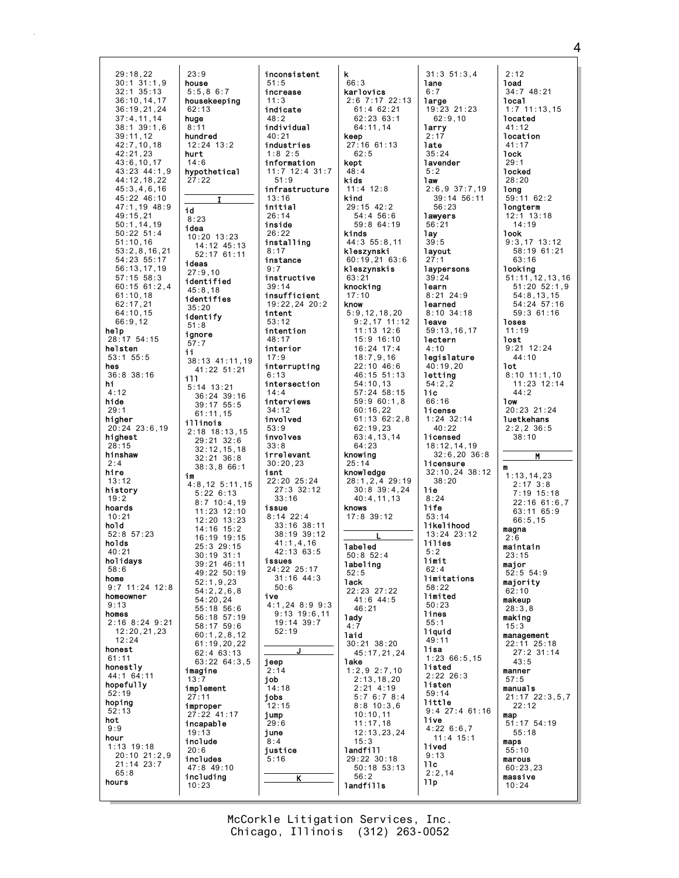29:18,22
30:1 31:1,9
32:1 35:13
36:10,14,17
36:19,21,24
37:4,11,14
38:1 39:1,6
39:11,12
42:7,10,18
42:21,23
43:6,10,17
43:23 44:1,9
44:12,18,22
45:3,4,6,16
45:22 46:10
47:1,19 48:9
49:15,21
50:1,14,19
50:22 51:4
51:10,16
53:2,8,16,21
54:23 55:17
56:13,17,19
57:15 58:3
60:15 61:2,4
61:10,18
62:17,21
64:10,15
66:9,12

**help**
28:17 54:15

**helsten**
53:1 55:5

**hes**
36:8 38:16

**hi**
4:12

**hide**
29:1

**higher**
20:24 23:6,19

**highest**
28:15

**hinshaw**
2:4

**hire**
13:12

**history**
19:2

**hoards**
10:21

**hold**
52:8 57:23

**holds**
40:21

**holidays**
58:6

**home**
9:7 11:24 12:8

**homeowner**
9:13

**homes**
2:16 8:24 9:21
12:20,21,23
12:24

**honest**
61:11

**honestly**
44:1 64:11

**hopefully**
52:19

**hoping**
52:13

**hot**
9:9

**hour**
1:13 19:18
20:10 21:2,9
21:14 23:7
65:8

**hours**
23:9

**house**
5:5,8 6:7

**housekeeping**
62:13

**huge**
8:11

**hundred**
12:24 13:2

**hurt**
14:6

**hypothetical**
27:22

## I

**id**
8:23

**idea**
10:20 13:23
14:12 45:13
52:17 61:11

**ideas**
27:9,10

**identified**
45:8,18

**identifies**
35:20

**identify**
51:8

**ignore**
57:7

**ii**
38:13 41:11,19
41:22 51:21

**ill**
5:14 13:21
36:24 39:16
39:17 55:5
61:11,15

**illinois**
2:18 18:13,15
29:21 32:6
32:12,15,18
32:21 36:8
38:3,8 66:1

**im**
4:8,12 5:11,15
5:22 6:13
8:7 10:4,19
11:23 12:10
12:20 13:23
14:16 15:2
16:19 19:15
25:3 29:15
30:19 31:1
39:21 46:11
49:22 50:19
52:1,9,23
54:2,2,6,8
54:20,24
55:18 56:6
56:18 57:19
58:17 59:6
60:1,2,8,12
61:19,20,22
62:4 63:13
63:22 64:3,5

**imagine**
13:7

**implement**
27:11

**improper**
27:22 41:17

**incapable**
19:13

**include**
20:6

**includes**
47:8 49:10

**including**
10:23

**inconsistent**
51:5

**increase**
11:3

**indicate**
48:2

**individual**
40:21

**industries**
1:8 2:5

**information**
11:7 12:4 31:7
51:9

**infrastructure**
13:16

**initial**
26:14

**inside**
26:22

**installing**
8:17

**instance**
9:7

**instructive**
39:14

**insufficient**
19:22,24 20:2

**intent**
53:12

**intention**
48:17

**interior**
17:9

**interrupting**
6:13

**intersection**
14:4

**interviews**
34:12

**involved**
53:9

**involves**
33:8

**irrelevant**
30:20,23

**isnt**
22:20 25:24
27:3 32:12
33:16

**issue**
8:14 22:4
33:16 38:11
38:19 39:12
41:1,4,16
42:13 63:5

**issues**
24:22 25:17
31:16 44:3
50:6

**ive**
4:1,24 8:9 9:3
9:13 19:6,11
19:14 39:7
52:19

## J

**jeep**
2:14

**job**
14:18

**jobs**
12:15

**jump**
29:6

**june**
8:4

**justice**
5:16

## K

**k**
66:3

**karlovics**
2:6 7:17 22:13
61:4 62:21
62:23 63:1
64:11,14

**keep**
27:16 61:13
62:5

**kept**
48:4

**kids**
11:4 12:8

**kind**
29:15 42:2
54:4 56:6
59:8 64:19

**kinds**
44:3 55:8,11

**kleszynski**
60:19,21 63:6

**kleszynskis**
63:21

**knocking**
17:10

**know**
5:9,12,18,20
9:2,17 11:12
11:13 12:6
15:9 16:10
16:24 17:4
18:7,9,16
22:10 46:6
46:15 51:13
54:10,13
57:24 58:15
59:9 60:1,8
60:16,22
61:13 62:2,8
62:19,23
63:4,13,14
64:23

**knowing**
25:14

**knowledge**
28:1,2,4 29:19
30:8 39:4,24
40:4,11,13

**knows**
17:8 39:12

## L

**labeled**
50:8 52:4

**labeling**
52:5

**lack**
22:23 27:22
41:6 44:5
46:21

**lady**
4:7

**laid**
30:21 38:20
45:17,21,24

**lake**
1:2,9 2:7,10
2:13,18,20
2:21 4:19
5:7 6:7 8:4
8:8 10:3,6
10:10,11
11:17,18
12:13,23,24
15:3

**landfill**
29:22 30:18
50:18 53:13
56:2

**landfills**
31:3 51:3,4

**lane**
6:7

**large**
19:23 21:23
62:9,10

**larry**
2:17

**late**
35:24

**lavender**
5:2

**law**
2:6,9 37:7,19
39:14 56:11
56:23

**lawyers**
56:21

**lay**
39:5

**layout**
27:1

**laypersons**
39:24

**learn**
8:21 24:9

**learned**
8:10 34:18

**leave**
59:13,16,17

**lectern**
4:10

**legislature**
40:19,20

**letting**
54:2,2

**llc**
66:16

**license**
1:24 32:14
40:22

**licensed**
18:12,14,19
32:6,20 36:8

**licensure**
32:10,24 38:12
38:20

**lie**
8:24

**life**
53:14

**likelihood**
13:24 23:12

**lilies**
5:2

**limit**
62:4

**limitations**
58:22

**limited**
50:23

**lines**
55:1

**liquid**
49:11

**lisa**
1:23 66:5,15

**listed**
2:22 26:3

**listen**
59:14

**little**
9:4 27:4 61:16

**live**
4:22 6:6,7
11:4 15:1

**lived**
9:13

**llc**
2:2,14

**llp**
2:12

**load**
34:7 48:21

**local**
1:7 11:13,15

**located**
41:12

**location**
41:17

**lock**
29:1

**locked**
28:20

**long**
59:11 62:2

**longterm**
12:1 13:18
14:19

**look**
9:3,17 13:12
58:19 61:21
63:16

**looking**
51:11,12,13,16
51:20 52:1,9
54:8,13,15
54:24 57:16
59:3 61:16

**loses**
11:19

**lost**
9:21 12:24
44:10

**lot**
8:10 11:1,10
11:23 12:14
44:2

**low**
20:23 21:24

**luetkehans**
2:2,2 36:5
38:10

## M

**m**
1:13,14,23
2:17 3:8
7:19 15:18
22:16 61:6,7
63:11 65:9
66:5,15

**magna**
2:6

**maintain**
23:15

**major**
52:5 54:9

**majority**
62:10

**makeup**
28:3,8

**making**
15:3

**management**
22:11 25:18
27:2 31:14
43:5

**manner**
57:5

**manuals**
21:17 22:3,5,7
22:12

**map**
51:17 54:19
55:18

**maps**
55:10

**marous**
60:23,23

**massive**
10:24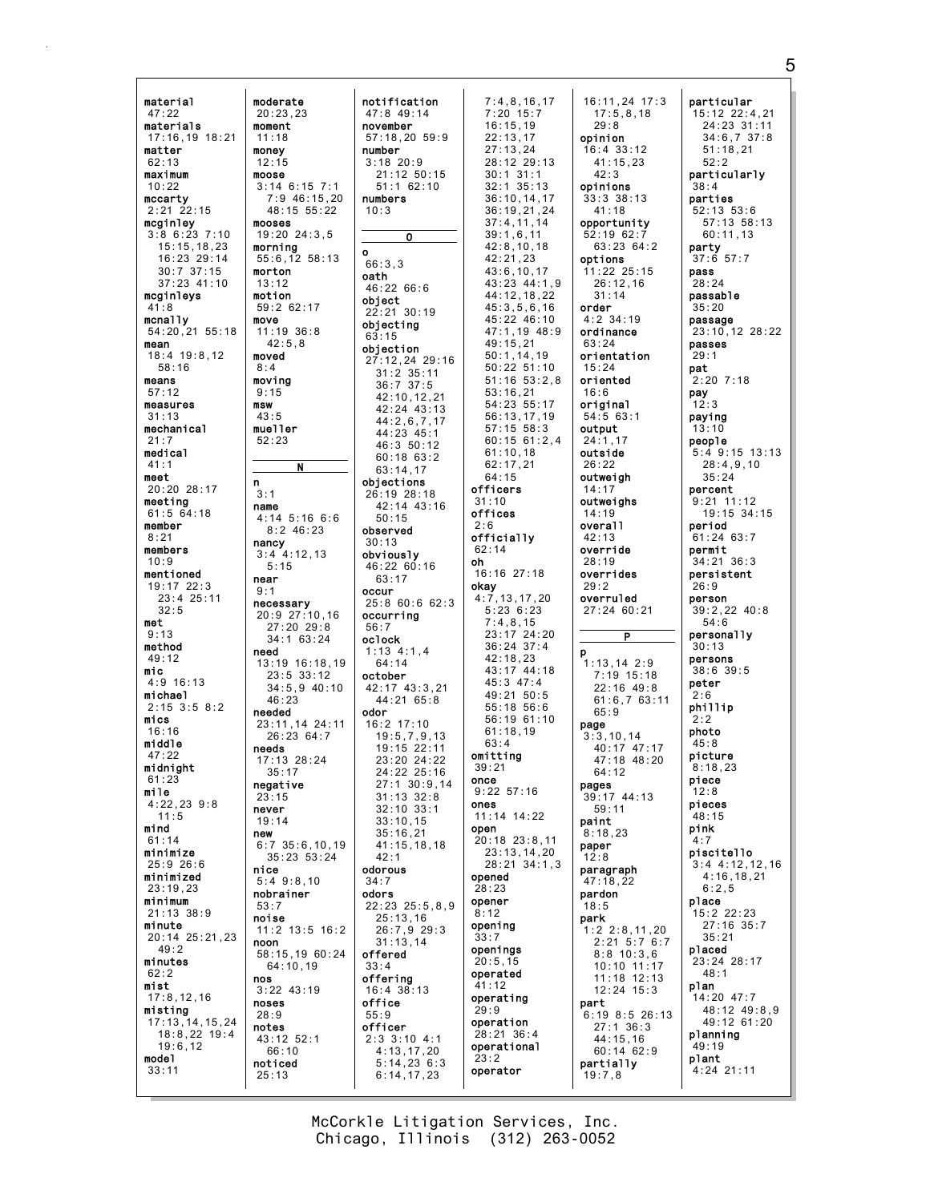material
47:22
materials
17:16,19 18:21
matter
62:13
maximum
10:22
mccarty
2:21 22:15
mcginley
3:8 6:23 7:10
15:15,18,23
16:23 29:14
30:7 37:15
37:23 41:10
mcginleys
41:8
mcnally
54:20,21 55:18
mean
18:4 19:8,12
58:16
means
57:12
measures
31:13
mechanical
21:7
medical
41:1
meet
20:20 28:17
meeting
61:5 64:18
member
8:21
members
10:9
mentioned
19:17 22:3
23:4 25:11
32:5
met
9:13
method
49:12
mic
4:9 16:13
michael
2:15 3:5 8:2
mics
16:16
middle
47:22
midnight
61:23
mile
4:22,23 9:8
11:5
mind
61:14
minimize
25:9 26:6
minimized
23:19,23
minimum
21:13 38:9
minute
20:14 25:21,23
49:2
minutes
62:2
mist
17:8,12,16
misting
17:13,14,15,24
18:8,22 19:4
19:6,12
model
33:11

moderate
20:23,23
moment
11:18
money
12:15
moose
3:14 6:15 7:1
7:9 46:15,20
48:15 55:22
mooses
19:20 24:3,5
morning
55:6,12 58:13
morton
13:12
motion
59:2 62:17
move
11:19 36:8
42:5,8
moved
8:4
moving
9:15
msw
43:5
mueller
52:23

## N

n
3:1
name
4:14 5:16 6:6
8:2 46:23
nancy
3:4 4:12,13
5:15
near
9:1
necessary
20:9 27:10,16
27:20 29:8
34:1 63:24
need
13:19 16:18,19
23:5 33:12
34:5,9 40:10
46:23
needed
23:11,14 24:11
26:23 64:7
needs
17:13 28:24
35:17
negative
23:15
never
19:14
new
6:7 35:6,10,19
35:23 53:24
nice
5:4 9:8,10
nobrainer
53:7
noise
11:2 13:5 16:2
noon
58:15,19 60:24
64:10,19
nos
3:22 43:19
noses
28:9
notes
43:12 52:1
66:10
noticed
25:13

notification
47:8 49:14
november
57:18,20 59:9
number
3:18 20:9
21:12 50:15
51:1 62:10
numbers
10:3

## O

o
66:3,3
oath
46:22 66:6
object
22:21 30:19
objecting
63:15
objection
27:12,24 29:16
31:2 35:11
36:7 37:5
42:10,12,21
42:24 43:13
44:2,6,7,17
44:23 45:1
46:3 50:12
60:18 63:2
63:14,17
objections
26:19 28:18
42:14 43:16
50:15
observed
30:13
obviously
46:22 60:16
63:17
occur
25:8 60:6 62:3
occurring
56:7
oclock
1:13 4:1,4
64:14
october
42:17 43:3,21
44:21 65:8
odor
16:2 17:10
19:5,7,9,13
19:15 22:11
23:20 24:22
24:22 25:16
27:1 30:9,14
31:13 32:8
32:10 33:1
33:10,15
35:16,21
41:15,18,18
42:1
odorous
34:7
odors
22:23 25:5,8,9
25:13,16
26:7,9 29:3
31:13,14
offered
33:4
offering
16:4 38:13
office
55:9
officer
2:3 3:10 4:1
4:13,17,20
5:14,23 6:3
6:14,17,23

7:4,8,16,17
7:20 15:7
16:15,19
22:13,17
27:13,24
28:12 29:13
30:1 31:1
32:1 35:13
36:10,14,17
36:19,21,24
37:4,11,14
39:1,6,11
42:8,10,18
42:21,23
43:6,10,17
43:23 44:1,9
44:12,18,22
45:3,5,6,16
45:22 46:10
47:1,19 48:9
49:15,21
50:1,14,19
50:22 51:10
51:16 53:2,8
53:16,21
54:23 55:17
56:13,17,19
57:15 58:3
60:15 61:2,4
61:10,18
62:17,21
64:15
officers
31:10
offices
2:6
officially
62:14
oh
16:16 27:18
okay
4:7,13,17,20
5:23 6:23
7:4,8,15
23:17 24:20
36:24 37:4
42:18,23
43:17 44:18
45:3 47:4
49:21 50:5
55:18 56:6
56:19 61:10
61:18,19
63:4
omitting
39:21
once
9:22 57:16
ones
11:14 14:22
open
20:18 23:8,11
23:13,14,20
28:21 34:1,3
opened
28:23
opener
8:12
opening
33:7
openings
20:5,15
operated
41:12
operating
29:9
operation
28:21 36:4
operational
23:2
operator

16:11,24 17:3
17:5,8,18
29:8
opinion
16:4 33:12
41:15,23
42:3
opinions
33:3 38:13
41:18
opportunity
52:19 62:7
63:23 64:2
options
11:22 25:15
26:12,16
31:14
order
4:2 34:19
ordinance
63:24
orientation
15:24
oriented
16:6
original
54:5 63:1
output
24:1,17
outside
26:22
outweigh
14:17
outweighs
14:19
overall
42:13
override
28:19
overrides
29:2
overruled
27:24 60:21

## P

p
1:13,14 2:9
7:19 15:18
22:16 49:8
61:6,7 63:11
65:9
page
3:3,10,14
40:17 47:17
47:18 48:20
64:12
pages
39:17 44:13
59:11
paint
8:18,23
paper
12:8
paragraph
47:18,22
pardon
18:5
park
1:2 2:8,11,20
2:21 5:7 6:7
8:8 10:3,6
10:10 11:17
11:18 12:13
12:24 15:3
part
6:19 8:5 26:13
27:1 36:3
44:15,16
60:14 62:9
partially
19:7,8

particular
15:12 22:4,21
24:23 31:11
34:6,7 37:8
51:18,21
52:2
particularly
38:4
parties
52:13 53:6
57:13 58:13
60:11,13
party
37:6 57:7
pass
28:24
passable
35:20
passage
23:10,12 28:22
passes
29:1
pat
2:20 7:18
pay
12:3
paying
13:10
people
5:4 9:15 13:13
28:4,9,10
35:24
percent
9:21 11:12
19:15 34:15
period
61:24 63:7
permit
34:21 36:3
persistent
26:9
person
39:2,22 40:8
54:6
personally
30:13
persons
38:6 39:5
peter
2:6
phillip
2:2
photo
45:8
picture
8:18,23
piece
12:8
pieces
48:15
pink
4:7
piscitello
3:4 4:12,12,16
4:16,18,21
6:2,5
place
15:2 22:23
27:16 35:7
35:21
placed
23:24 28:17
48:1
plan
14:20 47:7
48:12 49:8,9
49:12 61:20
planning
49:19
plant
4:24 21:11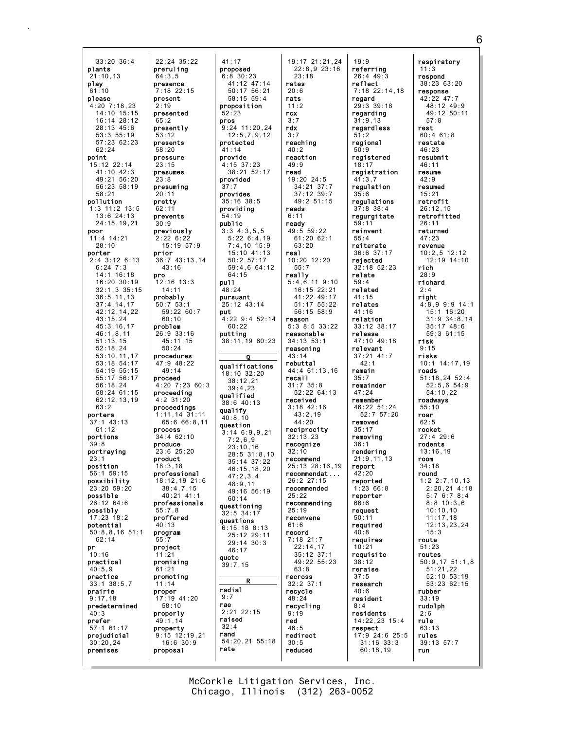33:20 36:4
**plants**
21:10,13
**play**
61:10
**please**
4:20 7:18,23
14:10 15:15
16:14 28:12
28:13 45:6
53:3 55:19
57:23 62:23
62:24
**point**
15:12 22:14
41:10 42:3
49:21 56:20
56:23 58:19
58:21
**pollution**
1:3 11:2 13:5
13:6 24:13
24:15,19,21
**poor**
11:4 14:21
28:10
**porter**
2:4 3:12 6:13
6:24 7:3
14:1 16:18
16:20 30:19
32:1,3 35:15
36:5,11,13
37:4,14,17
42:12,14,22
43:15,24
45:3,16,17
46:1,8,11
51:13,15
52:18,24
53:10,11,17
53:18 54:17
54:19 55:15
55:17 56:17
56:18,24
58:24 61:15
62:12,13,19
63:2
**porters**
37:1 43:13
61:12
**portions**
39:8
**portraying**
23:1
**position**
56:1 59:15
**possibility**
23:20 59:20
**possible**
26:12 64:6
**possibly**
17:23 18:2
**potential**
50:8,8,16 51:1
62:14
**pr**
10:16
**practical**
40:5,9
**practice**
33:1 38:5,7
**prairie**
9:17,18
**predetermined**
40:3
**prefer**
57:1 61:17
**prejudicial**
30:20,24
**premises**
22:24 35:22
**preruling**
64:3,5
**presence**
7:18 22:15
**present**
2:19
**presented**
65:2
**presently**
53:12
**presents**
58:20
**pressure**
23:15
**presumes**
23:8
**presuming**
20:11
**pretty**
62:11
**prevents**
30:9
**previously**
2:22 6:22
15:19 57:9
**prior**
36:7 43:13,14
43:16
**pro**
12:16 13:3
14:11
**probably**
50:7 53:1
59:22 60:7
60:10
**problem**
26:9 33:16
45:11,15
50:24
**procedures**
47:9 48:22
49:14
**proceed**
4:20 7:23 60:3
**proceeding**
4:2 31:20
**proceedings**
1:11,14 31:11
65:6 66:8,11
**process**
34:4 62:10
**produce**
23:6 25:20
**product**
18:3,18
**professional**
18:12,19 21:6
38:4,7,15
40:21 41:1
**professionals**
55:7,8
**proffered**
40:13
**program**
55:7
**project**
11:21
**promising**
61:21
**promoting**
11:14
**proper**
17:19 41:20
58:10
**properly**
49:1,14
**property**
9:15 12:19,21
16:6 30:9
**proposal**
41:17
**proposed**
6:8 30:23
41:12 47:14
50:17 56:21
58:15 59:4
**proposition**
52:23
**pros**
9:24 11:20,24
12:5,7,9,12
**protected**
41:14
**provide**
4:15 37:23
38:21 52:17
**provided**
37:7
**provides**
35:16 38:5
**providing**
54:19
**public**
3:3 4:3,5,5
5:22 6:4,19
7:4,10 15:9
15:10 41:13
50:2 57:17
59:4,6 64:12
64:15
**pull**
48:24
**pursuant**
25:12 43:14
**put**
4:22 9:4 52:14
60:22
**putting**
38:11,19 60:23

**Q**

**qualifications**
18:10 32:20
38:12,21
39:4,23
**qualified**
38:6 40:13
**qualify**
40:8,10
**question**
3:14 6:9,9,21
7:2,6,9
23:10,16
28:5 31:8,10
35:14 37:22
46:15,18,20
47:2,3,4
48:9,11
49:16 56:19
60:14
**questioning**
32:5 34:17
**questions**
6:15,18 8:13
25:12 29:11
29:14 30:3
46:17
**quote**
39:7,15

**R**

**radial**
9:7
**rae**
2:21 22:15
**raised**
32:4
**rand**
54:20,21 55:18
**rate**
19:17 21:21,24
22:8,9 23:16
23:18
**rates**
20:6
**rats**
11:2
**rcx**
3:7
**rdx**
3:7
**reaching**
40:2
**reaction**
49:9
**read**
19:20 24:5
34:21 37:7
37:12 39:7
49:2 51:15
**reads**
6:11
**ready**
49:5 59:22
61:20 62:1
63:20
**real**
10:20 12:20
55:7
**really**
5:4,6,11 9:10
16:15 22:21
41:22 49:17
51:17 55:22
56:15 58:9
**reason**
5:3 8:5 33:22
**reasonable**
34:13 53:1
**reasoning**
43:14
**rebuttal**
44:4 61:13,16
**recall**
31:7 35:8
52:22 64:13
**received**
3:18 42:16
43:2,19
44:20
**reciprocity**
32:13,23
**recognize**
32:10
**recommend**
25:13 28:16,19
**recommendat...**
26:2 27:15
**recommended**
25:22
**recommending**
25:19
**reconvene**
61:6
**record**
7:18 21:7
22:14,17
35:12 37:1
49:22 55:23
63:8
**recross**
32:2 37:1
**recycle**
48:24
**recycling**
9:19
**red**
46:5
**redirect**
30:5
**reduced**
19:9
**referring**
26:4 49:3
**reflect**
7:18 22:14,18
**regard**
29:3 39:18
**regarding**
31:9,13
**regardless**
51:2
**regional**
50:9
**registered**
18:17
**registration**
41:3,7
**regulation**
35:6
**regulations**
37:8 38:4
**regurgitate**
59:11
**reinvent**
55:4
**reiterate**
36:6 37:17
**rejected**
32:18 52:23
**relate**
59:4
**related**
41:15
**relates**
41:16
**relation**
33:12 38:17
**release**
47:10 49:18
**relevant**
37:21 41:7
42:1
**remain**
35:7
**remainder**
47:24
**remember**
46:22 51:24
52:7 57:20
**removed**
35:17
**removing**
36:1
**rendering**
21:9,11,13
**report**
42:20
**reported**
1:23 66:8
**reporter**
66:6
**request**
50:11
**required**
40:8
**requires**
10:21
**requisite**
38:12
**reraise**
37:5
**research**
40:6
**resident**
8:4
**residents**
14:22,23 15:4
**respect**
17:9 24:6 25:5
31:16 33:3
60:18,19
**respiratory**
11:3
**respond**
38:23 63:20
**response**
42:22 47:7
48:12 49:9
49:12 50:11
57:8
**rest**
60:4 61:8
**restate**
46:23
**resubmit**
46:11
**resume**
42:9
**resumed**
15:21
**retrofit**
26:12,15
**retrofitted**
26:11
**returned**
47:23
**revenue**
10:2,5 12:12
12:19 14:10
**rich**
28:9
**richard**
2:4
**right**
4:8,9 9:9 14:1
15:1 16:20
31:9 34:8,14
35:17 48:6
59:3 61:15
**risk**
9:15
**risks**
10:1 14:17,19
**roads**
51:18,24 52:4
52:5,6 54:9
54:10,22
**roadways**
55:10
**roar**
62:5
**rocket**
27:4 29:6
**rodents**
13:16,19
**room**
34:18
**round**
1:2 2:7,10,13
2:20,21 4:18
5:7 6:7 8:4
8:8 10:3,6
10:10,10
11:17,18
12:13,23,24
15:3
**route**
51:23
**routes**
50:9,17 51:1,8
51:21,22
52:10 53:19
53:23 62:15
**rubber**
33:19
**rudolph**
2:6
**rule**
63:13
**rules**
39:13 57:7
**run**

McCorkle Litigation Services, Inc.
Chicago, Illinois (312) 263-0052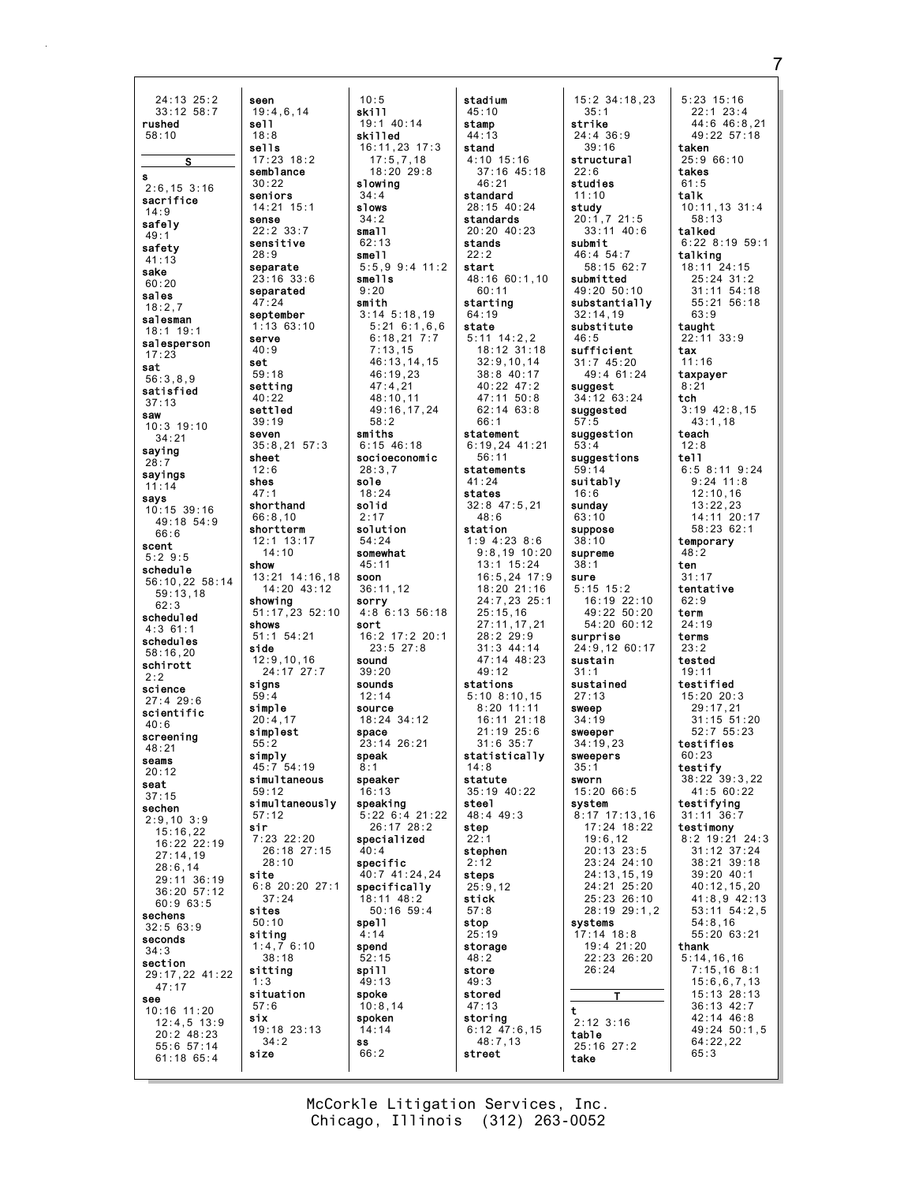24:13 25:2
33:12 58:7
**rushed**
58:10

**S**

**s**
2:6,15 3:16
**sacrifice**
14:9
**safely**
49:1
**safety**
41:13
**sake**
60:20
**sales**
18:2,7
**salesman**
18:1 19:1
**salesperson**
17:23
**sat**
56:3,8,9
**satisfied**
37:13
**saw**
10:3 19:10
34:21
**saying**
28:7
**sayings**
11:14
**says**
10:15 39:16
49:18 54:9
66:6
**scent**
5:2 9:5
**schedule**
56:10,22 58:14
59:13,18
62:3
**scheduled**
4:3 61:1
**schedules**
58:16,20
**schirott**
2:2
**science**
27:4 29:6
**scientific**
40:6
**screening**
48:21
**seams**
20:12
**seat**
37:15
**sechen**
2:9,10 3:9
15:16,22
16:22 22:19
27:14,19
28:6,14
29:11 36:19
36:20 57:12
60:9 63:5
**sechens**
32:5 63:9
**seconds**
34:3
**section**
29:17,22 41:22
47:17
**see**
10:16 11:20
12:4,5 13:9
20:2 48:23
55:6 57:14
61:18 65:4

**seen**
19:4,6,14
**sell**
18:8
**sells**
17:23 18:2
**semblance**
30:22
**seniors**
14:21 15:1
**sense**
22:2 33:7
**sensitive**
28:9
**separate**
23:16 33:6
**separated**
47:24
**september**
1:13 63:10
**serve**
40:9
**set**
59:18
**setting**
40:22
**settled**
39:19
**seven**
35:8,21 57:3
**sheet**
12:6
**shes**
47:1
**shorthand**
66:8,10
**shortterm**
12:1 13:17
14:10
**show**
13:21 14:16,18
14:20 43:12
**showing**
51:17,23 52:10
**shows**
51:1 54:21
**side**
12:9,10,16
24:17 27:7
**signs**
59:4
**simple**
20:4,17
**simplest**
55:2
**simply**
45:7 54:19
**simultaneous**
59:12
**simultaneously**
57:12
**sir**
7:23 22:20
26:18 27:15
28:10
**site**
6:8 20:20 27:1
37:24
**sites**
50:10
**siting**
1:4,7 6:10
38:18
**sitting**
1:3
**situation**
57:6
**six**
19:18 23:13
34:2
**size**

10:5
**skill**
19:1 40:14
**skilled**
16:11,23 17:3
17:5,7,18
18:20 29:8
**slowing**
34:4
**slows**
34:2
**small**
62:13
**smell**
5:5,9 9:4 11:2
**smells**
9:20
**smith**
3:14 5:18,19
5:21 6:1,6,6
6:18,21 7:7
7:13,15
46:13,14,15
46:19,23
47:4,21
48:10,11
49:16,17,24
58:2
**smiths**
6:15 46:18
**socioeconomic**
28:3,7
**sole**
18:24
**solid**
2:17
**solution**
54:24
**somewhat**
45:11
**soon**
36:11,12
**sorry**
4:8 6:13 56:18
**sort**
16:2 17:2 20:1
23:5 27:8
**sound**
39:20
**sounds**
12:14
**source**
18:24 34:12
**space**
23:14 26:21
**speak**
8:1
**speaker**
16:13
**speaking**
5:22 6:4 21:22
26:17 28:2
**specialized**
40:4
**specific**
40:7 41:24,24
**specifically**
18:11 48:2
50:16 59:4
**spell**
4:14
**spend**
52:15
**spill**
49:13
**spoke**
10:8,14
**spoken**
14:14
**ss**
66:2

**stadium**
45:10
**stamp**
44:13
**stand**
4:10 15:16
37:16 45:18
46:21
**standard**
28:15 40:24
**standards**
20:20 40:23
**stands**
22:2
**start**
48:16 60:1,10
60:11
**starting**
64:19
**state**
5:11 14:2,2
18:12 31:18
32:9,10,14
38:8 40:17
40:22 47:2
47:11 50:8
62:14 63:8
66:1
**statement**
6:19,24 41:21
56:11
**statements**
41:24
**states**
32:8 47:5,21
48:6
**station**
1:9 4:23 8:6
9:8,19 10:20
13:1 15:24
16:5,24 17:9
18:20 21:16
24:7,23 25:1
25:15,16
27:11,17,21
28:2 29:9
31:3 44:14
47:14 48:23
49:12
**stations**
5:10 8:10,15
8:20 11:11
16:11 21:18
21:19 25:6
31:6 35:7
**statistically**
14:8
**statute**
35:19 40:22
**steel**
48:4 49:3
**step**
22:1
**stephen**
2:12
**steps**
25:9,12
**stick**
57:8
**stop**
25:19
**storage**
48:2
**store**
49:3
**stored**
47:13
**storing**
6:12 47:6,15
48:7,13
**street**

15:2 34:18,23
35:1
**strike**
24:4 36:9
39:16
**structural**
22:6
**studies**
11:10
**study**
20:1,7 21:5
33:11 40:6
**submit**
46:4 54:7
58:15 62:7
**submitted**
49:20 50:10
**substantially**
32:14,19
**substitute**
46:5
**sufficient**
31:7 45:20
49:4 61:24
**suggest**
34:12 63:24
**suggested**
57:5
**suggestion**
53:4
**suggestions**
59:14
**suitably**
16:6
**sunday**
63:10
**suppose**
38:10
**supreme**
38:1
**sure**
5:15 15:2
16:19 22:10
49:22 50:20
54:20 60:12
**surprise**
24:9,12 60:17
**sustain**
31:1
**sustained**
27:13
**sweep**
34:19
**sweeper**
34:19,23
**sweepers**
35:1
**sworn**
15:20 66:5
**system**
8:17 17:13,16
17:24 18:22
19:6,12
20:13 23:5
23:24 24:10
24:13,15,19
24:21 25:20
25:23 26:10
28:19 29:1,2
**systems**
17:14 18:8
19:4 21:20
22:23 26:20
26:24

**T**

**t**
2:12 3:16
**table**
25:16 27:2
**take**

5:23 15:16
22:1 23:4
44:6 46:8,21
49:22 57:18
**taken**
25:9 66:10
**takes**
61:5
**talk**
10:11,13 31:4
58:13
**talked**
6:22 8:19 59:1
**talking**
18:11 24:15
25:24 31:2
31:11 54:18
55:21 56:18
63:9
**taught**
22:11 33:9
**tax**
11:16
**taxpayer**
8:21
**tch**
3:19 42:8,15
43:1,18
**teach**
12:8
**tell**
6:5 8:11 9:24
9:24 11:8
12:10,16
13:22,23
14:11 20:17
58:23 62:1
**temporary**
48:2
**ten**
31:17
**tentative**
62:9
**term**
24:19
**terms**
23:2
**tested**
19:11
**testified**
15:20 20:3
29:17,21
31:15 51:20
52:7 55:23
**testifies**
60:23
**testify**
38:22 39:3,22
41:5 60:22
**testifying**
31:11 36:7
**testimony**
8:2 19:21 24:3
31:12 37:24
38:21 39:18
39:20 40:1
40:12,15,20
41:8,9 42:13
53:11 54:2,5
54:8,16
55:20 63:21
**thank**
5:14,16,16
7:15,16 8:1
15:6,6,7,13
15:13 28:13
36:13 42:7
42:14 46:8
49:24 50:1,5
64:22,22
65:3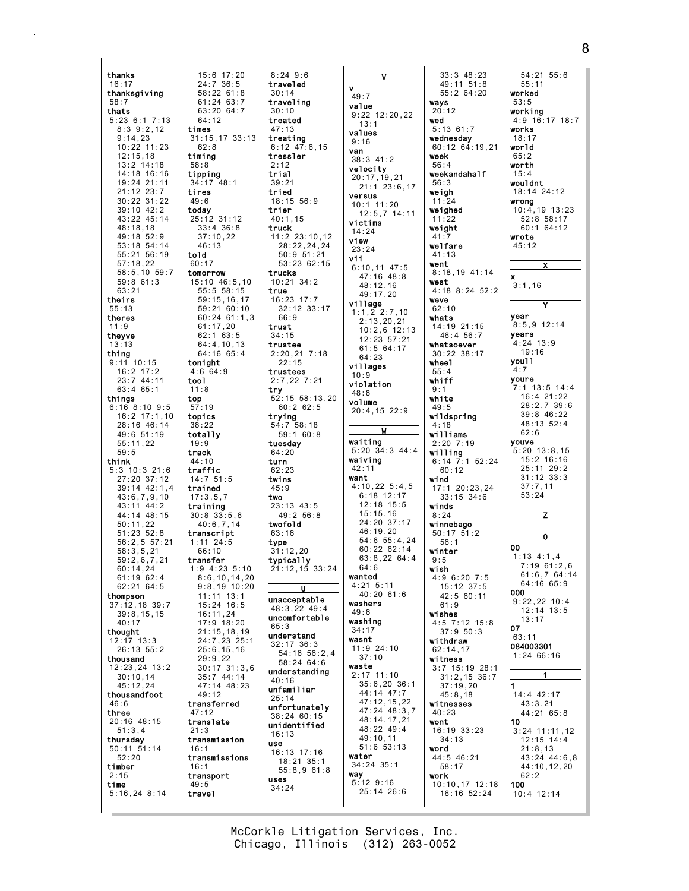**thanks**
16:17

**thanksgiving**
58:7

**thats**
5:23 6:1 7:13
8:3 9:2,12
9:14,23
10:22 11:23
12:15,18
13:2 14:18
14:18 16:16
19:24 21:11
21:12 23:7
30:22 31:22
39:10 42:2
43:22 45:14
48:18,18
49:18 52:9
53:18 54:14
55:21 56:19
57:18,22
58:5,10 59:7
59:8 61:3
63:21

**theirs**
55:13

**theres**
11:9

**theyve**
13:13

**thing**
9:11 10:15
16:2 17:2
23:7 44:11
63:4 65:1

**things**
6:16 8:10 9:5
16:2 17:1,10
28:16 46:14
49:6 51:19
55:11,22
59:5

**think**
5:3 10:3 21:6
27:20 37:12
39:14 42:1,4
43:6,7,9,10
43:11 44:2
44:14 48:15
50:11,22
51:23 52:8
56:2,5 57:21
58:3,5,21
59:2,6,7,21
60:14,24
61:19 62:4
62:21 64:5

**thompson**
37:12,18 39:7
39:8,15,15
40:17

**thought**
12:17 13:3
26:13 55:2

**thousand**
12:23,24 13:2
30:10,14
45:12,24

**thousandfoot**
46:6

**three**
20:16 48:15
51:3,4

**thursday**
50:11 51:14
52:20

**timber**
2:15

**time**
5:16,24 8:14
15:6 17:20
24:7 36:5
58:22 61:8
61:24 63:7
63:20 64:7
64:12

**times**
31:15,17 33:13
62:8

**timing**
58:8

**tipping**
34:17 48:1

**tires**
49:6

**today**
25:12 31:12
33:4 36:8
37:10,22
46:13

**told**
60:17

**tomorrow**
15:10 46:5,10
55:5 58:15
59:15,16,17
59:21 60:10
60:24 61:1,3
61:17,20
62:1 63:5
64:4,10,13
64:16 65:4

**tonight**
4:6 64:9

**tool**
11:8

**top**
57:19

**topics**
38:22

**totally**
19:9

**track**
44:10

**traffic**
14:7 51:5

**trained**
17:3,5,7

**training**
30:8 33:5,6
40:6,7,14

**transcript**
1:11 24:5
66:10

**transfer**
1:9 4:23 5:10
8:6,10,14,20
9:8,19 10:20
11:11 13:1
15:24 16:5
16:11,24
17:9 18:20
21:15,18,19
24:7,23 25:1
25:6,15,16
29:9,22
30:17 31:3,6
35:7 44:14
47:14 48:23
49:12

**transferred**
47:12

**translate**
21:3

**transmission**
16:1

**transmissions**
16:1

**transport**
49:5

**travel**
8:24 9:6

**traveled**
30:14

**traveling**
30:10

**treated**
47:13

**treating**
6:12 47:6,15

**tressler**
2:12

**trial**
39:21

**tried**
18:15 56:9

**trier**
40:1,15

**truck**
11:2 23:10,12
28:22,24,24
50:9 51:21
53:23 62:15

**trucks**
10:21 34:2

**true**
16:23 17:7
32:12 33:17
66:9

**trust**
34:15

**trustee**
2:20,21 7:18
22:15

**trustees**
2:7,22 7:21

**try**
52:15 58:13,20
60:2 62:5

**trying**
54:7 58:18
59:1 60:8

**tuesday**
64:20

**turn**
62:23

**twins**
45:9

**two**
23:13 43:5
49:2 56:8

**twofold**
63:16

**type**
31:12,20

**typically**
21:12,15 33:24

## U

**unacceptable**
48:3,22 49:4

**uncomfortable**
65:3

**understand**
32:17 36:3
54:16 56:2,4
58:24 64:6

**understanding**
40:16

**unfamiliar**
25:14

**unfortunately**
38:24 60:15

**unidentified**
16:13

**use**
16:13 17:16
18:21 35:1
55:8,9 61:8

**uses**
34:24

## V

**v**
49:7

**value**
9:22 12:20,22
13:1

**values**
9:16

**van**
38:3 41:2

**velocity**
20:17,19,21
21:1 23:6,17

**versus**
10:1 11:20
12:5,7 14:11

**victims**
14:24

**view**
23:24

**vii**
6:10,11 47:5
47:16 48:8
48:12,16
49:17,20

**village**
1:1,2 2:7,10
2:13,20,21
10:2,6 12:13
12:23 57:21
61:5 64:17
64:23

**villages**
10:9

**violation**
48:8

**volume**
20:4,15 22:9

## W

**waiting**
5:20 34:3 44:4

**waiving**
42:11

**want**
4:10,22 5:4,5
6:18 12:17
12:18 15:5
15:15,16
24:20 37:17
46:19,20
54:6 55:4,24
60:22 62:14
63:8,22 64:4
64:6

**wanted**
4:21 5:11
40:20 61:6

**washers**
49:6

**washing**
34:17

**wasnt**
11:9 24:10
37:10

**waste**
2:17 11:10
35:6,20 36:1
44:14 47:7
47:12,15,22
47:24 48:3,7
48:14,17,21
48:22 49:4
49:10,11
51:6 53:13

**water**
34:24 35:1

**way**
5:12 9:16
25:14 26:6
33:3 48:23
49:11 51:8
55:2 64:20

**ways**
20:12

**wed**
5:13 61:7

**wednesday**
60:12 64:19,21

**week**
56:4

**weekandahalf**
56:3

**weigh**
11:24

**weighed**
11:22

**weight**
41:7

**welfare**
41:13

**went**
8:18,19 41:14

**west**
4:18 8:24 52:2

**weve**
62:10

**whats**
14:19 21:15
46:4 56:7

**whatsoever**
30:22 38:17

**wheel**
55:4

**whiff**
9:1

**white**
49:5

**wildspring**
4:18

**williams**
2:20 7:19

**willing**
6:14 7:1 52:24
60:12

**wind**
17:1 20:23,24
33:15 34:6

**winds**
8:24

**winnebago**
50:17 51:2
56:1

**winter**
9:5

**wish**
4:9 6:20 7:5
15:12 37:5
42:5 60:11
61:9

**wishes**
4:5 7:12 15:8
37:9 50:3

**withdraw**
62:14,17

**witness**
3:7 15:19 28:1
31:2,15 36:7
37:19,20
45:8,18

**witnesses**
40:23

**wont**
16:19 33:23
34:13

**word**
44:5 46:21
58:17

**work**
10:10,17 12:18
16:16 52:24
54:21 55:6
55:11

**worked**
53:5

**working**
4:9 16:17 18:7

**works**
18:17

**world**
65:2

**worth**
15:4

**wouldnt**
18:14 24:12

**wrong**
10:4,19 13:23
52:8 58:17
60:1 64:12

**wrote**
45:12

## X

**x**
3:1,16

## Y

**year**
8:5,9 12:14

**years**
4:24 13:9
19:16

**youll**
4:7

**youre**
7:1 13:5 14:4
16:4 21:22
28:2,7 39:6
39:8 46:22
48:13 52:4
62:6

**youve**
5:20 13:8,15
15:2 16:16
25:11 29:2
31:12 33:3
37:7,11
53:24

## Z

## 0

**00**
1:13 4:1,4
7:19 61:2,6
61:6,7 64:14
64:16 65:9

**000**
9:22,22 10:4
12:14 13:5
13:17

**07**
63:11

**084003301**
1:24 66:16

## 1

**1**
14:4 42:17
43:3,21
44:21 65:8

**10**
3:24 11:11,12
12:15 14:4
21:8,13
43:24 44:6,8
44:10,12,20
62:2

**100**
10:4 12:14

McCorkle Litigation Services, Inc.
Chicago, Illinois (312) 263-0052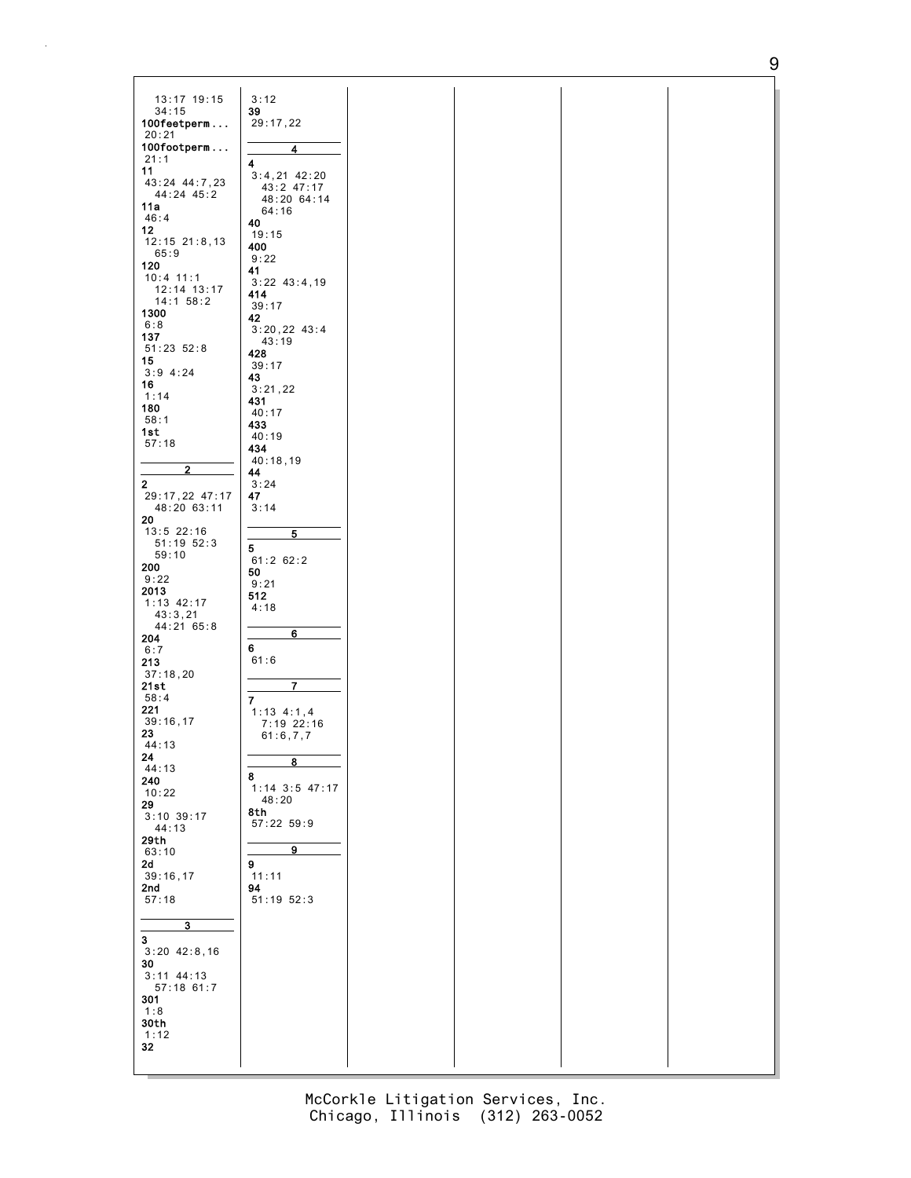13:17 19:15
34:15

**100feetperm...**
20:21

**100footperm...**
21:1

**11**
43:24 44:7,23
44:24 45:2

**11a**
46:4

**12**
12:15 21:8,13
65:9

**120**
10:4 11:1
12:14 13:17
14:1 58:2

**1300**
6:8

**137**
51:23 52:8

**15**
3:9 4:24

**16**
1:14

**180**
58:1

**1st**
57:18

## 2

**2**
29:17,22 47:17
48:20 63:11

**20**
13:5 22:16
51:19 52:3
59:10

**200**
9:22

**2013**
1:13 42:17
43:3,21
44:21 65:8

**204**
6:7

**213**
37:18,20

**21st**
58:4

**221**
39:16,17

**23**
44:13

**24**
44:13

**240**
10:22

**29**
3:10 39:17
44:13

**29th**
63:10

**2d**
39:16,17

**2nd**
57:18

## 3

**3**
3:20 42:8,16

**30**
3:11 44:13
57:18 61:7

**301**
1:8

**30th**
1:12

**32**
3:12

**39**
29:17,22

## 4

**4**
3:4,21 42:20
43:2 47:17
48:20 64:14
64:16

**40**
19:15

**400**
9:22

**41**
3:22 43:4,19

**414**
39:17

**42**
3:20,22 43:4
43:19

**428**
39:17

**43**
3:21,22

**431**
40:17

**433**
40:19

**434**
40:18,19

**44**
3:24

**47**
3:14

## 5

**5**
61:2 62:2

**50**
9:21

**512**
4:18

## 6

**6**
61:6

## 7

**7**
1:13 4:1,4
7:19 22:16
61:6,7,7

## 8

**8**
1:14 3:5 47:17
48:20

**8th**
57:22 59:9

## 9

**9**
11:11

**94**
51:19 52:3